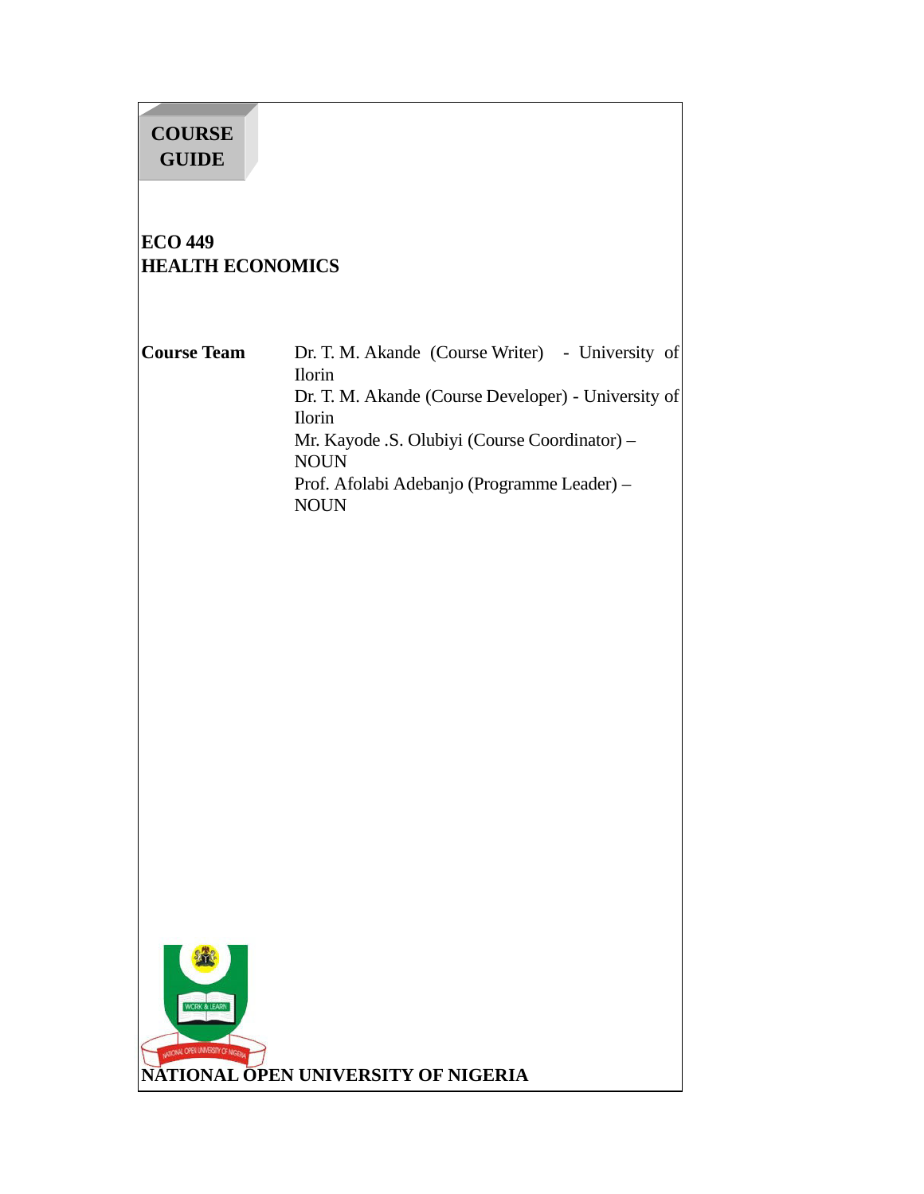**COURSE GUIDE**

# ECO 449
# HEALTH ECONOMICS

**Course Team**

Dr. T. M. Akande (Course Writer) - University of Ilorin
Dr. T. M. Akande (Course Developer) - University of Ilorin
Mr. Kayode .S. Olubiyi (Course Coordinator) – NOUN
Prof. Afolabi Adebanjo (Programme Leader) – NOUN

**NATIONAL OPEN UNIVERSITY OF NIGERIA**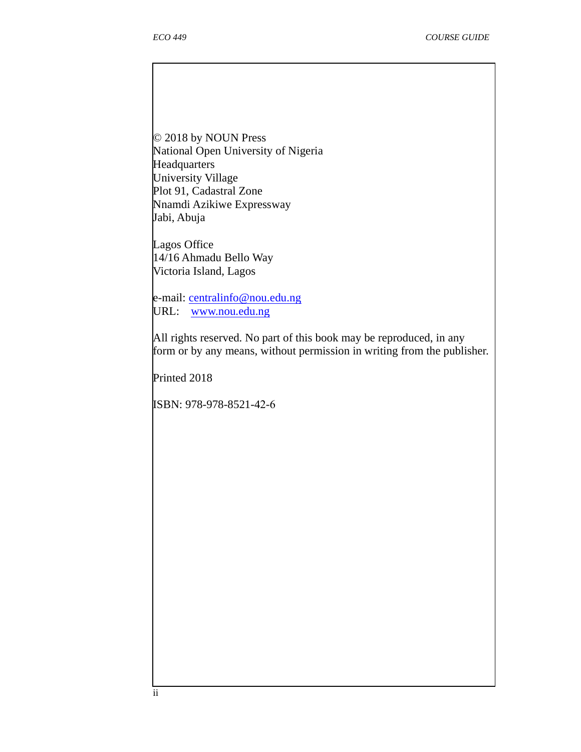© 2018 by NOUN Press
National Open University of Nigeria
Headquarters
University Village
Plot 91, Cadastral Zone
Nnamdi Azikiwe Expressway
Jabi, Abuja

Lagos Office
14/16 Ahmadu Bello Way
Victoria Island, Lagos

e-mail: centralinfo@nou.edu.ng
URL: www.nou.edu.ng

All rights reserved. No part of this book may be reproduced, in any form or by any means, without permission in writing from the publisher.

Printed 2018

ISBN: 978-978-8521-42-6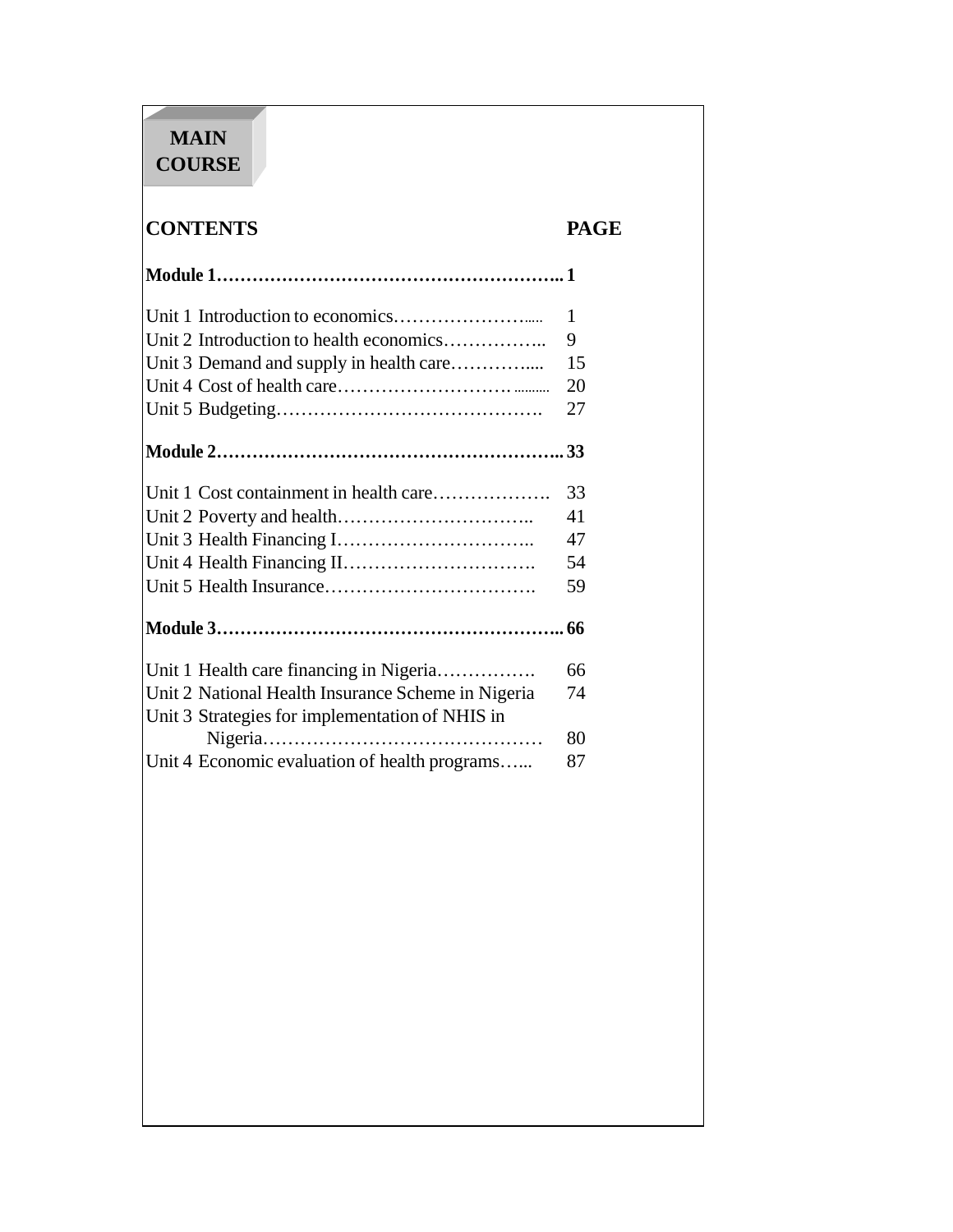# MAIN COURSE

| CONTENTS | PAGE |
|---|---|
| **Module 1** | **1** |
| Unit 1 Introduction to economics | 1 |
| Unit 2 Introduction to health economics | 9 |
| Unit 3 Demand and supply in health care | 15 |
| Unit 4 Cost of health care | 20 |
| Unit 5 Budgeting | 27 |
| **Module 2** | **33** |
| Unit 1 Cost containment in health care | 33 |
| Unit 2 Poverty and health | 41 |
| Unit 3 Health Financing I | 47 |
| Unit 4 Health Financing II | 54 |
| Unit 5 Health Insurance | 59 |
| **Module 3** | **66** |
| Unit 1 Health care financing in Nigeria | 66 |
| Unit 2 National Health Insurance Scheme in Nigeria | 74 |
| Unit 3 Strategies for implementation of NHIS in Nigeria | 80 |
| Unit 4 Economic evaluation of health programs | 87 |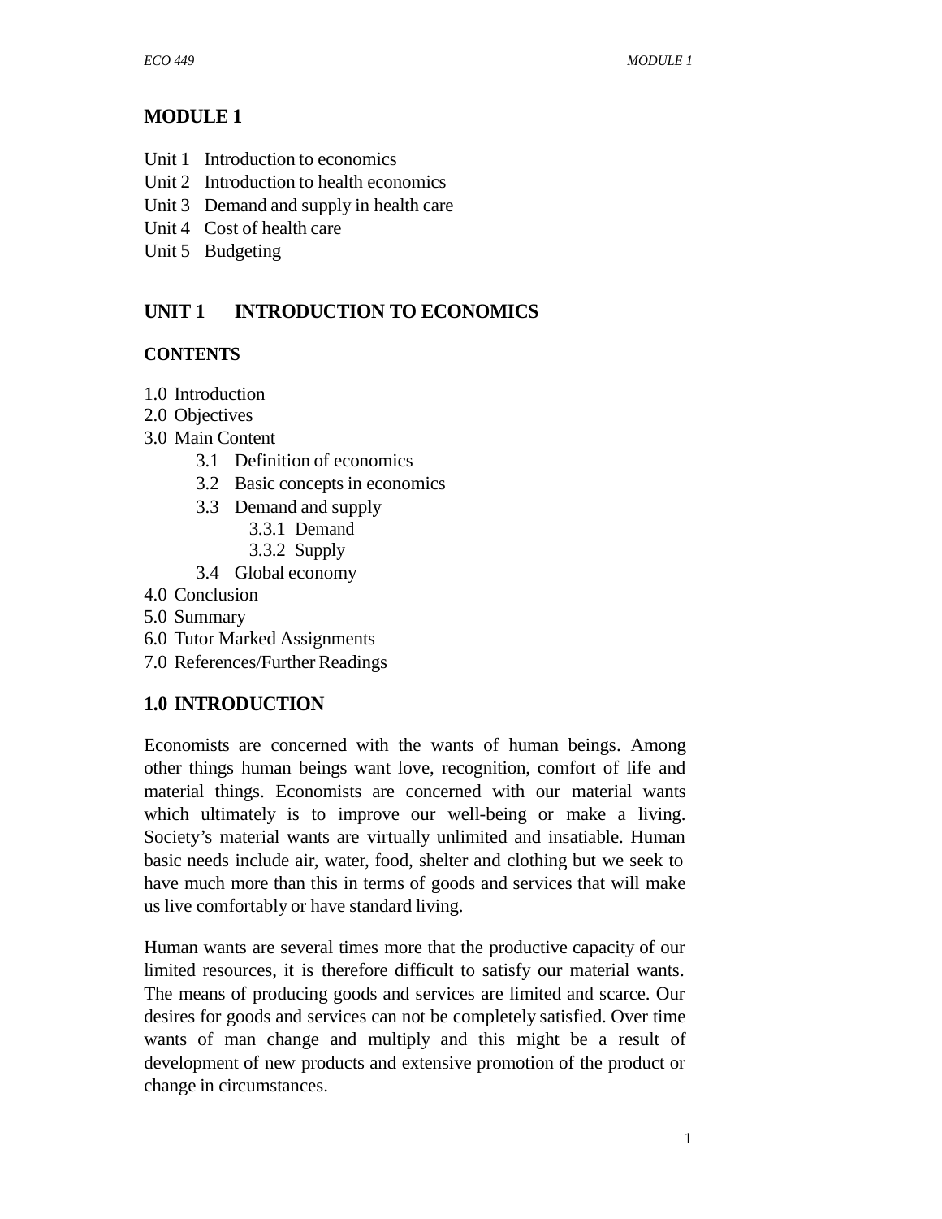# MODULE 1

Unit 1 Introduction to economics
Unit 2 Introduction to health economics
Unit 3 Demand and supply in health care
Unit 4 Cost of health care
Unit 5 Budgeting

## UNIT 1 INTRODUCTION TO ECONOMICS

**CONTENTS**

1.0 Introduction
2.0 Objectives
3.0 Main Content
 3.1 Definition of economics
 3.2 Basic concepts in economics
 3.3 Demand and supply
  3.3.1 Demand
  3.3.2 Supply
 3.4 Global economy
4.0 Conclusion
5.0 Summary
6.0 Tutor Marked Assignments
7.0 References/Further Readings

## 1.0 INTRODUCTION

Economists are concerned with the wants of human beings. Among other things human beings want love, recognition, comfort of life and material things. Economists are concerned with our material wants which ultimately is to improve our well-being or make a living. Society's material wants are virtually unlimited and insatiable. Human basic needs include air, water, food, shelter and clothing but we seek to have much more than this in terms of goods and services that will make us live comfortably or have standard living.

Human wants are several times more that the productive capacity of our limited resources, it is therefore difficult to satisfy our material wants. The means of producing goods and services are limited and scarce. Our desires for goods and services can not be completely satisfied. Over time wants of man change and multiply and this might be a result of development of new products and extensive promotion of the product or change in circumstances.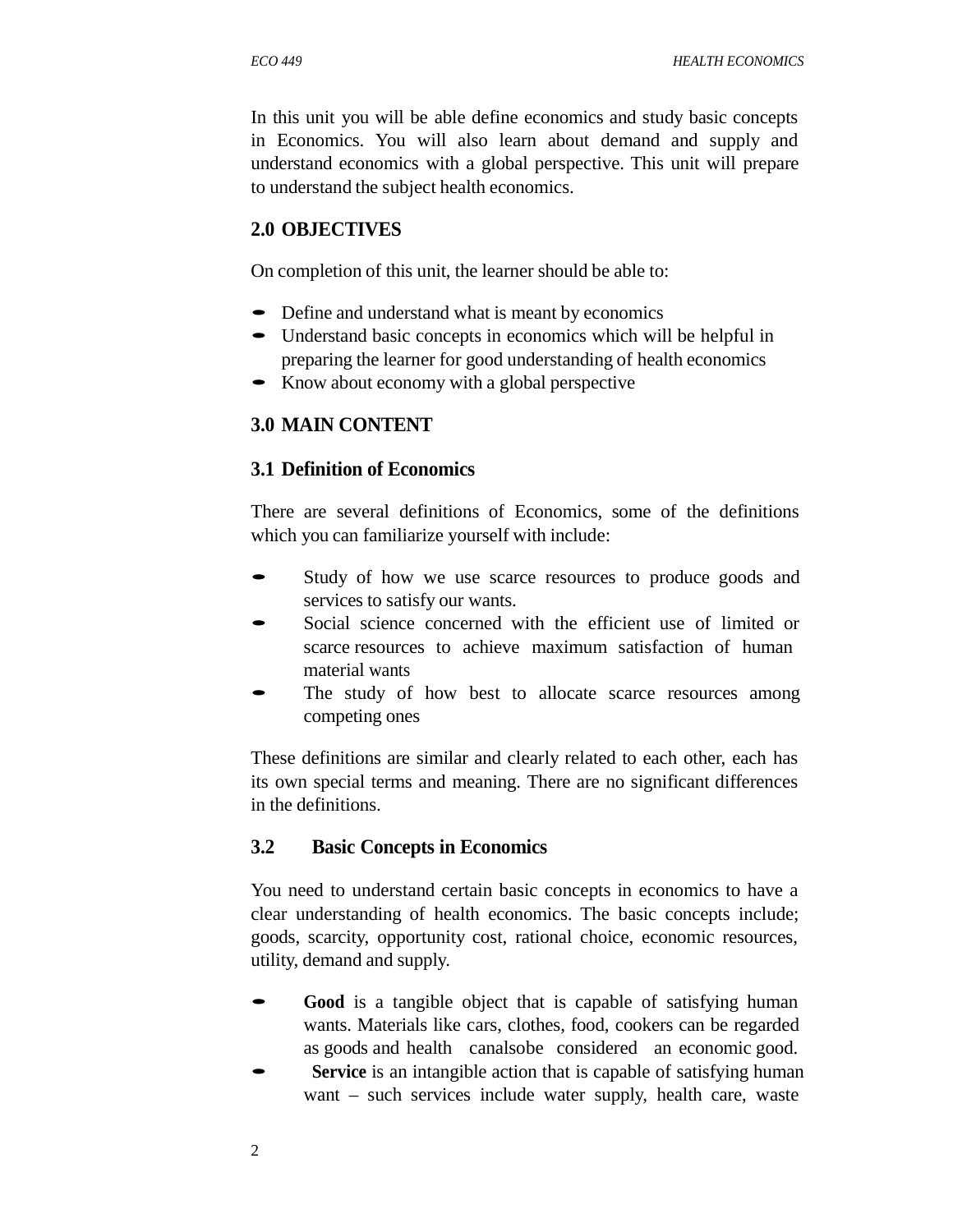In this unit you will be able define economics and study basic concepts in Economics. You will also learn about demand and supply and understand economics with a global perspective. This unit will prepare to understand the subject health economics.

## 2.0 OBJECTIVES

On completion of this unit, the learner should be able to:

- Define and understand what is meant by economics
- Understand basic concepts in economics which will be helpful in preparing the learner for good understanding of health economics
- Know about economy with a global perspective

## 3.0 MAIN CONTENT

### 3.1 Definition of Economics

There are several definitions of Economics, some of the definitions which you can familiarize yourself with include:

- Study of how we use scarce resources to produce goods and services to satisfy our wants.
- Social science concerned with the efficient use of limited or scarce resources to achieve maximum satisfaction of human material wants
- The study of how best to allocate scarce resources among competing ones

These definitions are similar and clearly related to each other, each has its own special terms and meaning. There are no significant differences in the definitions.

### 3.2 Basic Concepts in Economics

You need to understand certain basic concepts in economics to have a clear understanding of health economics. The basic concepts include; goods, scarcity, opportunity cost, rational choice, economic resources, utility, demand and supply.

- **Good** is a tangible object that is capable of satisfying human wants. Materials like cars, clothes, food, cookers can be regarded as goods and health canalsobe considered an economic good.
- **Service** is an intangible action that is capable of satisfying human want – such services include water supply, health care, waste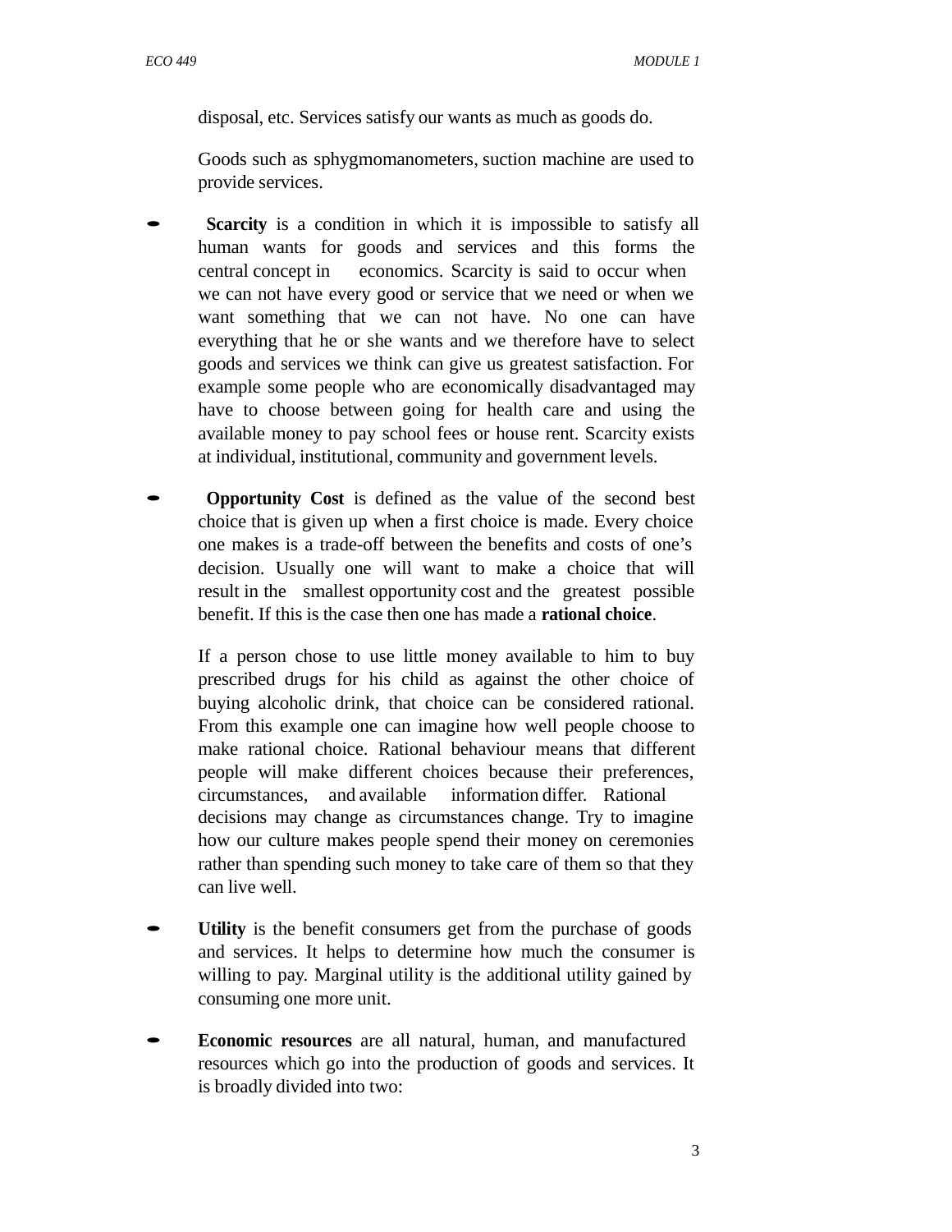disposal, etc. Services satisfy our wants as much as goods do.

Goods such as sphygmomanometers, suction machine are used to provide services.

- **Scarcity** is a condition in which it is impossible to satisfy all human wants for goods and services and this forms the central concept in economics. Scarcity is said to occur when we can not have every good or service that we need or when we want something that we can not have. No one can have everything that he or she wants and we therefore have to select goods and services we think can give us greatest satisfaction. For example some people who are economically disadvantaged may have to choose between going for health care and using the available money to pay school fees or house rent. Scarcity exists at individual, institutional, community and government levels.

- **Opportunity Cost** is defined as the value of the second best choice that is given up when a first choice is made. Every choice one makes is a trade-off between the benefits and costs of one's decision. Usually one will want to make a choice that will result in the smallest opportunity cost and the greatest possible benefit. If this is the case then one has made a **rational choice**.

  If a person chose to use little money available to him to buy prescribed drugs for his child as against the other choice of buying alcoholic drink, that choice can be considered rational. From this example one can imagine how well people choose to make rational choice. Rational behaviour means that different people will make different choices because their preferences, circumstances, and available information differ. Rational decisions may change as circumstances change. Try to imagine how our culture makes people spend their money on ceremonies rather than spending such money to take care of them so that they can live well.

- **Utility** is the benefit consumers get from the purchase of goods and services. It helps to determine how much the consumer is willing to pay. Marginal utility is the additional utility gained by consuming one more unit.

- **Economic resources** are all natural, human, and manufactured resources which go into the production of goods and services. It is broadly divided into two: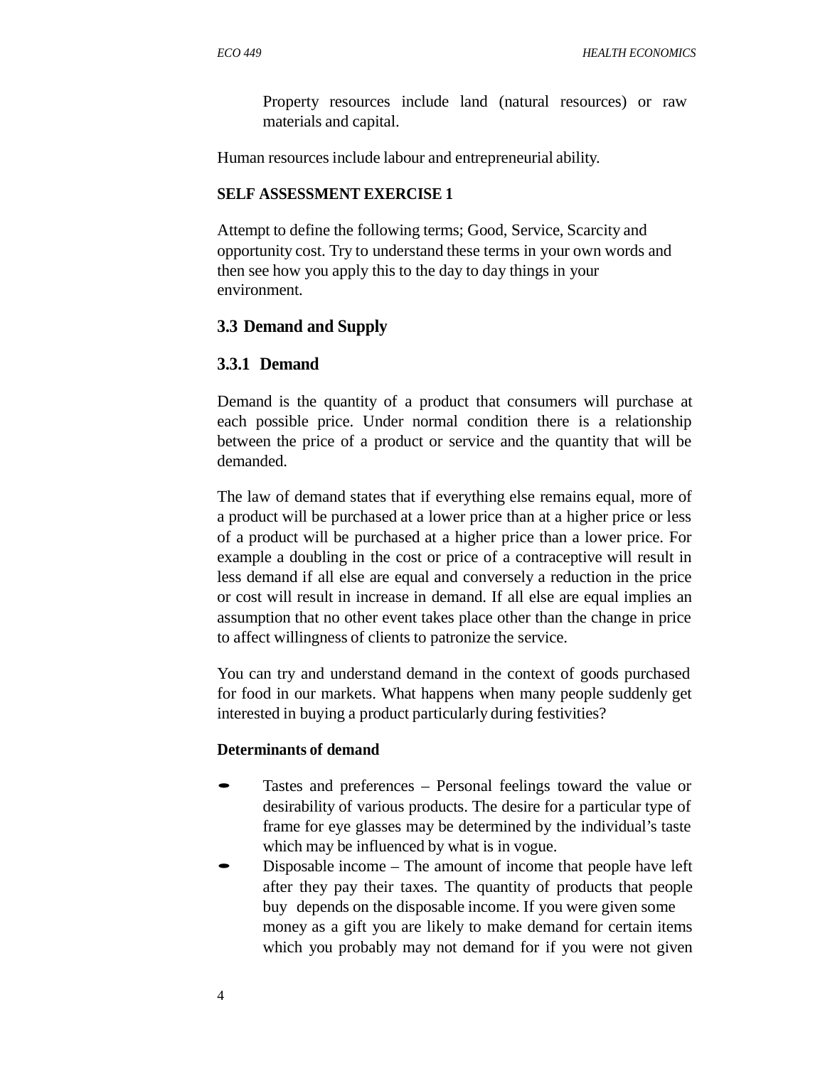Property resources include land (natural resources) or raw materials and capital.

Human resources include labour and entrepreneurial ability.

**SELF ASSESSMENT EXERCISE 1**

Attempt to define the following terms; Good, Service, Scarcity and opportunity cost. Try to understand these terms in your own words and then see how you apply this to the day to day things in your environment.

## 3.3 Demand and Supply

### 3.3.1 Demand

Demand is the quantity of a product that consumers will purchase at each possible price. Under normal condition there is a relationship between the price of a product or service and the quantity that will be demanded.

The law of demand states that if everything else remains equal, more of a product will be purchased at a lower price than at a higher price or less of a product will be purchased at a higher price than a lower price. For example a doubling in the cost or price of a contraceptive will result in less demand if all else are equal and conversely a reduction in the price or cost will result in increase in demand. If all else are equal implies an assumption that no other event takes place other than the change in price to affect willingness of clients to patronize the service.

You can try and understand demand in the context of goods purchased for food in our markets. What happens when many people suddenly get interested in buying a product particularly during festivities?

**Determinants of demand**

- Tastes and preferences – Personal feelings toward the value or desirability of various products. The desire for a particular type of frame for eye glasses may be determined by the individual's taste which may be influenced by what is in vogue.
- Disposable income – The amount of income that people have left after they pay their taxes. The quantity of products that people buy depends on the disposable income. If you were given some money as a gift you are likely to make demand for certain items which you probably may not demand for if you were not given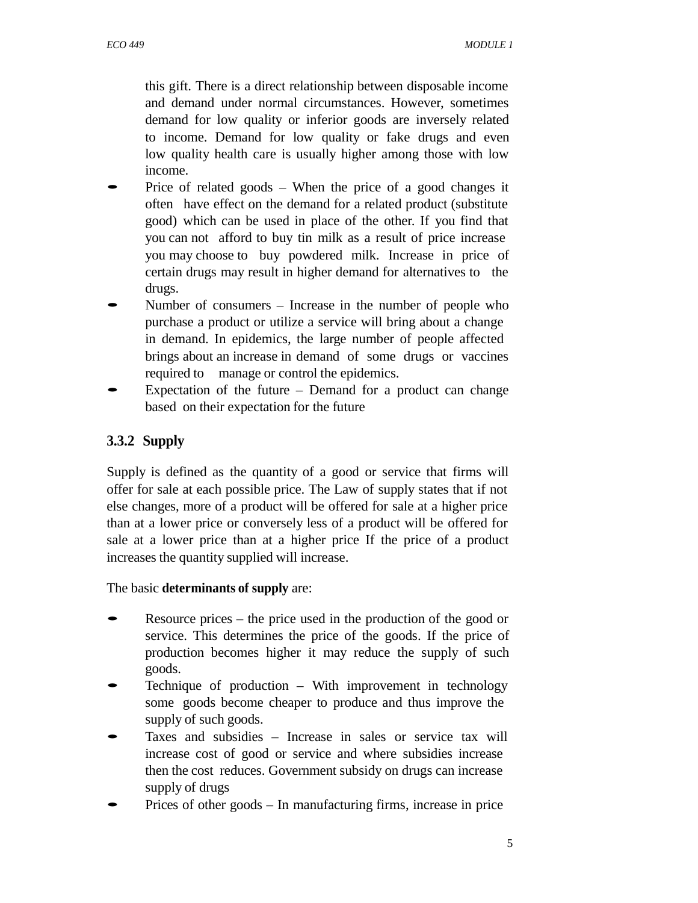this gift. There is a direct relationship between disposable income and demand under normal circumstances. However, sometimes demand for low quality or inferior goods are inversely related to income. Demand for low quality or fake drugs and even low quality health care is usually higher among those with low income.

- Price of related goods – When the price of a good changes it often have effect on the demand for a related product (substitute good) which can be used in place of the other. If you find that you can not afford to buy tin milk as a result of price increase you may choose to buy powdered milk. Increase in price of certain drugs may result in higher demand for alternatives to the drugs.
- Number of consumers – Increase in the number of people who purchase a product or utilize a service will bring about a change in demand. In epidemics, the large number of people affected brings about an increase in demand of some drugs or vaccines required to manage or control the epidemics.
- Expectation of the future – Demand for a product can change based on their expectation for the future

### 3.3.2 Supply

Supply is defined as the quantity of a good or service that firms will offer for sale at each possible price. The Law of supply states that if not else changes, more of a product will be offered for sale at a higher price than at a lower price or conversely less of a product will be offered for sale at a lower price than at a higher price If the price of a product increases the quantity supplied will increase.

The basic **determinants of supply** are:

- Resource prices – the price used in the production of the good or service. This determines the price of the goods. If the price of production becomes higher it may reduce the supply of such goods.
- Technique of production – With improvement in technology some goods become cheaper to produce and thus improve the supply of such goods.
- Taxes and subsidies – Increase in sales or service tax will increase cost of good or service and where subsidies increase then the cost reduces. Government subsidy on drugs can increase supply of drugs
- Prices of other goods – In manufacturing firms, increase in price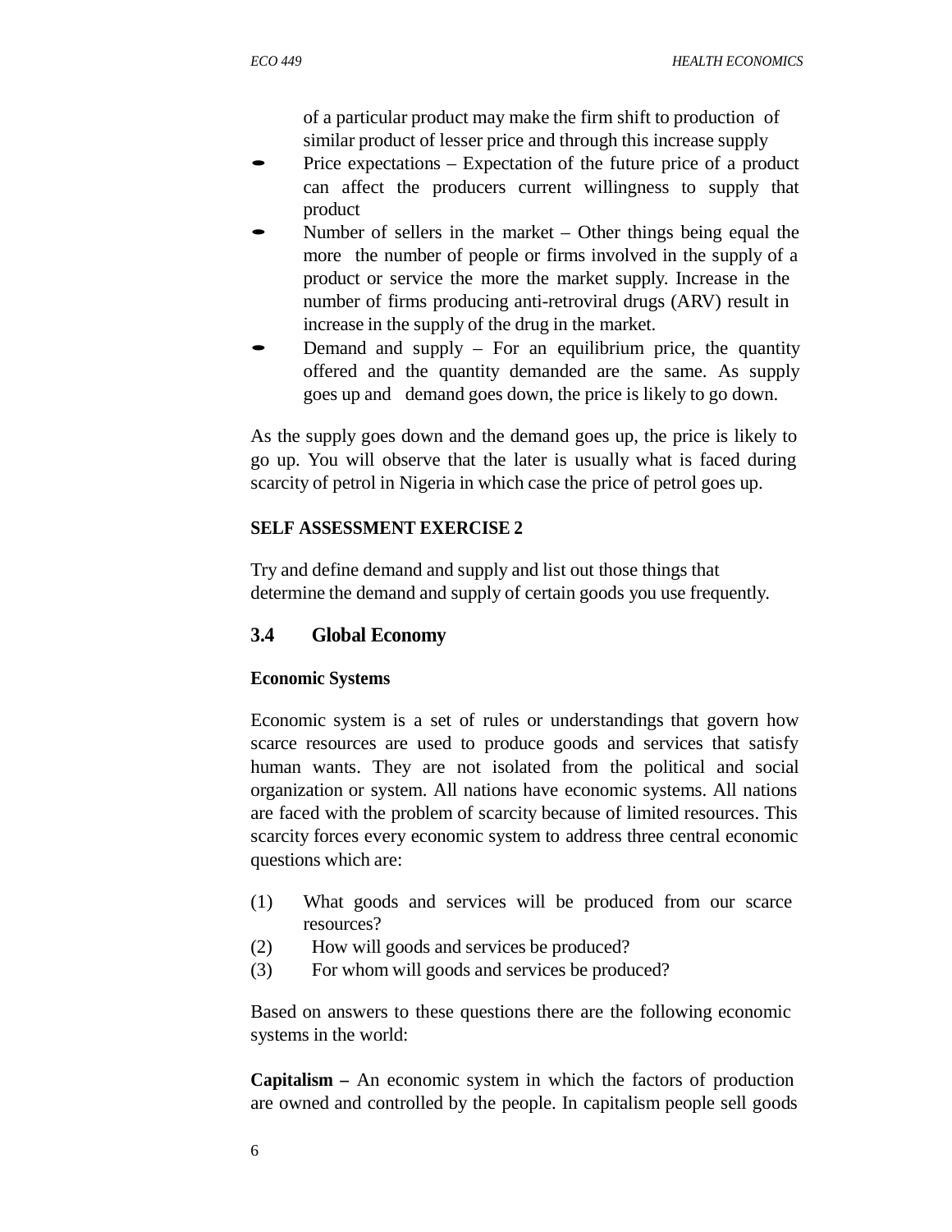of a particular product may make the firm shift to production of similar product of lesser price and through this increase supply

- Price expectations – Expectation of the future price of a product can affect the producers current willingness to supply that product
- Number of sellers in the market – Other things being equal the more the number of people or firms involved in the supply of a product or service the more the market supply. Increase in the number of firms producing anti-retroviral drugs (ARV) result in increase in the supply of the drug in the market.
- Demand and supply – For an equilibrium price, the quantity offered and the quantity demanded are the same. As supply goes up and demand goes down, the price is likely to go down.

As the supply goes down and the demand goes up, the price is likely to go up. You will observe that the later is usually what is faced during scarcity of petrol in Nigeria in which case the price of petrol goes up.

**SELF ASSESSMENT EXERCISE 2**

Try and define demand and supply and list out those things that determine the demand and supply of certain goods you use frequently.

## 3.4 Global Economy

**Economic Systems**

Economic system is a set of rules or understandings that govern how scarce resources are used to produce goods and services that satisfy human wants. They are not isolated from the political and social organization or system. All nations have economic systems. All nations are faced with the problem of scarcity because of limited resources. This scarcity forces every economic system to address three central economic questions which are:

(1) What goods and services will be produced from our scarce resources?
(2) How will goods and services be produced?
(3) For whom will goods and services be produced?

Based on answers to these questions there are the following economic systems in the world:

**Capitalism –** An economic system in which the factors of production are owned and controlled by the people. In capitalism people sell goods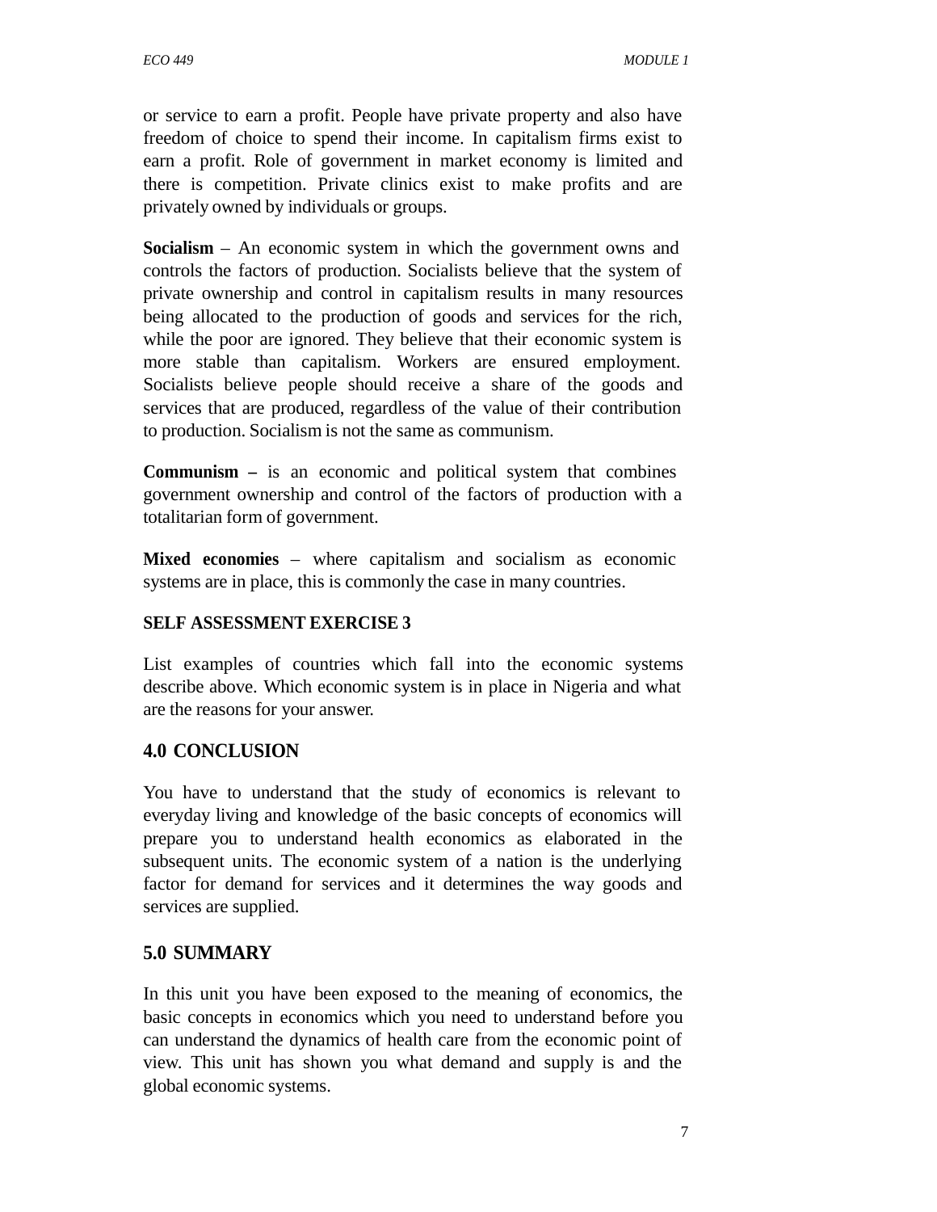or service to earn a profit. People have private property and also have freedom of choice to spend their income. In capitalism firms exist to earn a profit. Role of government in market economy is limited and there is competition. Private clinics exist to make profits and are privately owned by individuals or groups.

**Socialism** – An economic system in which the government owns and controls the factors of production. Socialists believe that the system of private ownership and control in capitalism results in many resources being allocated to the production of goods and services for the rich, while the poor are ignored. They believe that their economic system is more stable than capitalism. Workers are ensured employment. Socialists believe people should receive a share of the goods and services that are produced, regardless of the value of their contribution to production. Socialism is not the same as communism.

**Communism –** is an economic and political system that combines government ownership and control of the factors of production with a totalitarian form of government.

**Mixed economies** – where capitalism and socialism as economic systems are in place, this is commonly the case in many countries.

**SELF ASSESSMENT EXERCISE 3**

List examples of countries which fall into the economic systems describe above. Which economic system is in place in Nigeria and what are the reasons for your answer.

## 4.0 CONCLUSION

You have to understand that the study of economics is relevant to everyday living and knowledge of the basic concepts of economics will prepare you to understand health economics as elaborated in the subsequent units. The economic system of a nation is the underlying factor for demand for services and it determines the way goods and services are supplied.

## 5.0 SUMMARY

In this unit you have been exposed to the meaning of economics, the basic concepts in economics which you need to understand before you can understand the dynamics of health care from the economic point of view. This unit has shown you what demand and supply is and the global economic systems.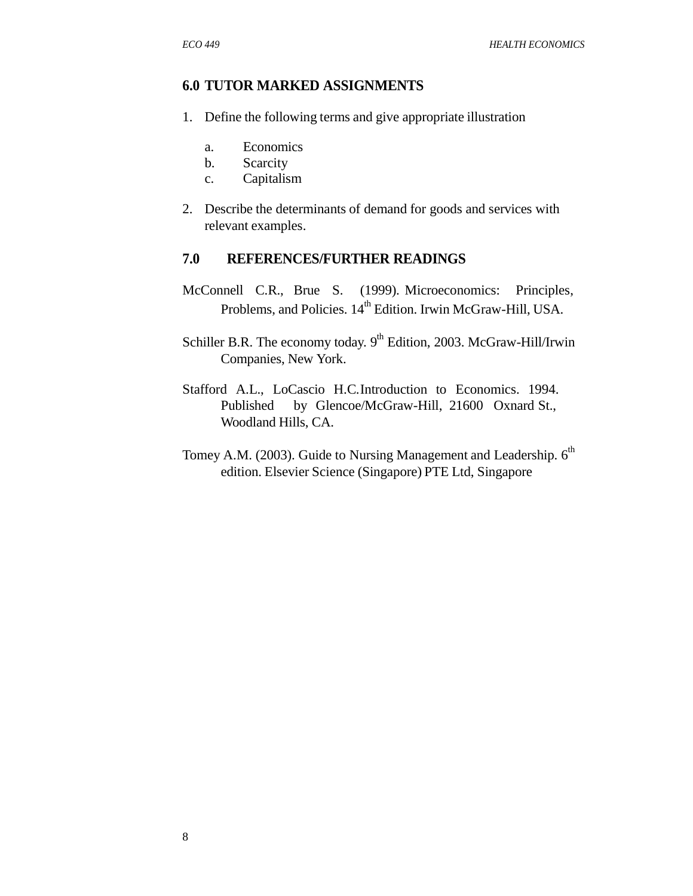## 6.0 TUTOR MARKED ASSIGNMENTS

1. Define the following terms and give appropriate illustration

   a. Economics
   b. Scarcity
   c. Capitalism

2. Describe the determinants of demand for goods and services with relevant examples.

## 7.0 REFERENCES/FURTHER READINGS

McConnell C.R., Brue S. (1999). Microeconomics: Principles, Problems, and Policies. 14th Edition. Irwin McGraw-Hill, USA.

Schiller B.R. The economy today. 9th Edition, 2003. McGraw-Hill/Irwin Companies, New York.

Stafford A.L., LoCascio H.C. Introduction to Economics. 1994. Published by Glencoe/McGraw-Hill, 21600 Oxnard St., Woodland Hills, CA.

Tomey A.M. (2003). Guide to Nursing Management and Leadership. 6th edition. Elsevier Science (Singapore) PTE Ltd, Singapore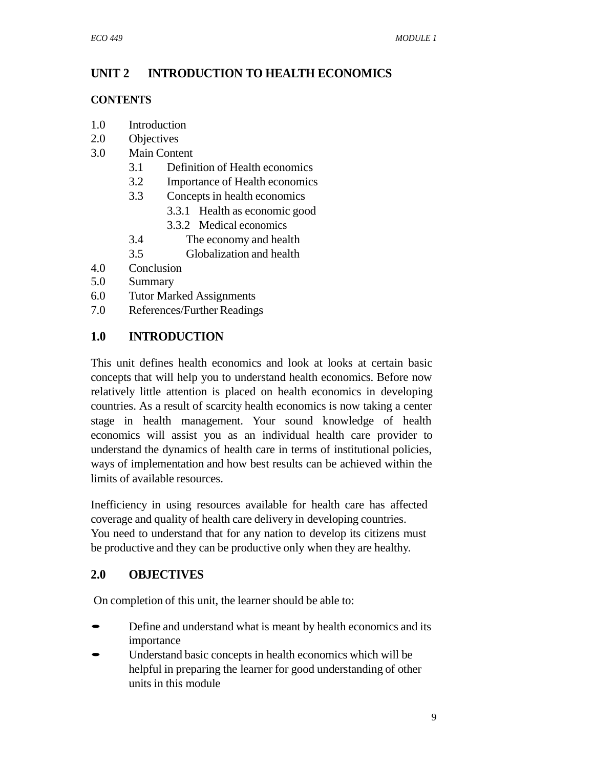## UNIT 2 INTRODUCTION TO HEALTH ECONOMICS

**CONTENTS**

1.0 Introduction
2.0 Objectives
3.0 Main Content
   3.1 Definition of Health economics
   3.2 Importance of Health economics
   3.3 Concepts in health economics
      3.3.1 Health as economic good
      3.3.2 Medical economics
   3.4 The economy and health
   3.5 Globalization and health
4.0 Conclusion
5.0 Summary
6.0 Tutor Marked Assignments
7.0 References/Further Readings

### 1.0 INTRODUCTION

This unit defines health economics and look at looks at certain basic concepts that will help you to understand health economics. Before now relatively little attention is placed on health economics in developing countries. As a result of scarcity health economics is now taking a center stage in health management. Your sound knowledge of health economics will assist you as an individual health care provider to understand the dynamics of health care in terms of institutional policies, ways of implementation and how best results can be achieved within the limits of available resources.

Inefficiency in using resources available for health care has affected coverage and quality of health care delivery in developing countries. You need to understand that for any nation to develop its citizens must be productive and they can be productive only when they are healthy.

### 2.0 OBJECTIVES

On completion of this unit, the learner should be able to:

- Define and understand what is meant by health economics and its importance
- Understand basic concepts in health economics which will be helpful in preparing the learner for good understanding of other units in this module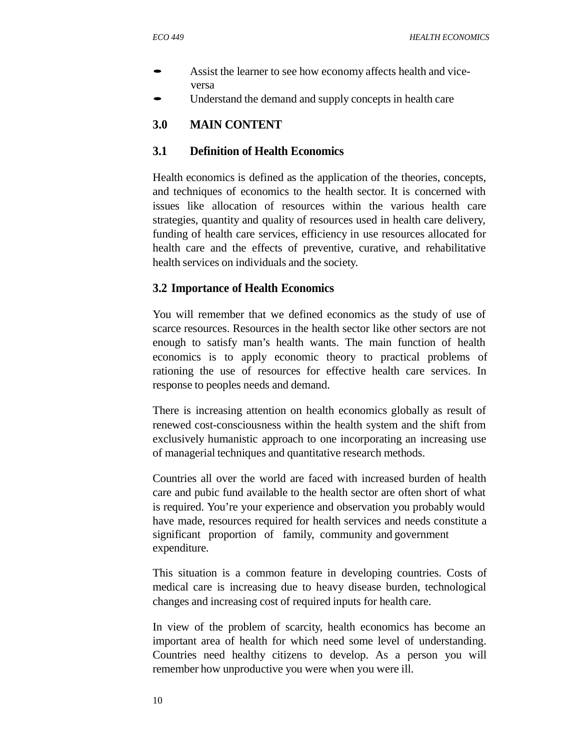- Assist the learner to see how economy affects health and vice-versa
- Understand the demand and supply concepts in health care

## 3.0 MAIN CONTENT

### 3.1 Definition of Health Economics

Health economics is defined as the application of the theories, concepts, and techniques of economics to the health sector. It is concerned with issues like allocation of resources within the various health care strategies, quantity and quality of resources used in health care delivery, funding of health care services, efficiency in use resources allocated for health care and the effects of preventive, curative, and rehabilitative health services on individuals and the society.

### 3.2 Importance of Health Economics

You will remember that we defined economics as the study of use of scarce resources. Resources in the health sector like other sectors are not enough to satisfy man's health wants. The main function of health economics is to apply economic theory to practical problems of rationing the use of resources for effective health care services. In response to peoples needs and demand.

There is increasing attention on health economics globally as result of renewed cost-consciousness within the health system and the shift from exclusively humanistic approach to one incorporating an increasing use of managerial techniques and quantitative research methods.

Countries all over the world are faced with increased burden of health care and pubic fund available to the health sector are often short of what is required. You're your experience and observation you probably would have made, resources required for health services and needs constitute a significant proportion of family, community and government expenditure.

This situation is a common feature in developing countries. Costs of medical care is increasing due to heavy disease burden, technological changes and increasing cost of required inputs for health care.

In view of the problem of scarcity, health economics has become an important area of health for which need some level of understanding. Countries need healthy citizens to develop. As a person you will remember how unproductive you were when you were ill.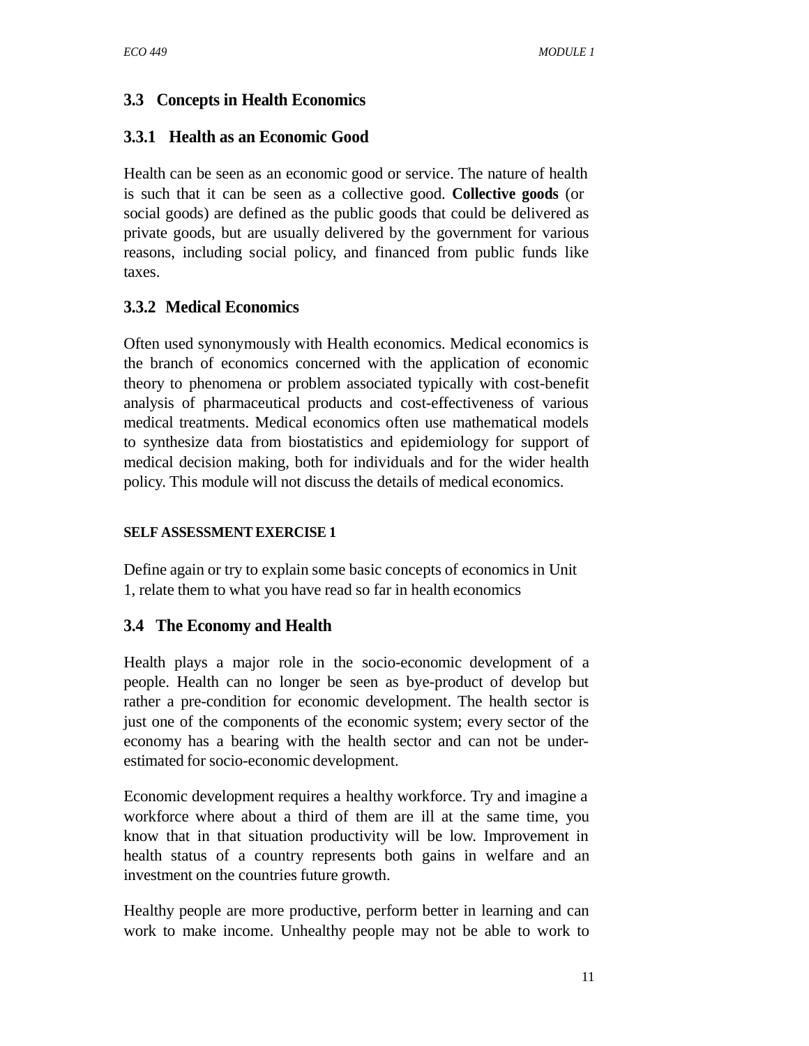## 3.3 Concepts in Health Economics

### 3.3.1 Health as an Economic Good

Health can be seen as an economic good or service. The nature of health is such that it can be seen as a collective good. **Collective goods** (or social goods) are defined as the public goods that could be delivered as private goods, but are usually delivered by the government for various reasons, including social policy, and financed from public funds like taxes.

### 3.3.2 Medical Economics

Often used synonymously with Health economics. Medical economics is the branch of economics concerned with the application of economic theory to phenomena or problem associated typically with cost-benefit analysis of pharmaceutical products and cost-effectiveness of various medical treatments. Medical economics often use mathematical models to synthesize data from biostatistics and epidemiology for support of medical decision making, both for individuals and for the wider health policy. This module will not discuss the details of medical economics.

**SELF ASSESSMENT EXERCISE 1**

Define again or try to explain some basic concepts of economics in Unit 1, relate them to what you have read so far in health economics

## 3.4 The Economy and Health

Health plays a major role in the socio-economic development of a people. Health can no longer be seen as bye-product of develop but rather a pre-condition for economic development. The health sector is just one of the components of the economic system; every sector of the economy has a bearing with the health sector and can not be under-estimated for socio-economic development.

Economic development requires a healthy workforce. Try and imagine a workforce where about a third of them are ill at the same time, you know that in that situation productivity will be low. Improvement in health status of a country represents both gains in welfare and an investment on the countries future growth.

Healthy people are more productive, perform better in learning and can work to make income. Unhealthy people may not be able to work to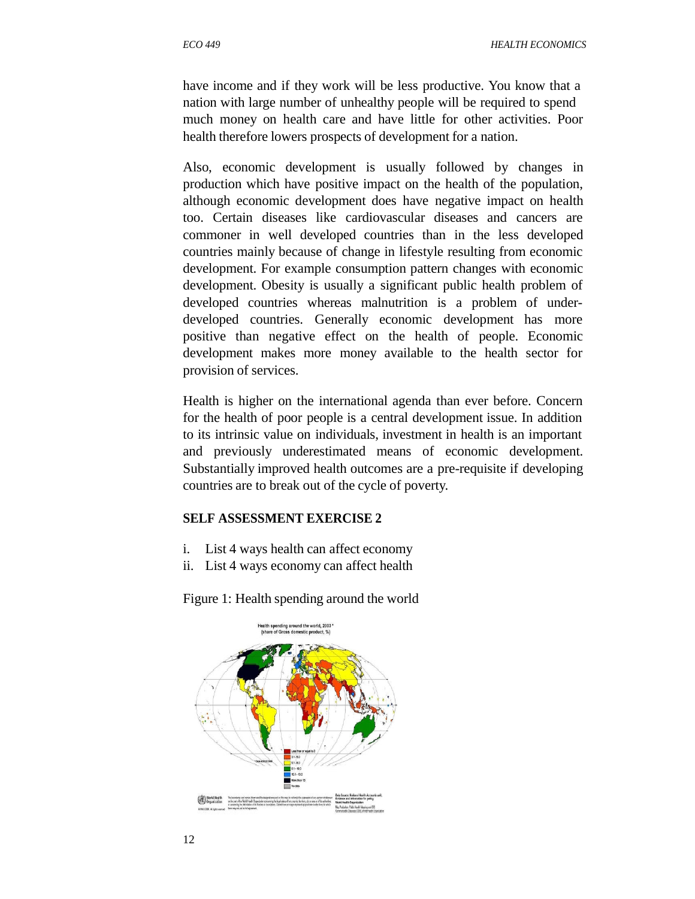have income and if they work will be less productive. You know that a nation with large number of unhealthy people will be required to spend much money on health care and have little for other activities. Poor health therefore lowers prospects of development for a nation.

Also, economic development is usually followed by changes in production which have positive impact on the health of the population, although economic development does have negative impact on health too. Certain diseases like cardiovascular diseases and cancers are commoner in well developed countries than in the less developed countries mainly because of change in lifestyle resulting from economic development. For example consumption pattern changes with economic development. Obesity is usually a significant public health problem of developed countries whereas malnutrition is a problem of under-developed countries. Generally economic development has more positive than negative effect on the health of people. Economic development makes more money available to the health sector for provision of services.

Health is higher on the international agenda than ever before. Concern for the health of poor people is a central development issue. In addition to its intrinsic value on individuals, investment in health is an important and previously underestimated means of economic development. Substantially improved health outcomes are a pre-requisite if developing countries are to break out of the cycle of poverty.

**SELF ASSESSMENT EXERCISE 2**

i. List 4 ways health can affect economy
ii. List 4 ways economy can affect health

Figure 1: Health spending around the world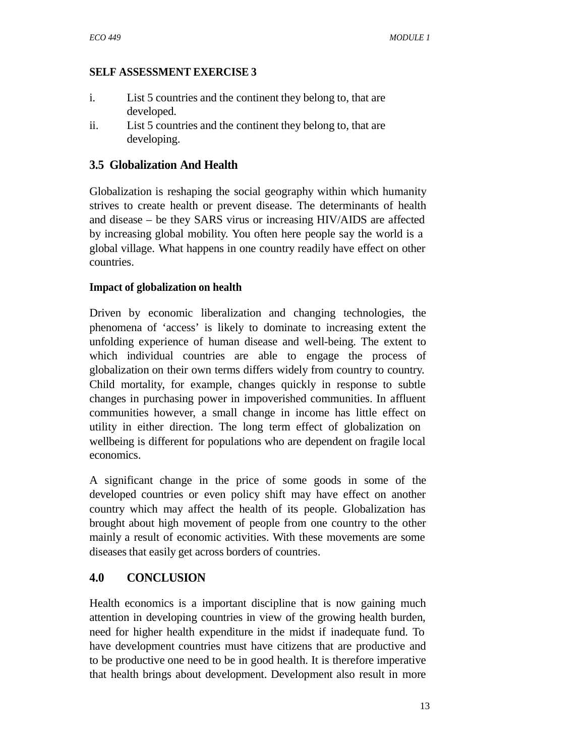**SELF ASSESSMENT EXERCISE 3**

i. List 5 countries and the continent they belong to, that are developed.
ii. List 5 countries and the continent they belong to, that are developing.

## 3.5 Globalization And Health

Globalization is reshaping the social geography within which humanity strives to create health or prevent disease. The determinants of health and disease – be they SARS virus or increasing HIV/AIDS are affected by increasing global mobility. You often here people say the world is a global village. What happens in one country readily have effect on other countries.

**Impact of globalization on health**

Driven by economic liberalization and changing technologies, the phenomena of 'access' is likely to dominate to increasing extent the unfolding experience of human disease and well-being. The extent to which individual countries are able to engage the process of globalization on their own terms differs widely from country to country. Child mortality, for example, changes quickly in response to subtle changes in purchasing power in impoverished communities. In affluent communities however, a small change in income has little effect on utility in either direction. The long term effect of globalization on wellbeing is different for populations who are dependent on fragile local economics.

A significant change in the price of some goods in some of the developed countries or even policy shift may have effect on another country which may affect the health of its people. Globalization has brought about high movement of people from one country to the other mainly a result of economic activities. With these movements are some diseases that easily get across borders of countries.

## 4.0 CONCLUSION

Health economics is a important discipline that is now gaining much attention in developing countries in view of the growing health burden, need for higher health expenditure in the midst if inadequate fund. To have development countries must have citizens that are productive and to be productive one need to be in good health. It is therefore imperative that health brings about development. Development also result in more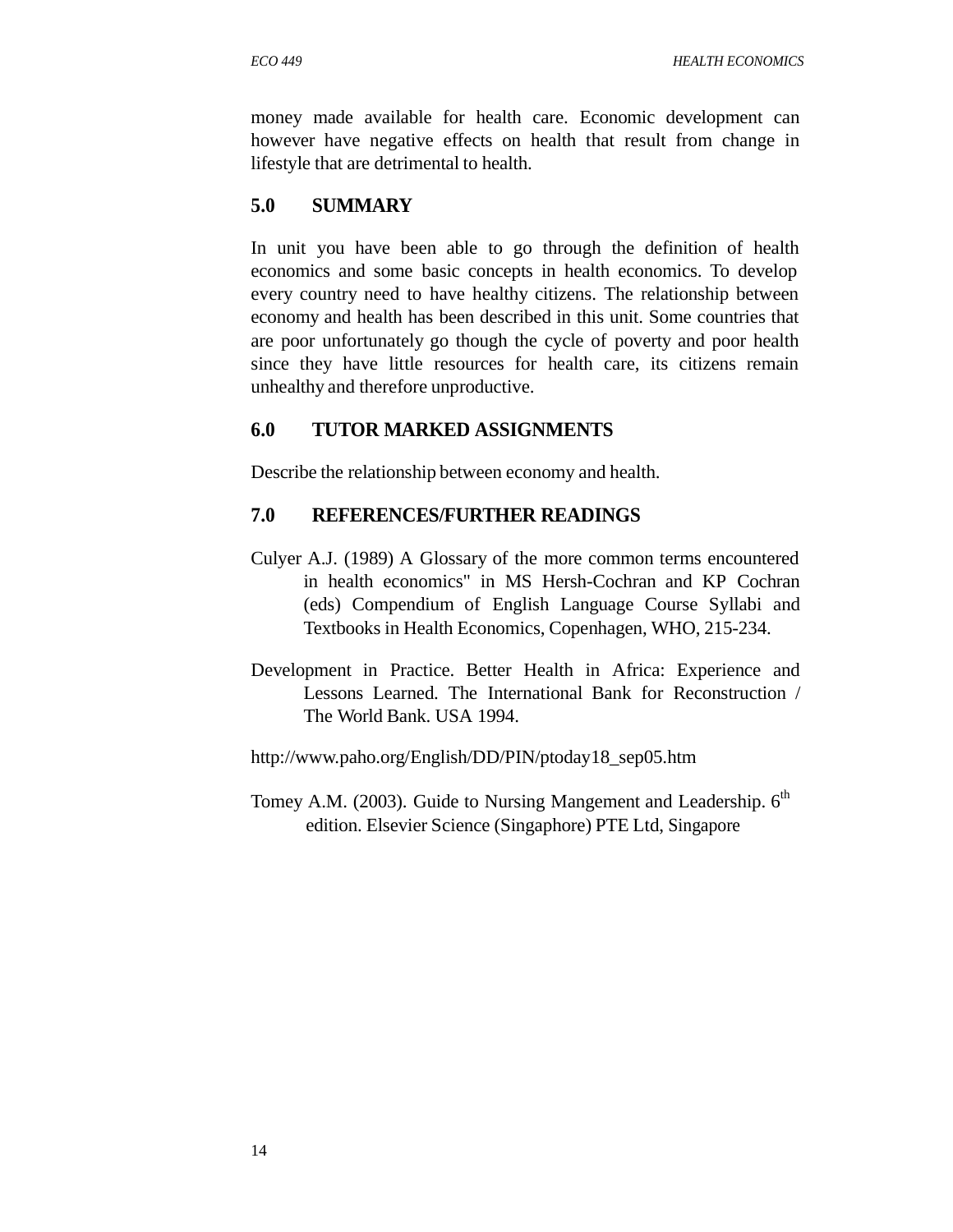money made available for health care. Economic development can however have negative effects on health that result from change in lifestyle that are detrimental to health.

## 5.0 SUMMARY

In unit you have been able to go through the definition of health economics and some basic concepts in health economics. To develop every country need to have healthy citizens. The relationship between economy and health has been described in this unit. Some countries that are poor unfortunately go though the cycle of poverty and poor health since they have little resources for health care, its citizens remain unhealthy and therefore unproductive.

## 6.0 TUTOR MARKED ASSIGNMENTS

Describe the relationship between economy and health.

## 7.0 REFERENCES/FURTHER READINGS

Culyer A.J. (1989) A Glossary of the more common terms encountered in health economics" in MS Hersh-Cochran and KP Cochran (eds) Compendium of English Language Course Syllabi and Textbooks in Health Economics, Copenhagen, WHO, 215-234.

Development in Practice. Better Health in Africa: Experience and Lessons Learned. The International Bank for Reconstruction / The World Bank. USA 1994.

http://www.paho.org/English/DD/PIN/ptoday18_sep05.htm

Tomey A.M. (2003). Guide to Nursing Mangement and Leadership. 6th edition. Elsevier Science (Singaphore) PTE Ltd, Singapore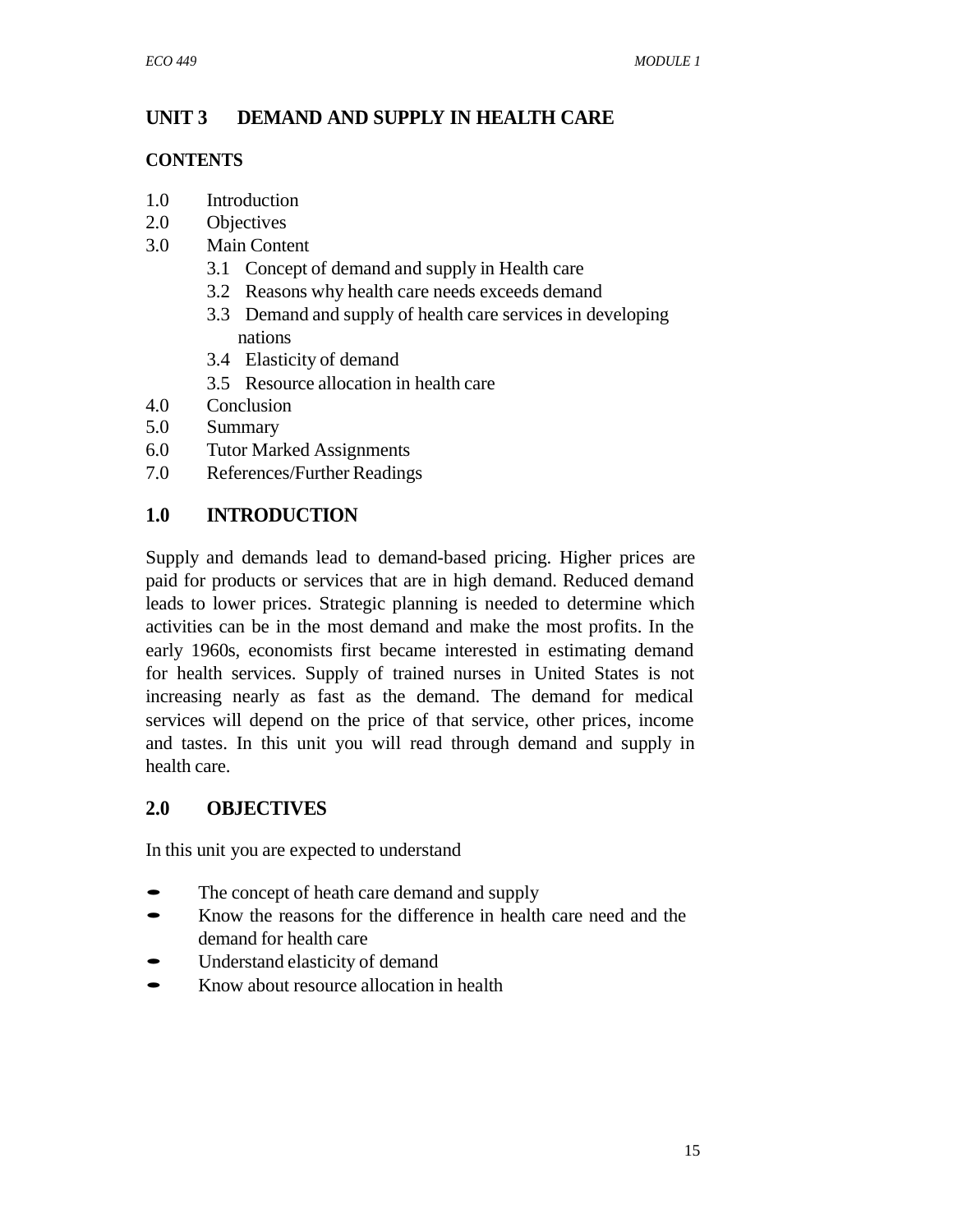# UNIT 3 DEMAND AND SUPPLY IN HEALTH CARE

**CONTENTS**

1.0 Introduction
2.0 Objectives
3.0 Main Content
  3.1 Concept of demand and supply in Health care
  3.2 Reasons why health care needs exceeds demand
  3.3 Demand and supply of health care services in developing nations
  3.4 Elasticity of demand
  3.5 Resource allocation in health care
4.0 Conclusion
5.0 Summary
6.0 Tutor Marked Assignments
7.0 References/Further Readings

## 1.0 INTRODUCTION

Supply and demands lead to demand-based pricing. Higher prices are paid for products or services that are in high demand. Reduced demand leads to lower prices. Strategic planning is needed to determine which activities can be in the most demand and make the most profits. In the early 1960s, economists first became interested in estimating demand for health services. Supply of trained nurses in United States is not increasing nearly as fast as the demand. The demand for medical services will depend on the price of that service, other prices, income and tastes. In this unit you will read through demand and supply in health care.

## 2.0 OBJECTIVES

In this unit you are expected to understand

- The concept of heath care demand and supply
- Know the reasons for the difference in health care need and the demand for health care
- Understand elasticity of demand
- Know about resource allocation in health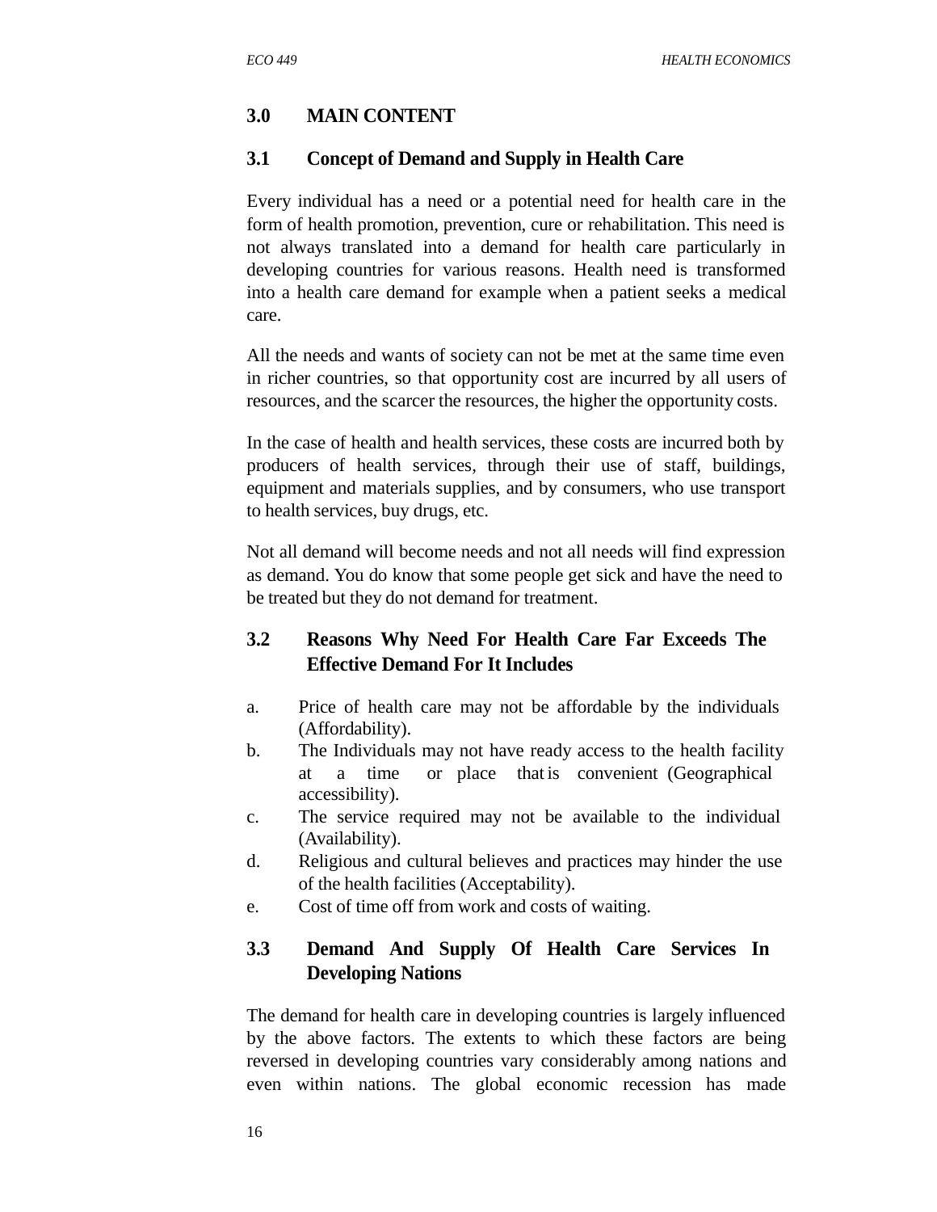## 3.0 MAIN CONTENT

### 3.1 Concept of Demand and Supply in Health Care

Every individual has a need or a potential need for health care in the form of health promotion, prevention, cure or rehabilitation. This need is not always translated into a demand for health care particularly in developing countries for various reasons. Health need is transformed into a health care demand for example when a patient seeks a medical care.

All the needs and wants of society can not be met at the same time even in richer countries, so that opportunity cost are incurred by all users of resources, and the scarcer the resources, the higher the opportunity costs.

In the case of health and health services, these costs are incurred both by producers of health services, through their use of staff, buildings, equipment and materials supplies, and by consumers, who use transport to health services, buy drugs, etc.

Not all demand will become needs and not all needs will find expression as demand. You do know that some people get sick and have the need to be treated but they do not demand for treatment.

### 3.2 Reasons Why Need For Health Care Far Exceeds The Effective Demand For It Includes

a. Price of health care may not be affordable by the individuals (Affordability).
b. The Individuals may not have ready access to the health facility at a time or place that is convenient (Geographical accessibility).
c. The service required may not be available to the individual (Availability).
d. Religious and cultural believes and practices may hinder the use of the health facilities (Acceptability).
e. Cost of time off from work and costs of waiting.

### 3.3 Demand And Supply Of Health Care Services In Developing Nations

The demand for health care in developing countries is largely influenced by the above factors. The extents to which these factors are being reversed in developing countries vary considerably among nations and even within nations. The global economic recession has made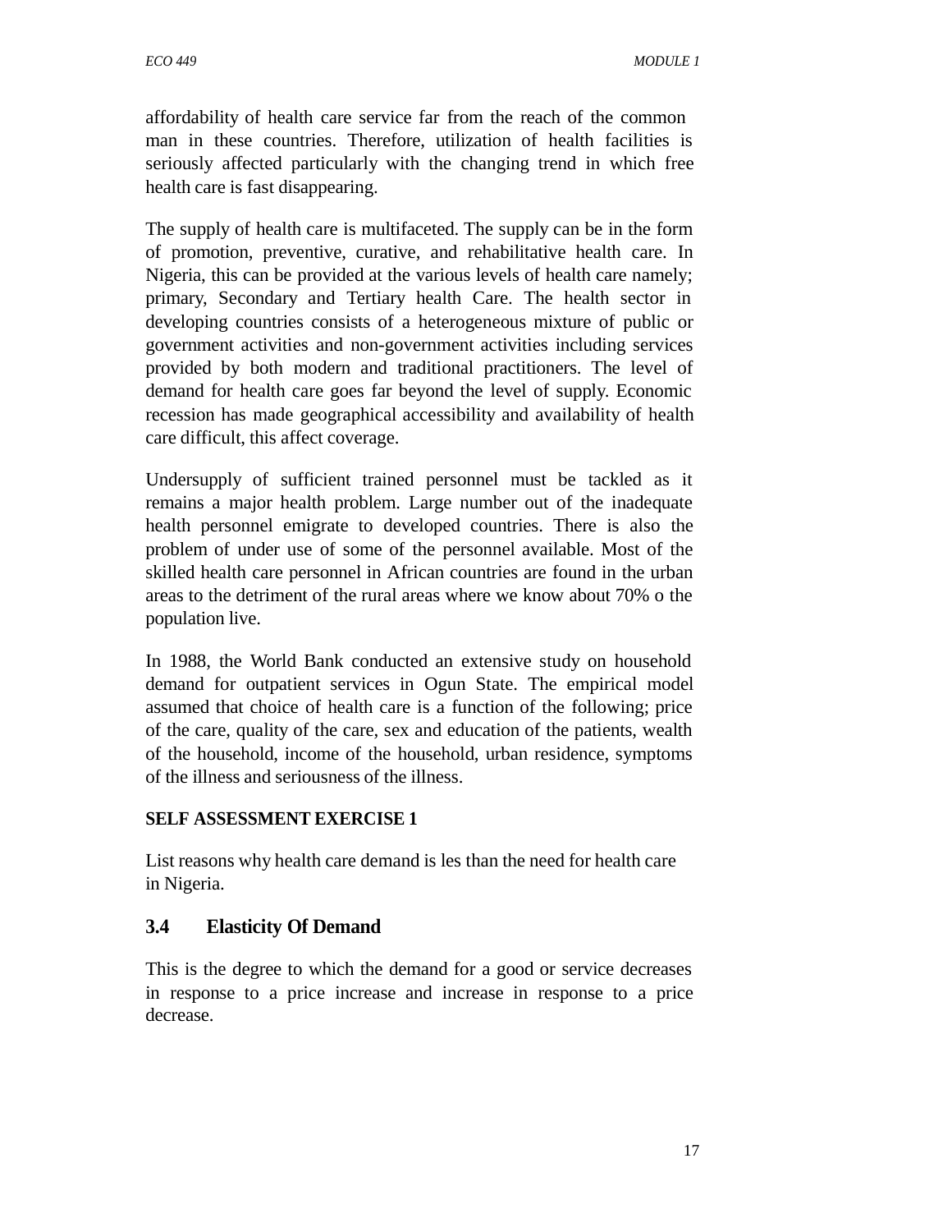affordability of health care service far from the reach of the common man in these countries. Therefore, utilization of health facilities is seriously affected particularly with the changing trend in which free health care is fast disappearing.

The supply of health care is multifaceted. The supply can be in the form of promotion, preventive, curative, and rehabilitative health care. In Nigeria, this can be provided at the various levels of health care namely; primary, Secondary and Tertiary health Care. The health sector in developing countries consists of a heterogeneous mixture of public or government activities and non-government activities including services provided by both modern and traditional practitioners. The level of demand for health care goes far beyond the level of supply. Economic recession has made geographical accessibility and availability of health care difficult, this affect coverage.

Undersupply of sufficient trained personnel must be tackled as it remains a major health problem. Large number out of the inadequate health personnel emigrate to developed countries. There is also the problem of under use of some of the personnel available. Most of the skilled health care personnel in African countries are found in the urban areas to the detriment of the rural areas where we know about 70% o the population live.

In 1988, the World Bank conducted an extensive study on household demand for outpatient services in Ogun State. The empirical model assumed that choice of health care is a function of the following; price of the care, quality of the care, sex and education of the patients, wealth of the household, income of the household, urban residence, symptoms of the illness and seriousness of the illness.

**SELF ASSESSMENT EXERCISE 1**

List reasons why health care demand is les than the need for health care in Nigeria.

## 3.4 Elasticity Of Demand

This is the degree to which the demand for a good or service decreases in response to a price increase and increase in response to a price decrease.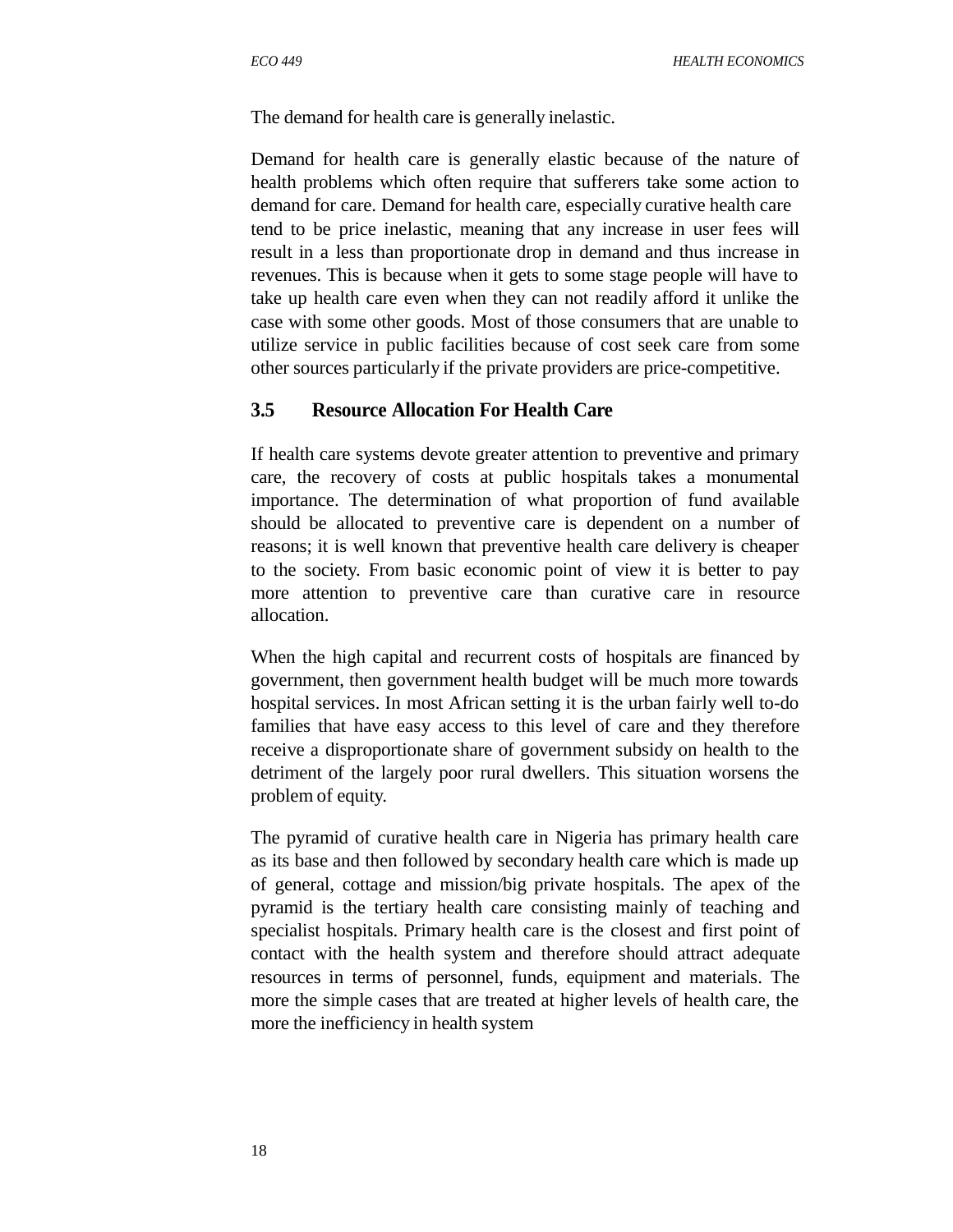The demand for health care is generally inelastic.

Demand for health care is generally elastic because of the nature of health problems which often require that sufferers take some action to demand for care. Demand for health care, especially curative health care tend to be price inelastic, meaning that any increase in user fees will result in a less than proportionate drop in demand and thus increase in revenues. This is because when it gets to some stage people will have to take up health care even when they can not readily afford it unlike the case with some other goods. Most of those consumers that are unable to utilize service in public facilities because of cost seek care from some other sources particularly if the private providers are price-competitive.

### 3.5 Resource Allocation For Health Care

If health care systems devote greater attention to preventive and primary care, the recovery of costs at public hospitals takes a monumental importance. The determination of what proportion of fund available should be allocated to preventive care is dependent on a number of reasons; it is well known that preventive health care delivery is cheaper to the society. From basic economic point of view it is better to pay more attention to preventive care than curative care in resource allocation.

When the high capital and recurrent costs of hospitals are financed by government, then government health budget will be much more towards hospital services. In most African setting it is the urban fairly well to-do families that have easy access to this level of care and they therefore receive a disproportionate share of government subsidy on health to the detriment of the largely poor rural dwellers. This situation worsens the problem of equity.

The pyramid of curative health care in Nigeria has primary health care as its base and then followed by secondary health care which is made up of general, cottage and mission/big private hospitals. The apex of the pyramid is the tertiary health care consisting mainly of teaching and specialist hospitals. Primary health care is the closest and first point of contact with the health system and therefore should attract adequate resources in terms of personnel, funds, equipment and materials. The more the simple cases that are treated at higher levels of health care, the more the inefficiency in health system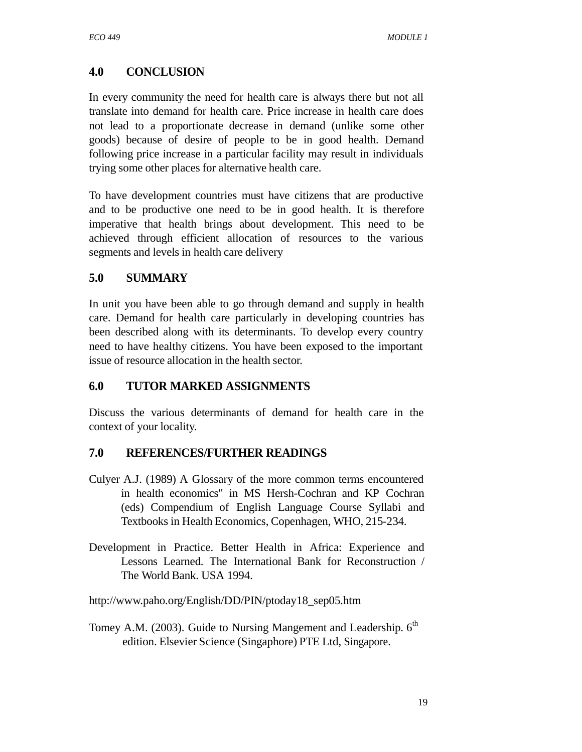## 4.0 CONCLUSION

In every community the need for health care is always there but not all translate into demand for health care. Price increase in health care does not lead to a proportionate decrease in demand (unlike some other goods) because of desire of people to be in good health. Demand following price increase in a particular facility may result in individuals trying some other places for alternative health care.

To have development countries must have citizens that are productive and to be productive one need to be in good health. It is therefore imperative that health brings about development. This need to be achieved through efficient allocation of resources to the various segments and levels in health care delivery

## 5.0 SUMMARY

In unit you have been able to go through demand and supply in health care. Demand for health care particularly in developing countries has been described along with its determinants. To develop every country need to have healthy citizens. You have been exposed to the important issue of resource allocation in the health sector.

## 6.0 TUTOR MARKED ASSIGNMENTS

Discuss the various determinants of demand for health care in the context of your locality.

## 7.0 REFERENCES/FURTHER READINGS

Culyer A.J. (1989) A Glossary of the more common terms encountered in health economics" in MS Hersh-Cochran and KP Cochran (eds) Compendium of English Language Course Syllabi and Textbooks in Health Economics, Copenhagen, WHO, 215-234.

Development in Practice. Better Health in Africa: Experience and Lessons Learned. The International Bank for Reconstruction / The World Bank. USA 1994.

http://www.paho.org/English/DD/PIN/ptoday18_sep05.htm

Tomey A.M. (2003). Guide to Nursing Mangement and Leadership. 6th edition. Elsevier Science (Singaphore) PTE Ltd, Singapore.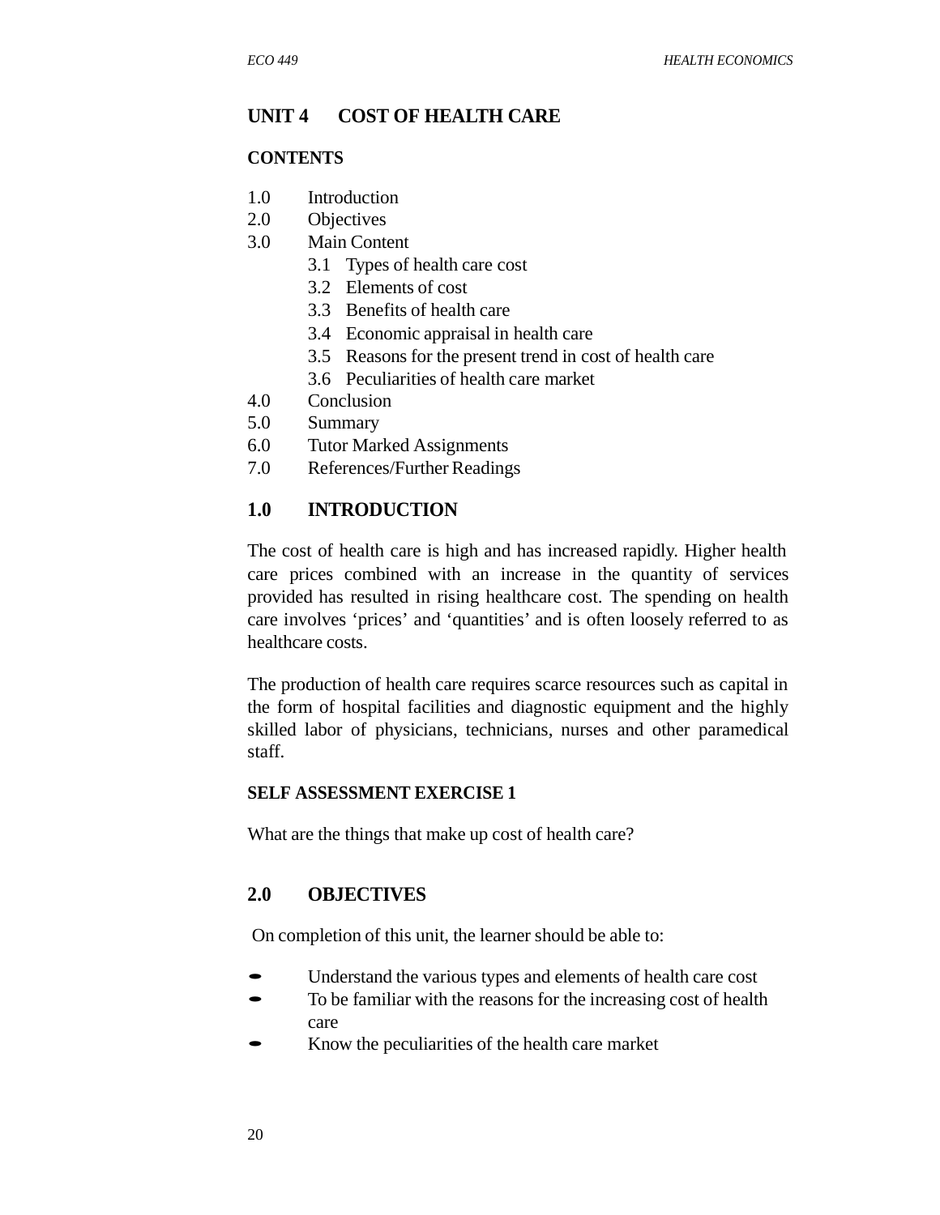## UNIT 4 COST OF HEALTH CARE

### CONTENTS

1.0 Introduction
2.0 Objectives
3.0 Main Content
  3.1 Types of health care cost
  3.2 Elements of cost
  3.3 Benefits of health care
  3.4 Economic appraisal in health care
  3.5 Reasons for the present trend in cost of health care
  3.6 Peculiarities of health care market
4.0 Conclusion
5.0 Summary
6.0 Tutor Marked Assignments
7.0 References/Further Readings

### 1.0 INTRODUCTION

The cost of health care is high and has increased rapidly. Higher health care prices combined with an increase in the quantity of services provided has resulted in rising healthcare cost. The spending on health care involves 'prices' and 'quantities' and is often loosely referred to as healthcare costs.

The production of health care requires scarce resources such as capital in the form of hospital facilities and diagnostic equipment and the highly skilled labor of physicians, technicians, nurses and other paramedical staff.

#### SELF ASSESSMENT EXERCISE 1

What are the things that make up cost of health care?

### 2.0 OBJECTIVES

On completion of this unit, the learner should be able to:

- Understand the various types and elements of health care cost
- To be familiar with the reasons for the increasing cost of health care
- Know the peculiarities of the health care market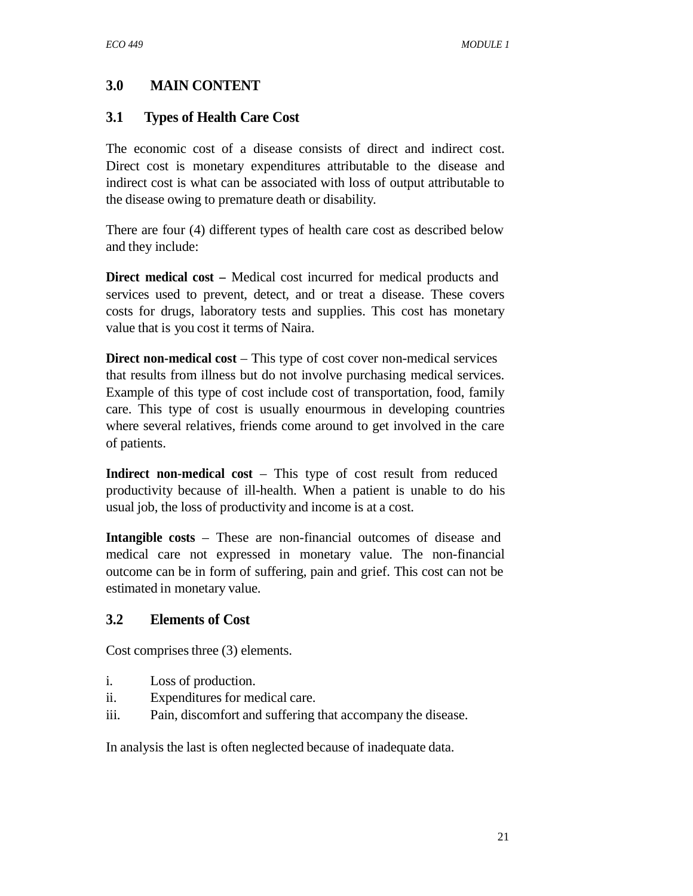## 3.0 MAIN CONTENT

### 3.1 Types of Health Care Cost

The economic cost of a disease consists of direct and indirect cost. Direct cost is monetary expenditures attributable to the disease and indirect cost is what can be associated with loss of output attributable to the disease owing to premature death or disability.

There are four (4) different types of health care cost as described below and they include:

**Direct medical cost –** Medical cost incurred for medical products and services used to prevent, detect, and or treat a disease. These covers costs for drugs, laboratory tests and supplies. This cost has monetary value that is you cost it terms of Naira.

**Direct non-medical cost** – This type of cost cover non-medical services that results from illness but do not involve purchasing medical services. Example of this type of cost include cost of transportation, food, family care. This type of cost is usually enourmous in developing countries where several relatives, friends come around to get involved in the care of patients.

**Indirect non-medical cost** – This type of cost result from reduced productivity because of ill-health. When a patient is unable to do his usual job, the loss of productivity and income is at a cost.

**Intangible costs** – These are non-financial outcomes of disease and medical care not expressed in monetary value. The non-financial outcome can be in form of suffering, pain and grief. This cost can not be estimated in monetary value.

### 3.2 Elements of Cost

Cost comprises three (3) elements.

i. Loss of production.
ii. Expenditures for medical care.
iii. Pain, discomfort and suffering that accompany the disease.

In analysis the last is often neglected because of inadequate data.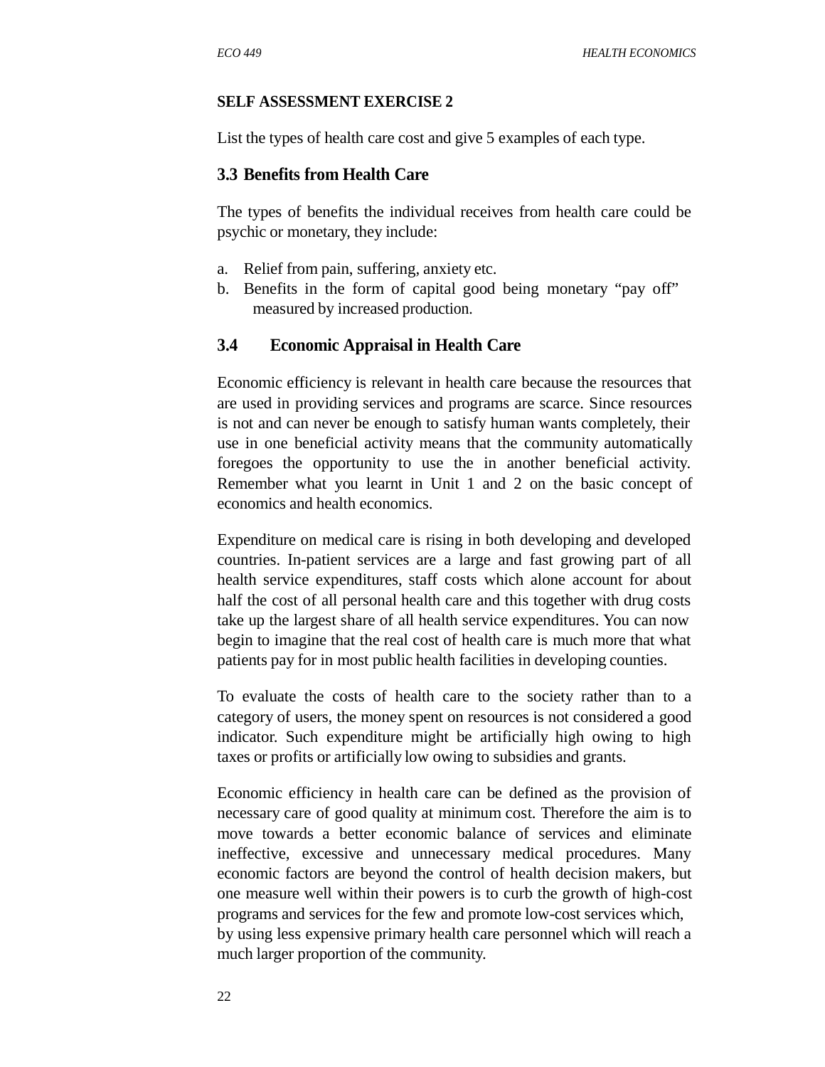**SELF ASSESSMENT EXERCISE 2**

List the types of health care cost and give 5 examples of each type.

### 3.3 Benefits from Health Care

The types of benefits the individual receives from health care could be psychic or monetary, they include:

a. Relief from pain, suffering, anxiety etc.
b. Benefits in the form of capital good being monetary "pay off" measured by increased production.

### 3.4 Economic Appraisal in Health Care

Economic efficiency is relevant in health care because the resources that are used in providing services and programs are scarce. Since resources is not and can never be enough to satisfy human wants completely, their use in one beneficial activity means that the community automatically foregoes the opportunity to use the in another beneficial activity. Remember what you learnt in Unit 1 and 2 on the basic concept of economics and health economics.

Expenditure on medical care is rising in both developing and developed countries. In-patient services are a large and fast growing part of all health service expenditures, staff costs which alone account for about half the cost of all personal health care and this together with drug costs take up the largest share of all health service expenditures. You can now begin to imagine that the real cost of health care is much more that what patients pay for in most public health facilities in developing counties.

To evaluate the costs of health care to the society rather than to a category of users, the money spent on resources is not considered a good indicator. Such expenditure might be artificially high owing to high taxes or profits or artificially low owing to subsidies and grants.

Economic efficiency in health care can be defined as the provision of necessary care of good quality at minimum cost. Therefore the aim is to move towards a better economic balance of services and eliminate ineffective, excessive and unnecessary medical procedures. Many economic factors are beyond the control of health decision makers, but one measure well within their powers is to curb the growth of high-cost programs and services for the few and promote low-cost services which, by using less expensive primary health care personnel which will reach a much larger proportion of the community.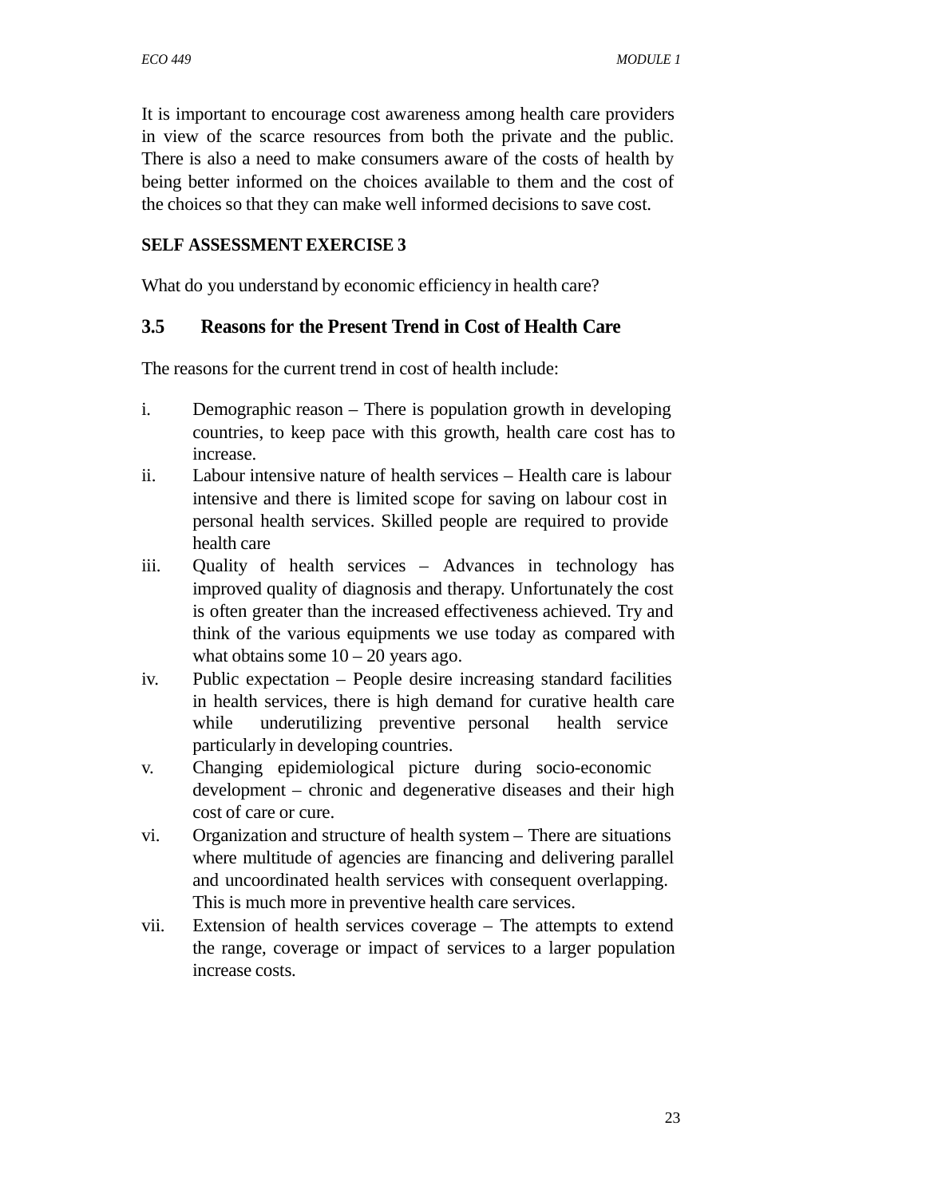It is important to encourage cost awareness among health care providers in view of the scarce resources from both the private and the public. There is also a need to make consumers aware of the costs of health by being better informed on the choices available to them and the cost of the choices so that they can make well informed decisions to save cost.

**SELF ASSESSMENT EXERCISE 3**

What do you understand by economic efficiency in health care?

## 3.5 Reasons for the Present Trend in Cost of Health Care

The reasons for the current trend in cost of health include:

i. Demographic reason – There is population growth in developing countries, to keep pace with this growth, health care cost has to increase.
ii. Labour intensive nature of health services – Health care is labour intensive and there is limited scope for saving on labour cost in personal health services. Skilled people are required to provide health care
iii. Quality of health services – Advances in technology has improved quality of diagnosis and therapy. Unfortunately the cost is often greater than the increased effectiveness achieved. Try and think of the various equipments we use today as compared with what obtains some 10 – 20 years ago.
iv. Public expectation – People desire increasing standard facilities in health services, there is high demand for curative health care while underutilizing preventive personal health service particularly in developing countries.
v. Changing epidemiological picture during socio-economic development – chronic and degenerative diseases and their high cost of care or cure.
vi. Organization and structure of health system – There are situations where multitude of agencies are financing and delivering parallel and uncoordinated health services with consequent overlapping. This is much more in preventive health care services.
vii. Extension of health services coverage – The attempts to extend the range, coverage or impact of services to a larger population increase costs.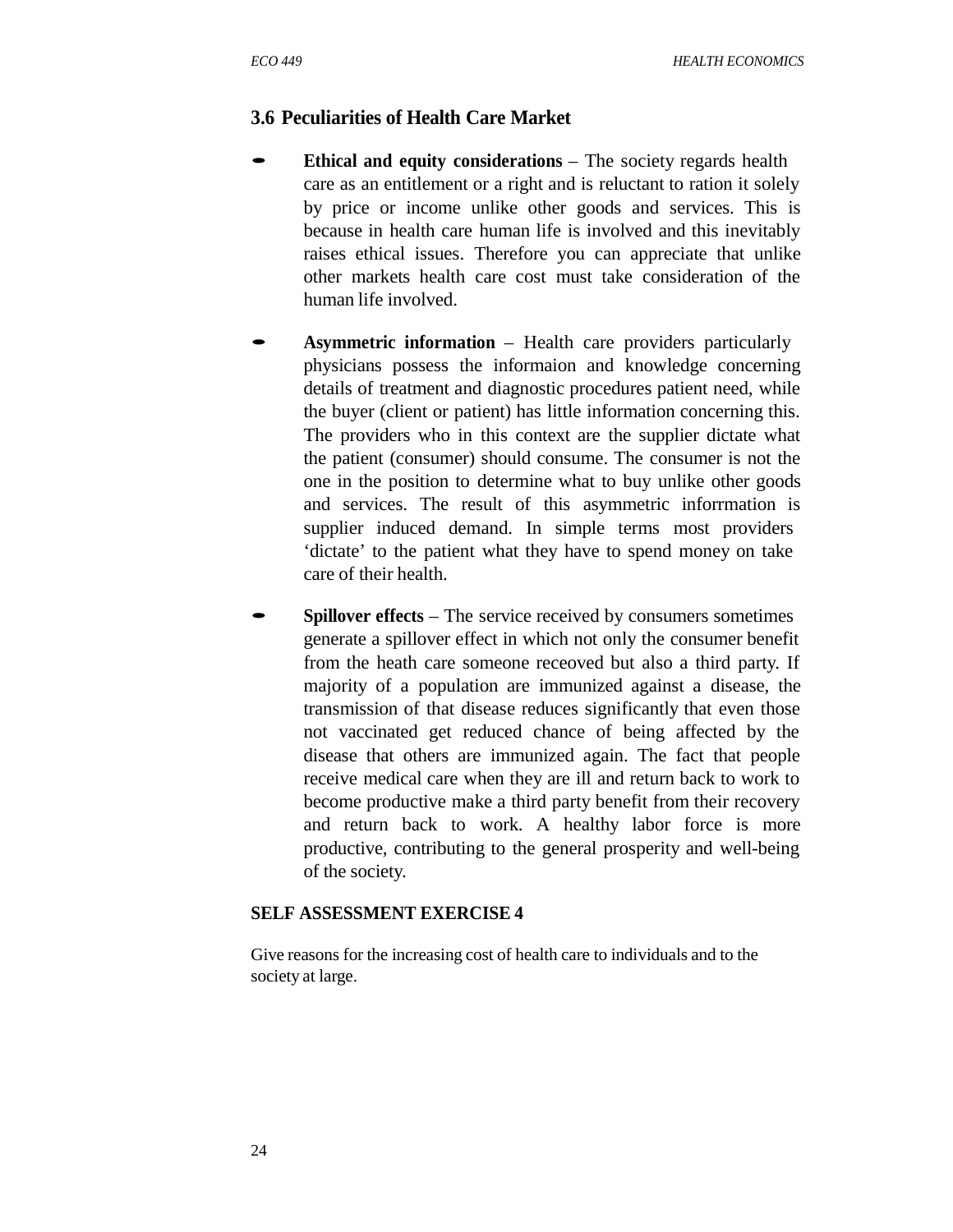### 3.6 Peculiarities of Health Care Market

- **Ethical and equity considerations** – The society regards health care as an entitlement or a right and is reluctant to ration it solely by price or income unlike other goods and services. This is because in health care human life is involved and this inevitably raises ethical issues. Therefore you can appreciate that unlike other markets health care cost must take consideration of the human life involved.

- **Asymmetric information** – Health care providers particularly physicians possess the informaion and knowledge concerning details of treatment and diagnostic procedures patient need, while the buyer (client or patient) has little information concerning this. The providers who in this context are the supplier dictate what the patient (consumer) should consume. The consumer is not the one in the position to determine what to buy unlike other goods and services. The result of this asymmetric inforrmation is supplier induced demand. In simple terms most providers 'dictate' to the patient what they have to spend money on take care of their health.

- **Spillover effects** – The service received by consumers sometimes generate a spillover effect in which not only the consumer benefit from the heath care someone receoved but also a third party. If majority of a population are immunized against a disease, the transmission of that disease reduces significantly that even those not vaccinated get reduced chance of being affected by the disease that others are immunized again. The fact that people receive medical care when they are ill and return back to work to become productive make a third party benefit from their recovery and return back to work. A healthy labor force is more productive, contributing to the general prosperity and well-being of the society.

**SELF ASSESSMENT EXERCISE 4**

Give reasons for the increasing cost of health care to individuals and to the society at large.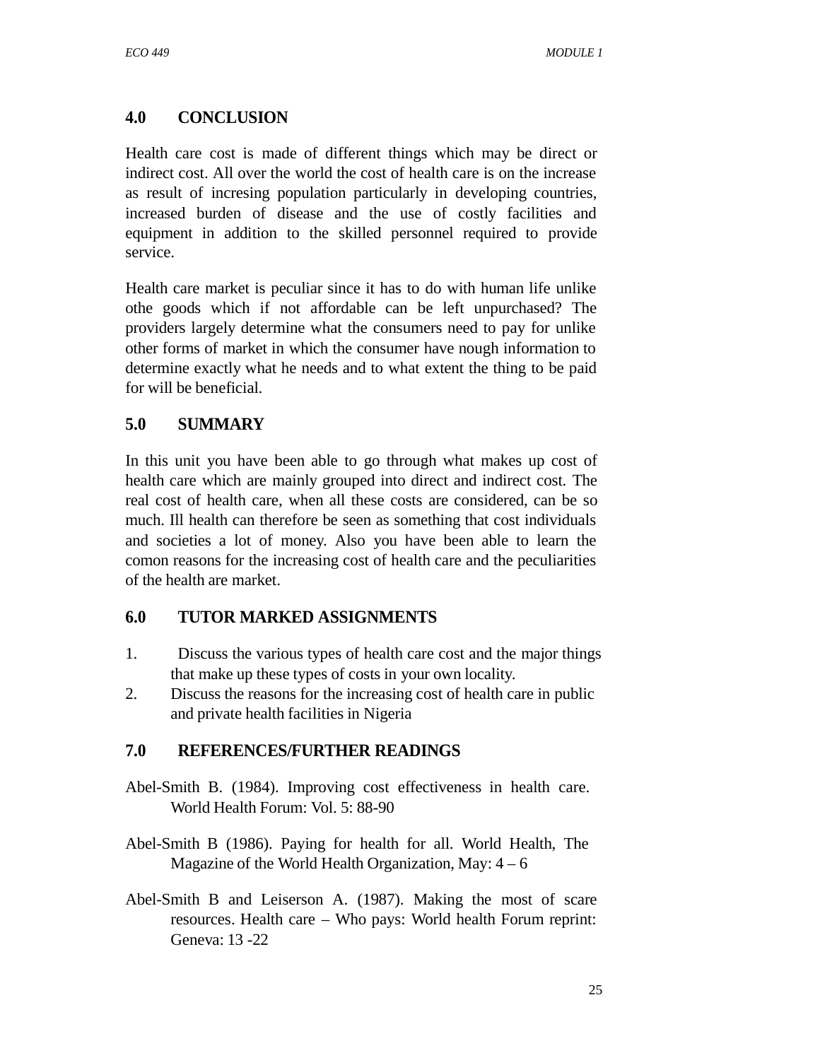## 4.0 CONCLUSION

Health care cost is made of different things which may be direct or indirect cost. All over the world the cost of health care is on the increase as result of incresing population particularly in developing countries, increased burden of disease and the use of costly facilities and equipment in addition to the skilled personnel required to provide service.

Health care market is peculiar since it has to do with human life unlike othe goods which if not affordable can be left unpurchased? The providers largely determine what the consumers need to pay for unlike other forms of market in which the consumer have nough information to determine exactly what he needs and to what extent the thing to be paid for will be beneficial.

## 5.0 SUMMARY

In this unit you have been able to go through what makes up cost of health care which are mainly grouped into direct and indirect cost. The real cost of health care, when all these costs are considered, can be so much. Ill health can therefore be seen as something that cost individuals and societies a lot of money. Also you have been able to learn the comon reasons for the increasing cost of health care and the peculiarities of the health are market.

## 6.0 TUTOR MARKED ASSIGNMENTS

1. Discuss the various types of health care cost and the major things that make up these types of costs in your own locality.
2. Discuss the reasons for the increasing cost of health care in public and private health facilities in Nigeria

## 7.0 REFERENCES/FURTHER READINGS

Abel-Smith B. (1984). Improving cost effectiveness in health care. World Health Forum: Vol. 5: 88-90

Abel-Smith B (1986). Paying for health for all. World Health, The Magazine of the World Health Organization, May: 4 – 6

Abel-Smith B and Leiserson A. (1987). Making the most of scare resources. Health care – Who pays: World health Forum reprint: Geneva: 13 -22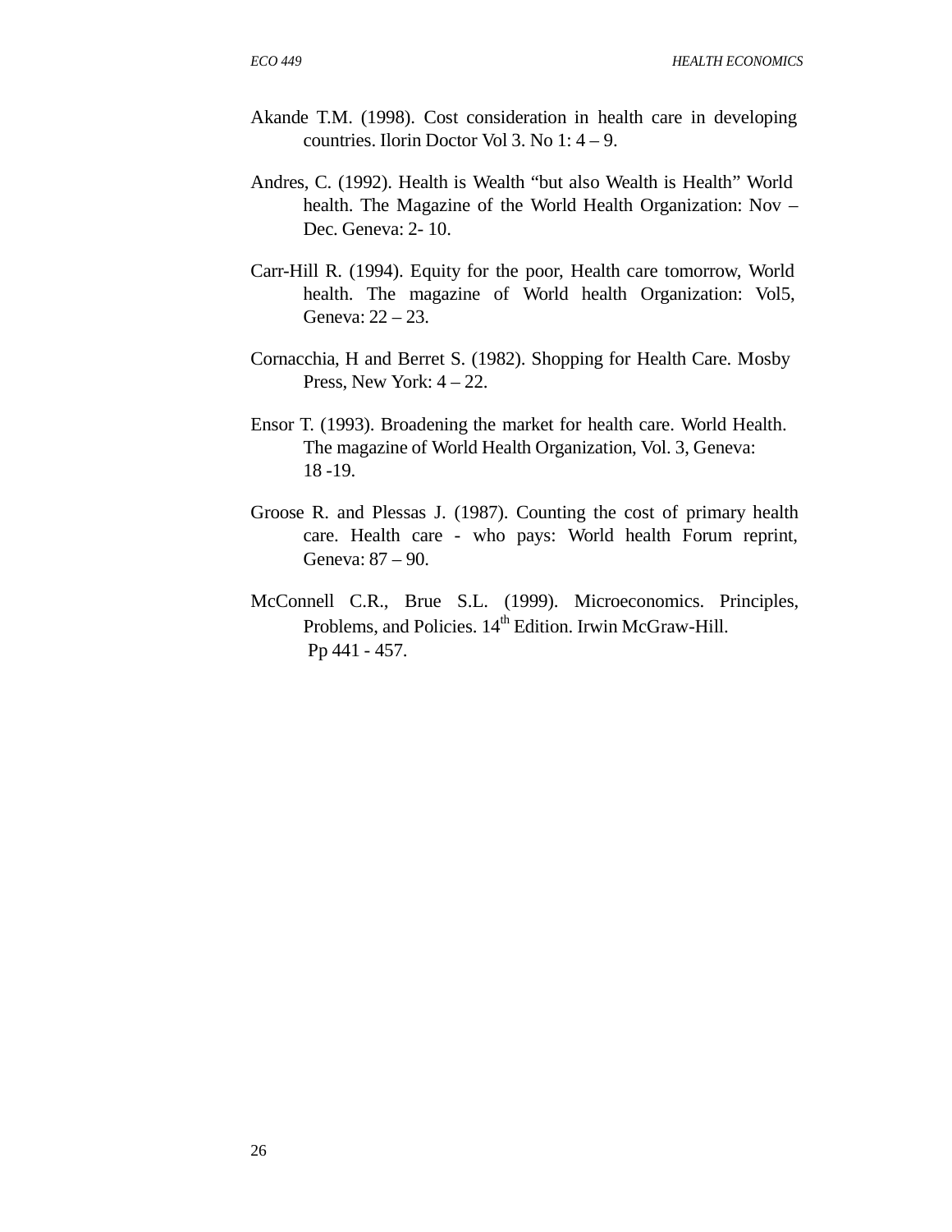Akande T.M. (1998). Cost consideration in health care in developing countries. Ilorin Doctor Vol 3. No 1: 4 – 9.

Andres, C. (1992). Health is Wealth "but also Wealth is Health" World health. The Magazine of the World Health Organization: Nov – Dec. Geneva: 2- 10.

Carr-Hill R. (1994). Equity for the poor, Health care tomorrow, World health. The magazine of World health Organization: Vol5, Geneva: 22 – 23.

Cornacchia, H and Berret S. (1982). Shopping for Health Care. Mosby Press, New York: 4 – 22.

Ensor T. (1993). Broadening the market for health care. World Health. The magazine of World Health Organization, Vol. 3, Geneva: 18 -19.

Groose R. and Plessas J. (1987). Counting the cost of primary health care. Health care - who pays: World health Forum reprint, Geneva: 87 – 90.

McConnell C.R., Brue S.L. (1999). Microeconomics. Principles, Problems, and Policies. 14th Edition. Irwin McGraw-Hill. Pp 441 - 457.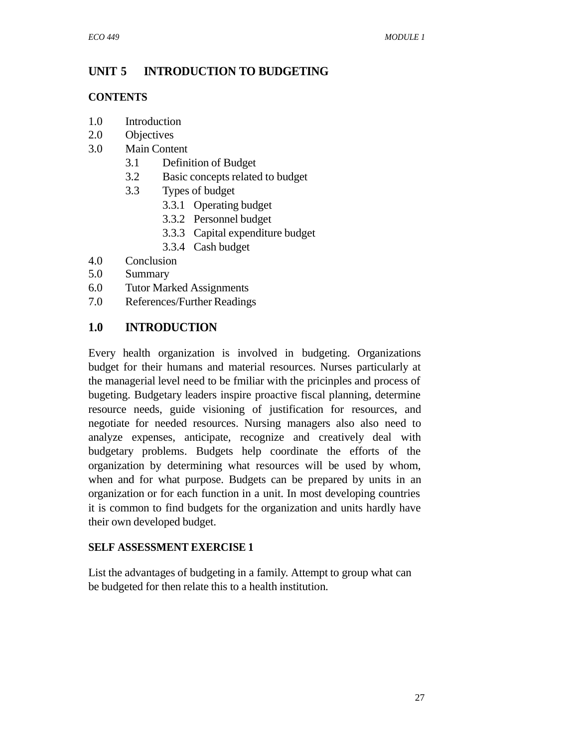# UNIT 5 INTRODUCTION TO BUDGETING

**CONTENTS**

1.0 Introduction
2.0 Objectives
3.0 Main Content
   3.1 Definition of Budget
   3.2 Basic concepts related to budget
   3.3 Types of budget
      3.3.1 Operating budget
      3.3.2 Personnel budget
      3.3.3 Capital expenditure budget
      3.3.4 Cash budget
4.0 Conclusion
5.0 Summary
6.0 Tutor Marked Assignments
7.0 References/Further Readings

## 1.0 INTRODUCTION

Every health organization is involved in budgeting. Organizations budget for their humans and material resources. Nurses particularly at the managerial level need to be fmiliar with the pricinples and process of bugeting. Budgetary leaders inspire proactive fiscal planning, determine resource needs, guide visioning of justification for resources, and negotiate for needed resources. Nursing managers also also need to analyze expenses, anticipate, recognize and creatively deal with budgetary problems. Budgets help coordinate the efforts of the organization by determining what resources will be used by whom, when and for what purpose. Budgets can be prepared by units in an organization or for each function in a unit. In most developing countries it is common to find budgets for the organization and units hardly have their own developed budget.

**SELF ASSESSMENT EXERCISE 1**

List the advantages of budgeting in a family. Attempt to group what can be budgeted for then relate this to a health institution.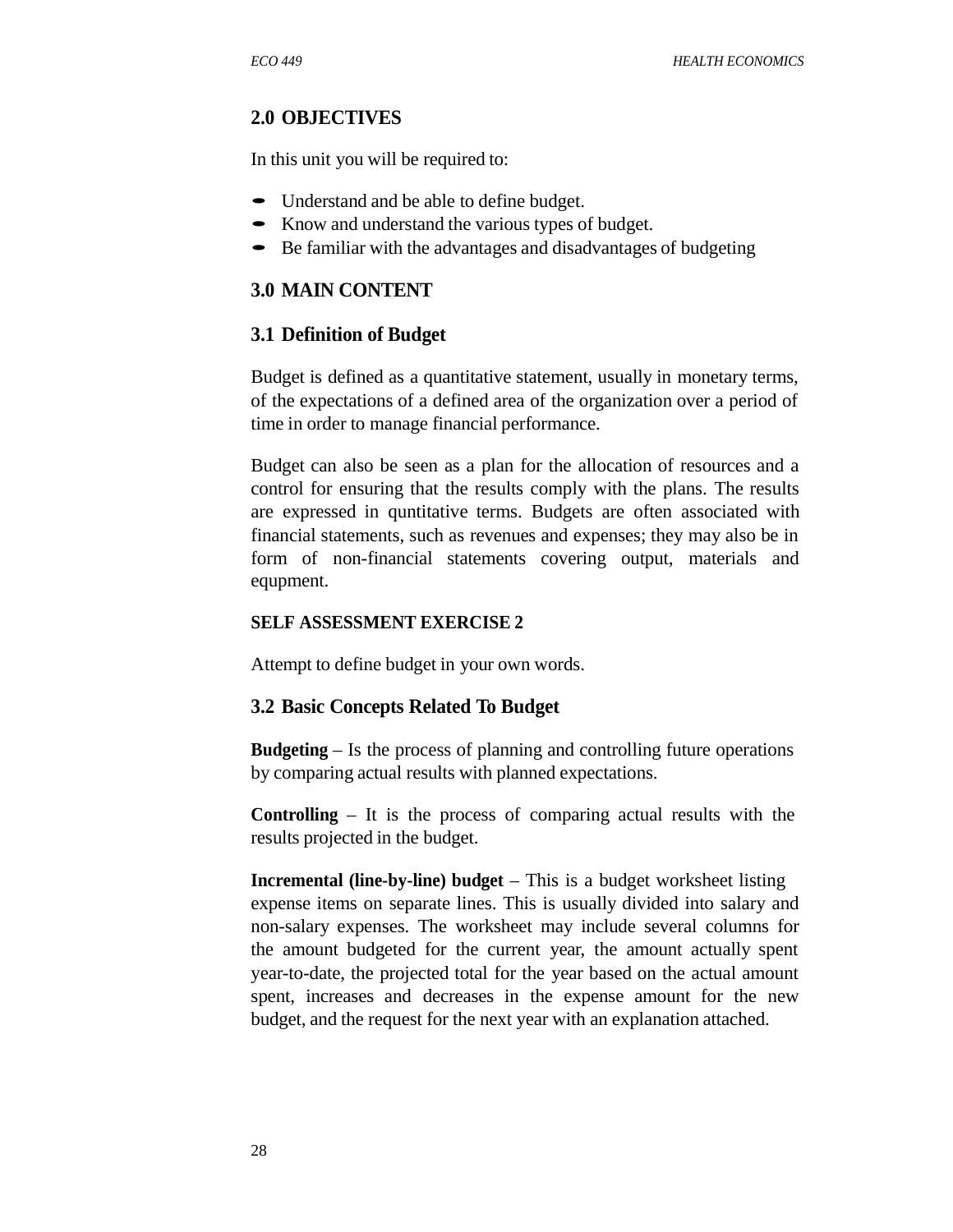## 2.0 OBJECTIVES

In this unit you will be required to:

- Understand and be able to define budget.
- Know and understand the various types of budget.
- Be familiar with the advantages and disadvantages of budgeting

## 3.0 MAIN CONTENT

### 3.1 Definition of Budget

Budget is defined as a quantitative statement, usually in monetary terms, of the expectations of a defined area of the organization over a period of time in order to manage financial performance.

Budget can also be seen as a plan for the allocation of resources and a control for ensuring that the results comply with the plans. The results are expressed in quntitative terms. Budgets are often associated with financial statements, such as revenues and expenses; they may also be in form of non-financial statements covering output, materials and equpment.

**SELF ASSESSMENT EXERCISE 2**

Attempt to define budget in your own words.

### 3.2 Basic Concepts Related To Budget

**Budgeting** – Is the process of planning and controlling future operations by comparing actual results with planned expectations.

**Controlling** – It is the process of comparing actual results with the results projected in the budget.

**Incremental (line-by-line) budget** – This is a budget worksheet listing expense items on separate lines. This is usually divided into salary and non-salary expenses. The worksheet may include several columns for the amount budgeted for the current year, the amount actually spent year-to-date, the projected total for the year based on the actual amount spent, increases and decreases in the expense amount for the new budget, and the request for the next year with an explanation attached.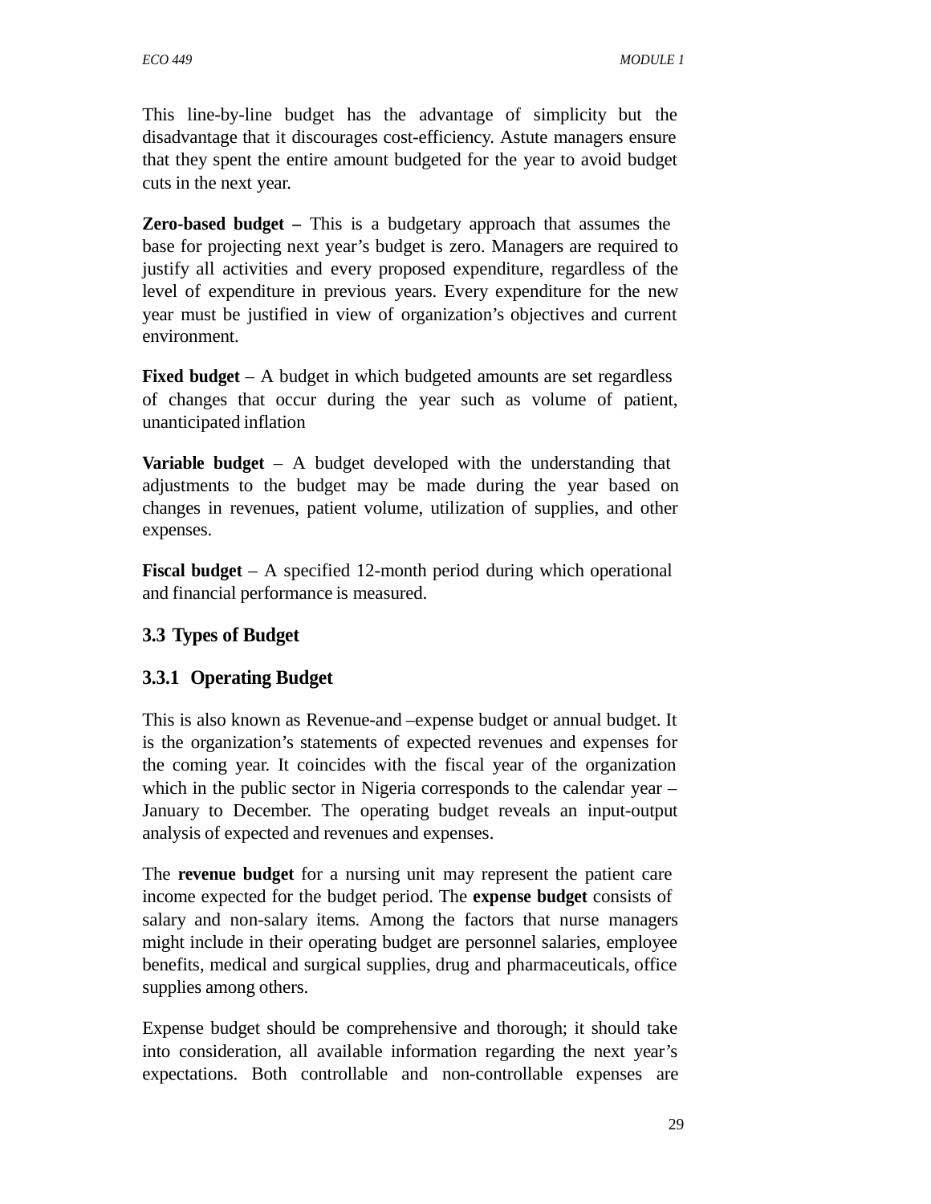This line-by-line budget has the advantage of simplicity but the disadvantage that it discourages cost-efficiency. Astute managers ensure that they spent the entire amount budgeted for the year to avoid budget cuts in the next year.

**Zero-based budget –** This is a budgetary approach that assumes the base for projecting next year's budget is zero. Managers are required to justify all activities and every proposed expenditure, regardless of the level of expenditure in previous years. Every expenditure for the new year must be justified in view of organization's objectives and current environment.

**Fixed budget** – A budget in which budgeted amounts are set regardless of changes that occur during the year such as volume of patient, unanticipated inflation

**Variable budget** – A budget developed with the understanding that adjustments to the budget may be made during the year based on changes in revenues, patient volume, utilization of supplies, and other expenses.

**Fiscal budget** – A specified 12-month period during which operational and financial performance is measured.

## 3.3 Types of Budget

### 3.3.1 Operating Budget

This is also known as Revenue-and –expense budget or annual budget. It is the organization's statements of expected revenues and expenses for the coming year. It coincides with the fiscal year of the organization which in the public sector in Nigeria corresponds to the calendar year – January to December. The operating budget reveals an input-output analysis of expected and revenues and expenses.

The **revenue budget** for a nursing unit may represent the patient care income expected for the budget period. The **expense budget** consists of salary and non-salary items. Among the factors that nurse managers might include in their operating budget are personnel salaries, employee benefits, medical and surgical supplies, drug and pharmaceuticals, office supplies among others.

Expense budget should be comprehensive and thorough; it should take into consideration, all available information regarding the next year's expectations. Both controllable and non-controllable expenses are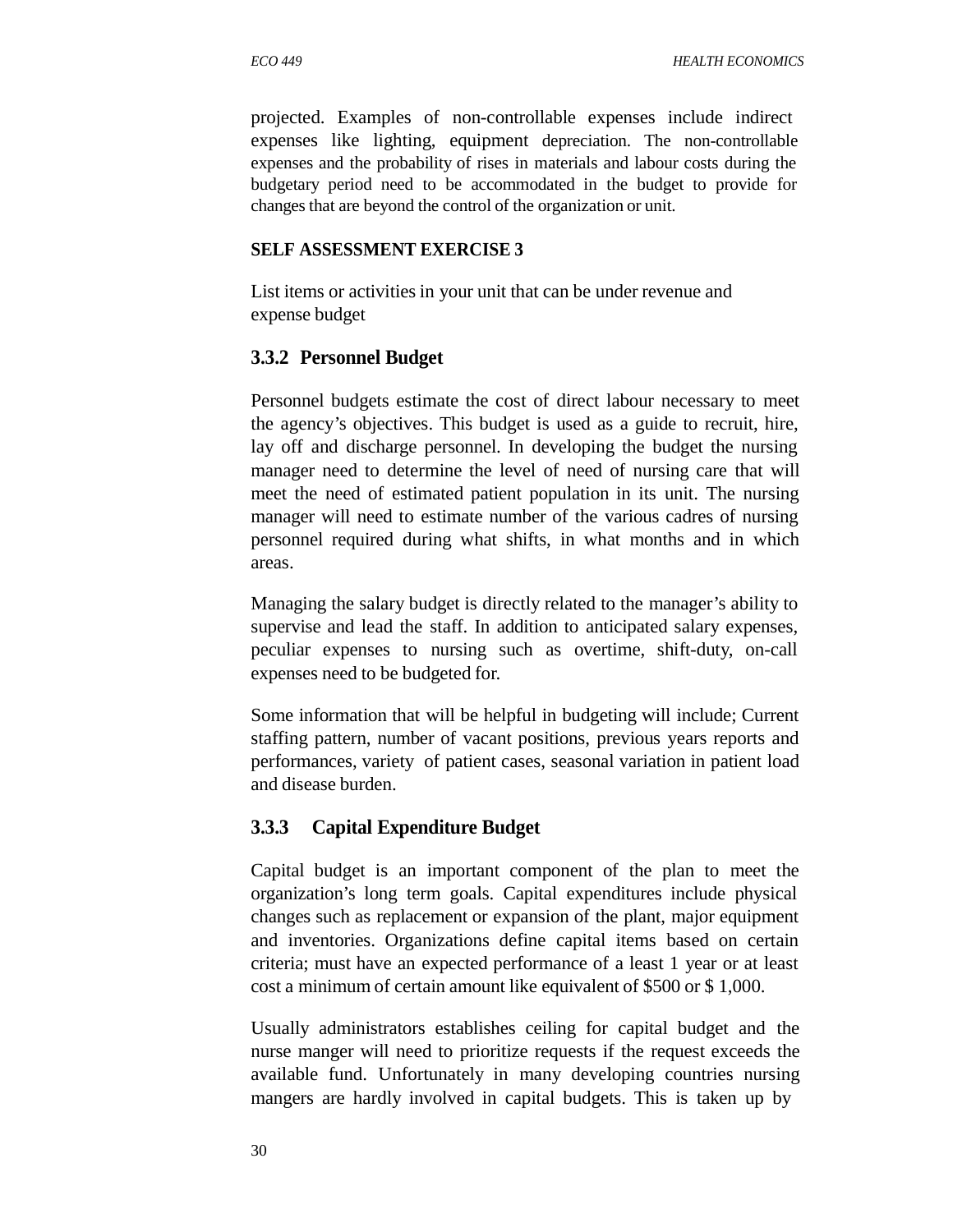projected. Examples of non-controllable expenses include indirect expenses like lighting, equipment depreciation. The non-controllable expenses and the probability of rises in materials and labour costs during the budgetary period need to be accommodated in the budget to provide for changes that are beyond the control of the organization or unit.

**SELF ASSESSMENT EXERCISE 3**

List items or activities in your unit that can be under revenue and expense budget

### 3.3.2 Personnel Budget

Personnel budgets estimate the cost of direct labour necessary to meet the agency's objectives. This budget is used as a guide to recruit, hire, lay off and discharge personnel. In developing the budget the nursing manager need to determine the level of need of nursing care that will meet the need of estimated patient population in its unit. The nursing manager will need to estimate number of the various cadres of nursing personnel required during what shifts, in what months and in which areas.

Managing the salary budget is directly related to the manager's ability to supervise and lead the staff. In addition to anticipated salary expenses, peculiar expenses to nursing such as overtime, shift-duty, on-call expenses need to be budgeted for.

Some information that will be helpful in budgeting will include; Current staffing pattern, number of vacant positions, previous years reports and performances, variety of patient cases, seasonal variation in patient load and disease burden.

### 3.3.3 Capital Expenditure Budget

Capital budget is an important component of the plan to meet the organization's long term goals. Capital expenditures include physical changes such as replacement or expansion of the plant, major equipment and inventories. Organizations define capital items based on certain criteria; must have an expected performance of a least 1 year or at least cost a minimum of certain amount like equivalent of $500 or $ 1,000.

Usually administrators establishes ceiling for capital budget and the nurse manger will need to prioritize requests if the request exceeds the available fund. Unfortunately in many developing countries nursing mangers are hardly involved in capital budgets. This is taken up by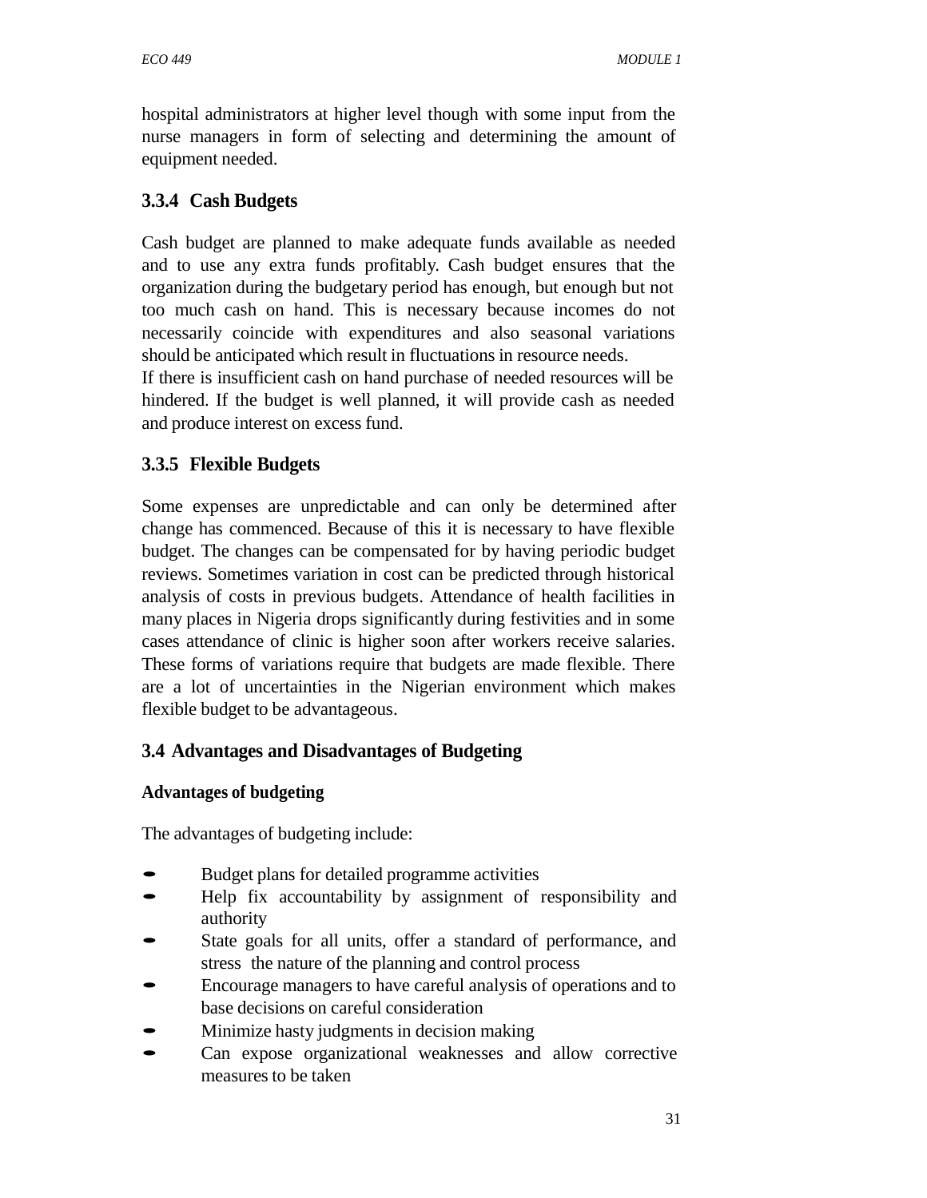hospital administrators at higher level though with some input from the nurse managers in form of selecting and determining the amount of equipment needed.

### 3.3.4 Cash Budgets

Cash budget are planned to make adequate funds available as needed and to use any extra funds profitably. Cash budget ensures that the organization during the budgetary period has enough, but enough but not too much cash on hand. This is necessary because incomes do not necessarily coincide with expenditures and also seasonal variations should be anticipated which result in fluctuations in resource needs.
If there is insufficient cash on hand purchase of needed resources will be hindered. If the budget is well planned, it will provide cash as needed and produce interest on excess fund.

### 3.3.5 Flexible Budgets

Some expenses are unpredictable and can only be determined after change has commenced. Because of this it is necessary to have flexible budget. The changes can be compensated for by having periodic budget reviews. Sometimes variation in cost can be predicted through historical analysis of costs in previous budgets. Attendance of health facilities in many places in Nigeria drops significantly during festivities and in some cases attendance of clinic is higher soon after workers receive salaries. These forms of variations require that budgets are made flexible. There are a lot of uncertainties in the Nigerian environment which makes flexible budget to be advantageous.

## 3.4 Advantages and Disadvantages of Budgeting

**Advantages of budgeting**

The advantages of budgeting include:

- Budget plans for detailed programme activities
- Help fix accountability by assignment of responsibility and authority
- State goals for all units, offer a standard of performance, and stress the nature of the planning and control process
- Encourage managers to have careful analysis of operations and to base decisions on careful consideration
- Minimize hasty judgments in decision making
- Can expose organizational weaknesses and allow corrective measures to be taken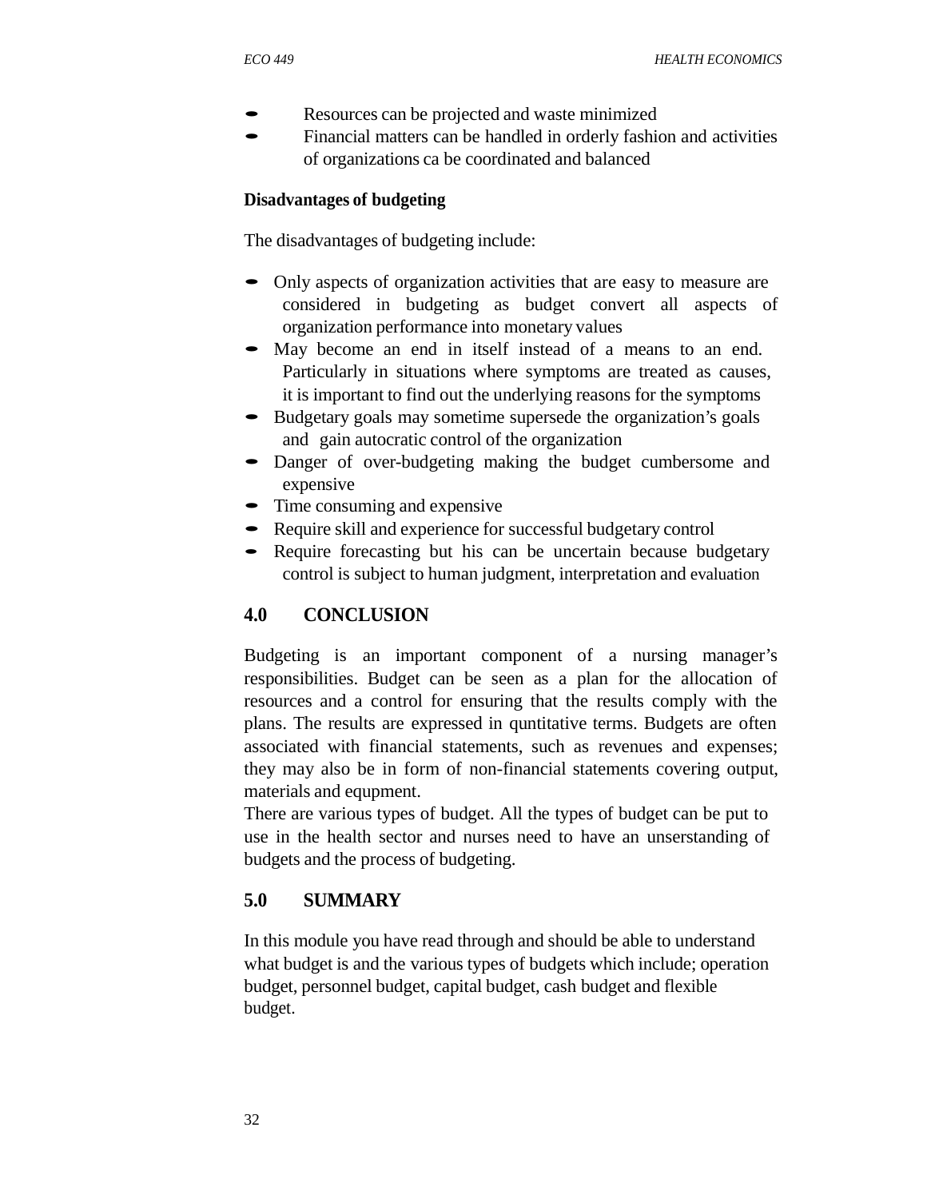- Resources can be projected and waste minimized
- Financial matters can be handled in orderly fashion and activities of organizations ca be coordinated and balanced

**Disadvantages of budgeting**

The disadvantages of budgeting include:

- Only aspects of organization activities that are easy to measure are considered in budgeting as budget convert all aspects of organization performance into monetary values
- May become an end in itself instead of a means to an end. Particularly in situations where symptoms are treated as causes, it is important to find out the underlying reasons for the symptoms
- Budgetary goals may sometime supersede the organization's goals and gain autocratic control of the organization
- Danger of over-budgeting making the budget cumbersome and expensive
- Time consuming and expensive
- Require skill and experience for successful budgetary control
- Require forecasting but his can be uncertain because budgetary control is subject to human judgment, interpretation and evaluation

## 4.0 CONCLUSION

Budgeting is an important component of a nursing manager's responsibilities. Budget can be seen as a plan for the allocation of resources and a control for ensuring that the results comply with the plans. The results are expressed in quntitative terms. Budgets are often associated with financial statements, such as revenues and expenses; they may also be in form of non-financial statements covering output, materials and equpment.

There are various types of budget. All the types of budget can be put to use in the health sector and nurses need to have an unserstanding of budgets and the process of budgeting.

## 5.0 SUMMARY

In this module you have read through and should be able to understand what budget is and the various types of budgets which include; operation budget, personnel budget, capital budget, cash budget and flexible budget.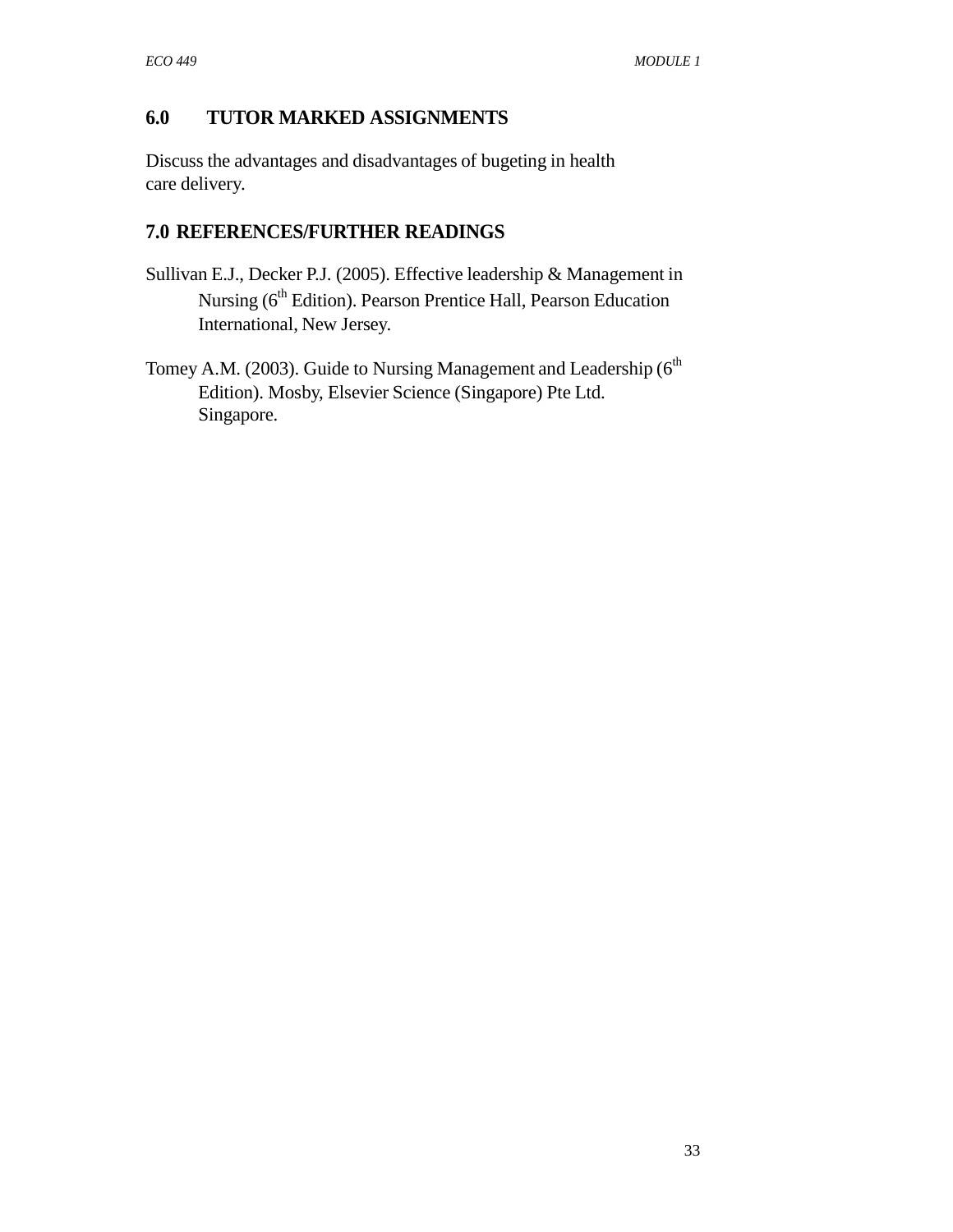## 6.0 TUTOR MARKED ASSIGNMENTS

Discuss the advantages and disadvantages of bugeting in health care delivery.

## 7.0 REFERENCES/FURTHER READINGS

Sullivan E.J., Decker P.J. (2005). Effective leadership & Management in Nursing (6th Edition). Pearson Prentice Hall, Pearson Education International, New Jersey.

Tomey A.M. (2003). Guide to Nursing Management and Leadership (6th Edition). Mosby, Elsevier Science (Singapore) Pte Ltd. Singapore.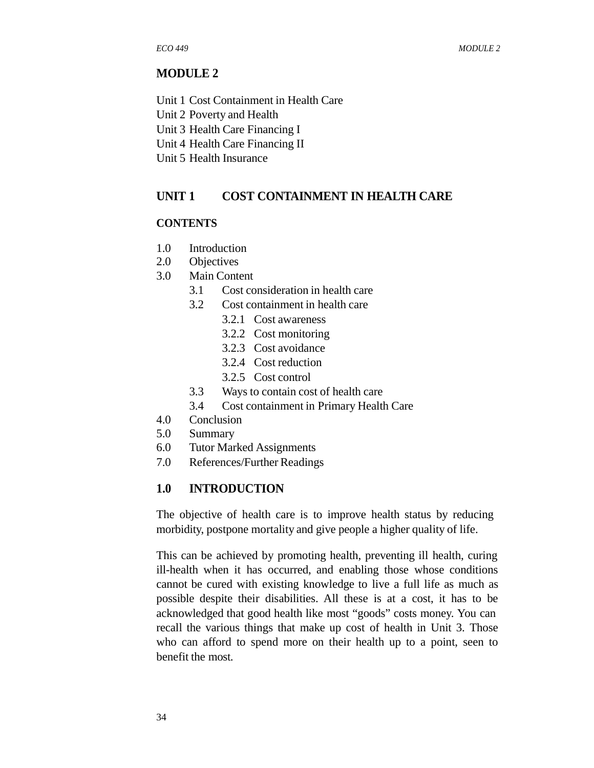# MODULE 2

Unit 1 Cost Containment in Health Care
Unit 2 Poverty and Health
Unit 3 Health Care Financing I
Unit 4 Health Care Financing II
Unit 5 Health Insurance

## UNIT 1 COST CONTAINMENT IN HEALTH CARE

### CONTENTS

1.0 Introduction
2.0 Objectives
3.0 Main Content
- 3.1 Cost consideration in health care
- 3.2 Cost containment in health care
  - 3.2.1 Cost awareness
  - 3.2.2 Cost monitoring
  - 3.2.3 Cost avoidance
  - 3.2.4 Cost reduction
  - 3.2.5 Cost control
- 3.3 Ways to contain cost of health care
- 3.4 Cost containment in Primary Health Care

4.0 Conclusion
5.0 Summary
6.0 Tutor Marked Assignments
7.0 References/Further Readings

## 1.0 INTRODUCTION

The objective of health care is to improve health status by reducing morbidity, postpone mortality and give people a higher quality of life.

This can be achieved by promoting health, preventing ill health, curing ill-health when it has occurred, and enabling those whose conditions cannot be cured with existing knowledge to live a full life as much as possible despite their disabilities. All these is at a cost, it has to be acknowledged that good health like most "goods" costs money. You can recall the various things that make up cost of health in Unit 3. Those who can afford to spend more on their health up to a point, seen to benefit the most.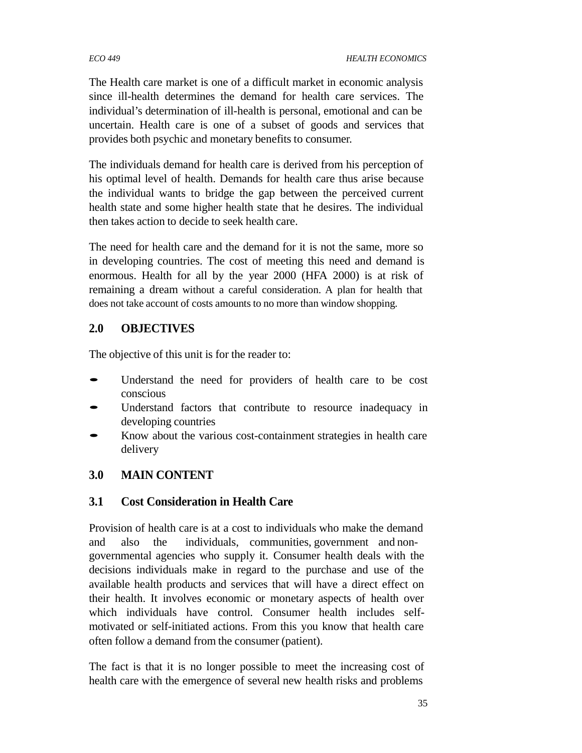The Health care market is one of a difficult market in economic analysis since ill-health determines the demand for health care services. The individual's determination of ill-health is personal, emotional and can be uncertain. Health care is one of a subset of goods and services that provides both psychic and monetary benefits to consumer.

The individuals demand for health care is derived from his perception of his optimal level of health. Demands for health care thus arise because the individual wants to bridge the gap between the perceived current health state and some higher health state that he desires. The individual then takes action to decide to seek health care.

The need for health care and the demand for it is not the same, more so in developing countries. The cost of meeting this need and demand is enormous. Health for all by the year 2000 (HFA 2000) is at risk of remaining a dream without a careful consideration. A plan for health that does not take account of costs amounts to no more than window shopping.

## 2.0 OBJECTIVES

The objective of this unit is for the reader to:

- Understand the need for providers of health care to be cost conscious
- Understand factors that contribute to resource inadequacy in developing countries
- Know about the various cost-containment strategies in health care delivery

## 3.0 MAIN CONTENT

### 3.1 Cost Consideration in Health Care

Provision of health care is at a cost to individuals who make the demand and also the individuals, communities, government and non-governmental agencies who supply it. Consumer health deals with the decisions individuals make in regard to the purchase and use of the available health products and services that will have a direct effect on their health. It involves economic or monetary aspects of health over which individuals have control. Consumer health includes self-motivated or self-initiated actions. From this you know that health care often follow a demand from the consumer (patient).

The fact is that it is no longer possible to meet the increasing cost of health care with the emergence of several new health risks and problems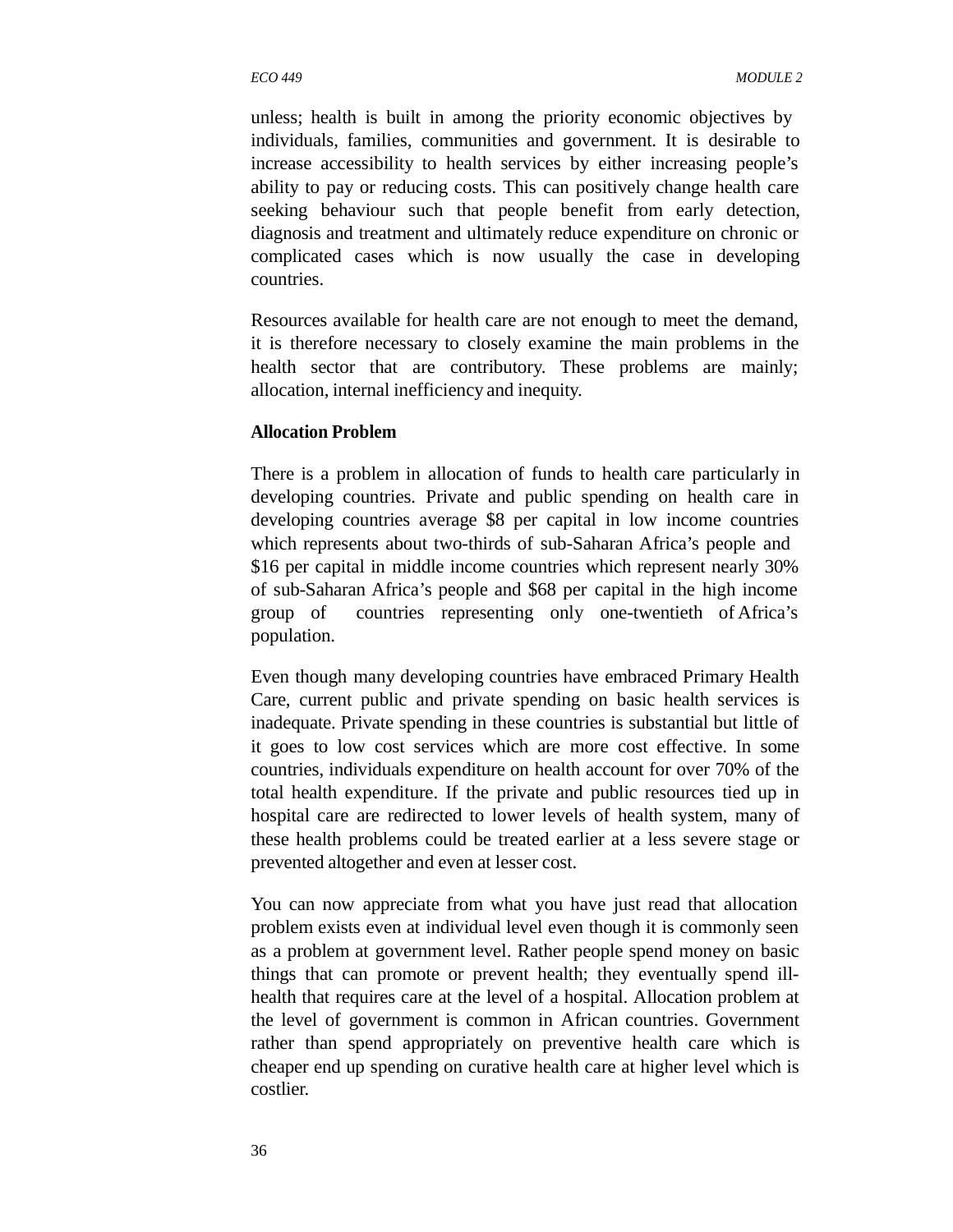unless; health is built in among the priority economic objectives by individuals, families, communities and government. It is desirable to increase accessibility to health services by either increasing people's ability to pay or reducing costs. This can positively change health care seeking behaviour such that people benefit from early detection, diagnosis and treatment and ultimately reduce expenditure on chronic or complicated cases which is now usually the case in developing countries.

Resources available for health care are not enough to meet the demand, it is therefore necessary to closely examine the main problems in the health sector that are contributory. These problems are mainly; allocation, internal inefficiency and inequity.

**Allocation Problem**

There is a problem in allocation of funds to health care particularly in developing countries. Private and public spending on health care in developing countries average $8 per capital in low income countries which represents about two-thirds of sub-Saharan Africa's people and $16 per capital in middle income countries which represent nearly 30% of sub-Saharan Africa's people and $68 per capital in the high income group of countries representing only one-twentieth of Africa's population.

Even though many developing countries have embraced Primary Health Care, current public and private spending on basic health services is inadequate. Private spending in these countries is substantial but little of it goes to low cost services which are more cost effective. In some countries, individuals expenditure on health account for over 70% of the total health expenditure. If the private and public resources tied up in hospital care are redirected to lower levels of health system, many of these health problems could be treated earlier at a less severe stage or prevented altogether and even at lesser cost.

You can now appreciate from what you have just read that allocation problem exists even at individual level even though it is commonly seen as a problem at government level. Rather people spend money on basic things that can promote or prevent health; they eventually spend ill-health that requires care at the level of a hospital. Allocation problem at the level of government is common in African countries. Government rather than spend appropriately on preventive health care which is cheaper end up spending on curative health care at higher level which is costlier.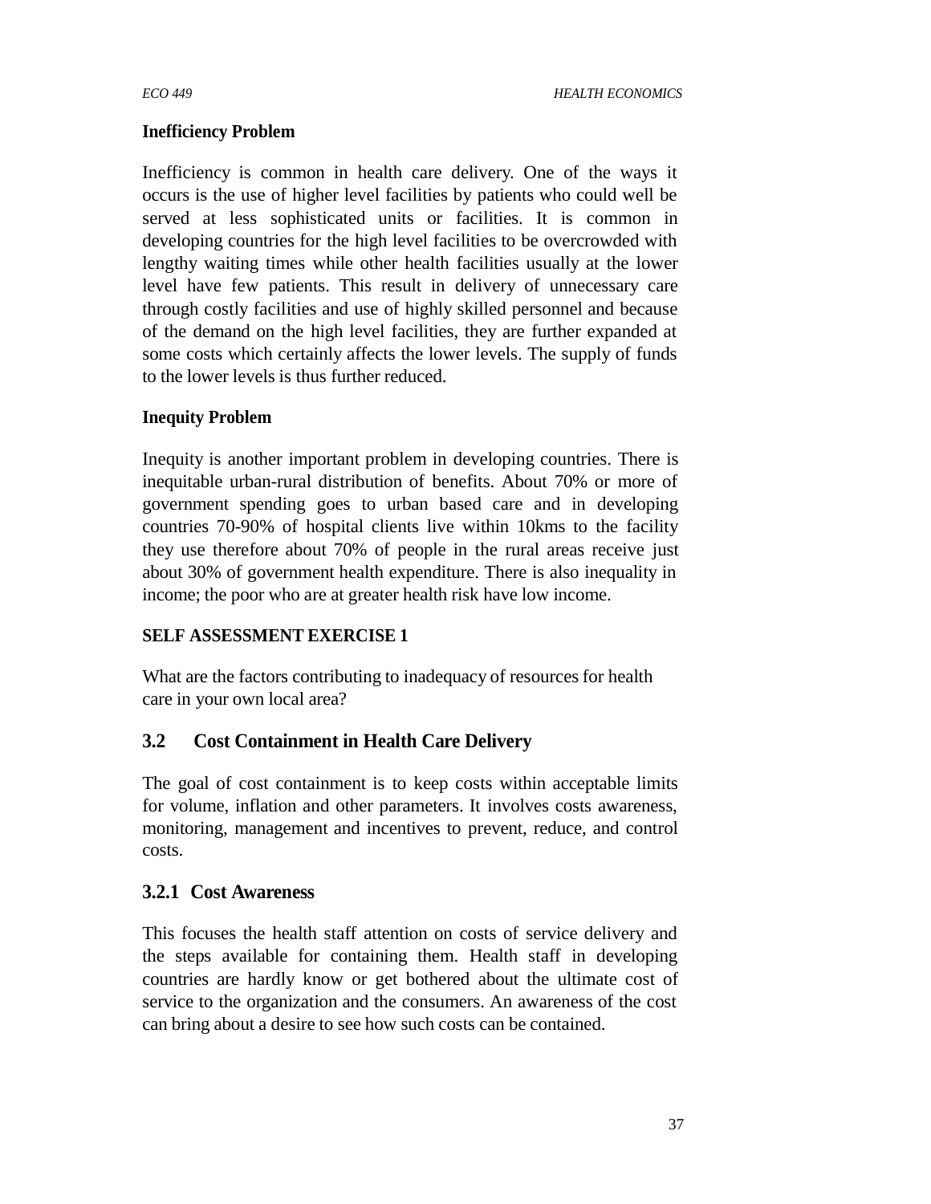**Inefficiency Problem**

Inefficiency is common in health care delivery. One of the ways it occurs is the use of higher level facilities by patients who could well be served at less sophisticated units or facilities. It is common in developing countries for the high level facilities to be overcrowded with lengthy waiting times while other health facilities usually at the lower level have few patients. This result in delivery of unnecessary care through costly facilities and use of highly skilled personnel and because of the demand on the high level facilities, they are further expanded at some costs which certainly affects the lower levels. The supply of funds to the lower levels is thus further reduced.

**Inequity Problem**

Inequity is another important problem in developing countries. There is inequitable urban-rural distribution of benefits. About 70% or more of government spending goes to urban based care and in developing countries 70-90% of hospital clients live within 10kms to the facility they use therefore about 70% of people in the rural areas receive just about 30% of government health expenditure. There is also inequality in income; the poor who are at greater health risk have low income.

**SELF ASSESSMENT EXERCISE 1**

What are the factors contributing to inadequacy of resources for health care in your own local area?

## 3.2 Cost Containment in Health Care Delivery

The goal of cost containment is to keep costs within acceptable limits for volume, inflation and other parameters. It involves costs awareness, monitoring, management and incentives to prevent, reduce, and control costs.

### 3.2.1 Cost Awareness

This focuses the health staff attention on costs of service delivery and the steps available for containing them. Health staff in developing countries are hardly know or get bothered about the ultimate cost of service to the organization and the consumers. An awareness of the cost can bring about a desire to see how such costs can be contained.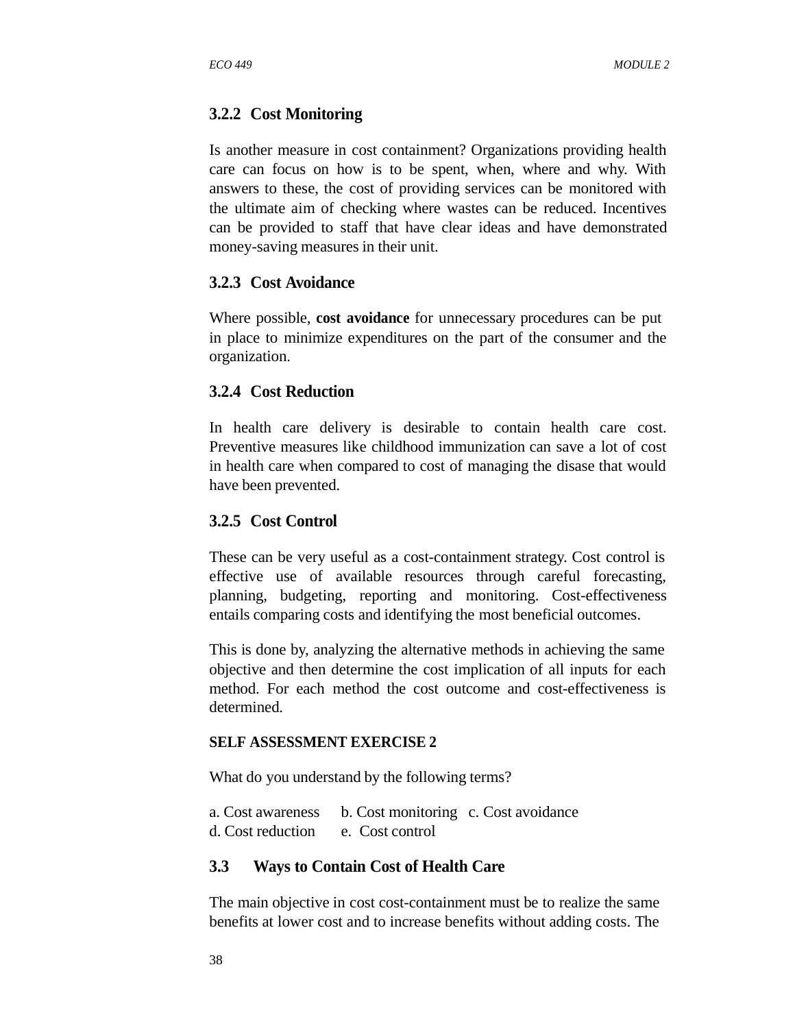### 3.2.2 Cost Monitoring

Is another measure in cost containment? Organizations providing health care can focus on how is to be spent, when, where and why. With answers to these, the cost of providing services can be monitored with the ultimate aim of checking where wastes can be reduced. Incentives can be provided to staff that have clear ideas and have demonstrated money-saving measures in their unit.

### 3.2.3 Cost Avoidance

Where possible, **cost avoidance** for unnecessary procedures can be put in place to minimize expenditures on the part of the consumer and the organization.

### 3.2.4 Cost Reduction

In health care delivery is desirable to contain health care cost. Preventive measures like childhood immunization can save a lot of cost in health care when compared to cost of managing the disase that would have been prevented.

### 3.2.5 Cost Control

These can be very useful as a cost-containment strategy. Cost control is effective use of available resources through careful forecasting, planning, budgeting, reporting and monitoring. Cost-effectiveness entails comparing costs and identifying the most beneficial outcomes.

This is done by, analyzing the alternative methods in achieving the same objective and then determine the cost implication of all inputs for each method. For each method the cost outcome and cost-effectiveness is determined.

**SELF ASSESSMENT EXERCISE 2**

What do you understand by the following terms?

a. Cost awareness b. Cost monitoring c. Cost avoidance
d. Cost reduction e. Cost control

## 3.3 Ways to Contain Cost of Health Care

The main objective in cost cost-containment must be to realize the same benefits at lower cost and to increase benefits without adding costs. The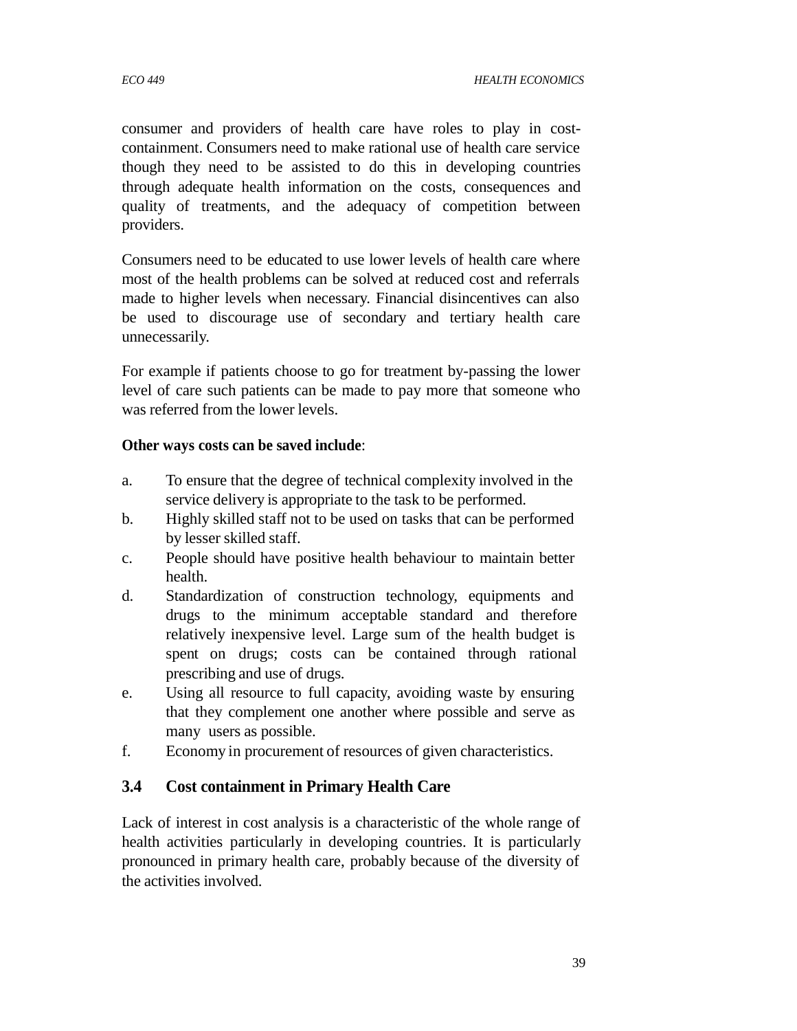consumer and providers of health care have roles to play in cost-containment. Consumers need to make rational use of health care service though they need to be assisted to do this in developing countries through adequate health information on the costs, consequences and quality of treatments, and the adequacy of competition between providers.

Consumers need to be educated to use lower levels of health care where most of the health problems can be solved at reduced cost and referrals made to higher levels when necessary. Financial disincentives can also be used to discourage use of secondary and tertiary health care unnecessarily.

For example if patients choose to go for treatment by-passing the lower level of care such patients can be made to pay more that someone who was referred from the lower levels.

**Other ways costs can be saved include**:

a. To ensure that the degree of technical complexity involved in the service delivery is appropriate to the task to be performed.
b. Highly skilled staff not to be used on tasks that can be performed by lesser skilled staff.
c. People should have positive health behaviour to maintain better health.
d. Standardization of construction technology, equipments and drugs to the minimum acceptable standard and therefore relatively inexpensive level. Large sum of the health budget is spent on drugs; costs can be contained through rational prescribing and use of drugs.
e. Using all resource to full capacity, avoiding waste by ensuring that they complement one another where possible and serve as many users as possible.
f. Economy in procurement of resources of given characteristics.

## 3.4 Cost containment in Primary Health Care

Lack of interest in cost analysis is a characteristic of the whole range of health activities particularly in developing countries. It is particularly pronounced in primary health care, probably because of the diversity of the activities involved.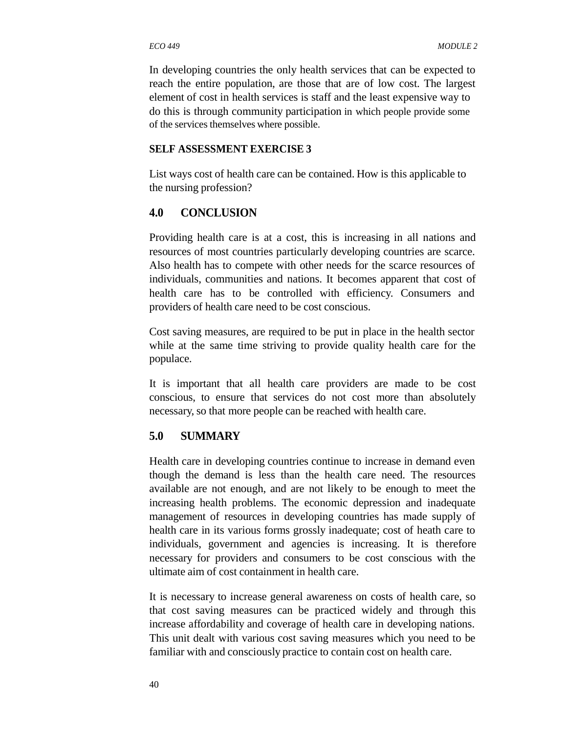In developing countries the only health services that can be expected to reach the entire population, are those that are of low cost. The largest element of cost in health services is staff and the least expensive way to do this is through community participation in which people provide some of the services themselves where possible.

**SELF ASSESSMENT EXERCISE 3**

List ways cost of health care can be contained. How is this applicable to the nursing profession?

## 4.0 CONCLUSION

Providing health care is at a cost, this is increasing in all nations and resources of most countries particularly developing countries are scarce. Also health has to compete with other needs for the scarce resources of individuals, communities and nations. It becomes apparent that cost of health care has to be controlled with efficiency. Consumers and providers of health care need to be cost conscious.

Cost saving measures, are required to be put in place in the health sector while at the same time striving to provide quality health care for the populace.

It is important that all health care providers are made to be cost conscious, to ensure that services do not cost more than absolutely necessary, so that more people can be reached with health care.

## 5.0 SUMMARY

Health care in developing countries continue to increase in demand even though the demand is less than the health care need. The resources available are not enough, and are not likely to be enough to meet the increasing health problems. The economic depression and inadequate management of resources in developing countries has made supply of health care in its various forms grossly inadequate; cost of heath care to individuals, government and agencies is increasing. It is therefore necessary for providers and consumers to be cost conscious with the ultimate aim of cost containment in health care.

It is necessary to increase general awareness on costs of health care, so that cost saving measures can be practiced widely and through this increase affordability and coverage of health care in developing nations. This unit dealt with various cost saving measures which you need to be familiar with and consciously practice to contain cost on health care.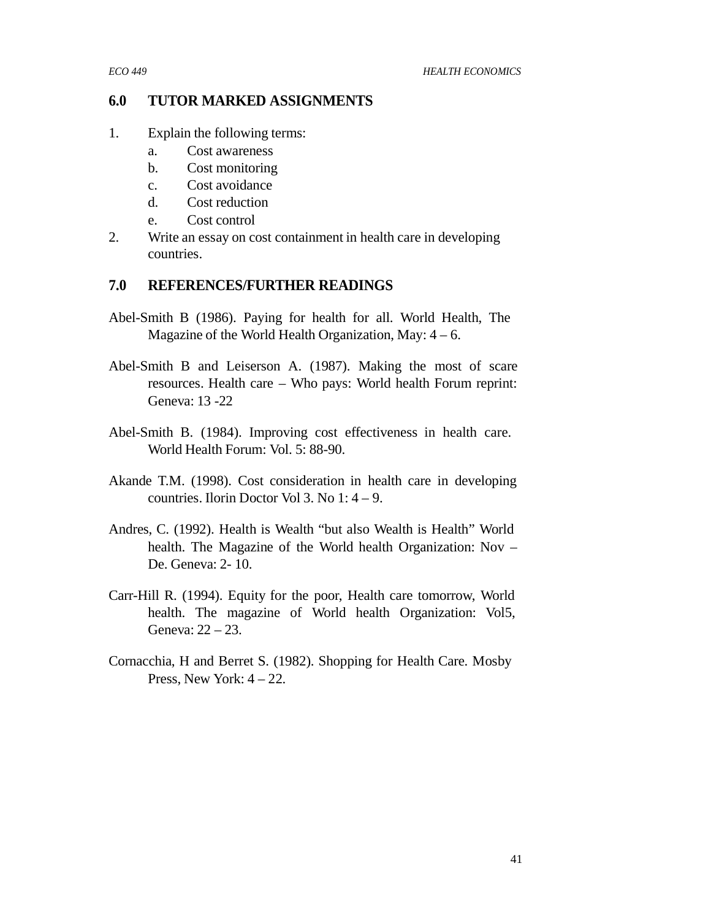## 6.0 TUTOR MARKED ASSIGNMENTS

1. Explain the following terms:
   a. Cost awareness
   b. Cost monitoring
   c. Cost avoidance
   d. Cost reduction
   e. Cost control
2. Write an essay on cost containment in health care in developing countries.

## 7.0 REFERENCES/FURTHER READINGS

Abel-Smith B (1986). Paying for health for all. World Health, The Magazine of the World Health Organization, May: 4 – 6.

Abel-Smith B and Leiserson A. (1987). Making the most of scare resources. Health care – Who pays: World health Forum reprint: Geneva: 13 -22

Abel-Smith B. (1984). Improving cost effectiveness in health care. World Health Forum: Vol. 5: 88-90.

Akande T.M. (1998). Cost consideration in health care in developing countries. Ilorin Doctor Vol 3. No 1: 4 – 9.

Andres, C. (1992). Health is Wealth "but also Wealth is Health" World health. The Magazine of the World health Organization: Nov – De. Geneva: 2- 10.

Carr-Hill R. (1994). Equity for the poor, Health care tomorrow, World health. The magazine of World health Organization: Vol5, Geneva: 22 – 23.

Cornacchia, H and Berret S. (1982). Shopping for Health Care. Mosby Press, New York: 4 – 22.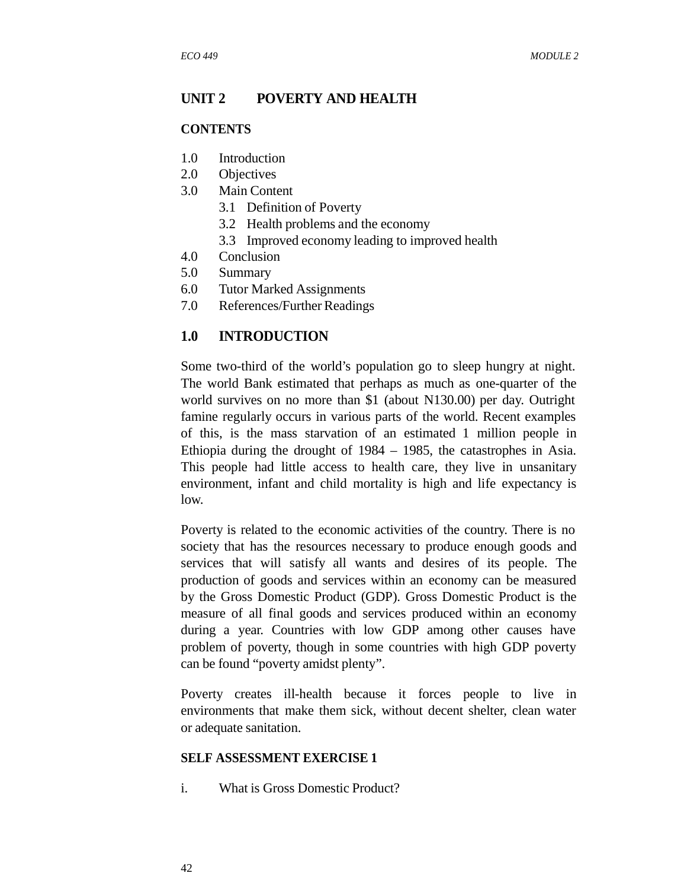## UNIT 2 POVERTY AND HEALTH

**CONTENTS**

1.0 Introduction
2.0 Objectives
3.0 Main Content
   3.1 Definition of Poverty
   3.2 Health problems and the economy
   3.3 Improved economy leading to improved health
4.0 Conclusion
5.0 Summary
6.0 Tutor Marked Assignments
7.0 References/Further Readings

### 1.0 INTRODUCTION

Some two-third of the world's population go to sleep hungry at night. The world Bank estimated that perhaps as much as one-quarter of the world survives on no more than $1 (about N130.00) per day. Outright famine regularly occurs in various parts of the world. Recent examples of this, is the mass starvation of an estimated 1 million people in Ethiopia during the drought of 1984 – 1985, the catastrophes in Asia. This people had little access to health care, they live in unsanitary environment, infant and child mortality is high and life expectancy is low.

Poverty is related to the economic activities of the country. There is no society that has the resources necessary to produce enough goods and services that will satisfy all wants and desires of its people. The production of goods and services within an economy can be measured by the Gross Domestic Product (GDP). Gross Domestic Product is the measure of all final goods and services produced within an economy during a year. Countries with low GDP among other causes have problem of poverty, though in some countries with high GDP poverty can be found "poverty amidst plenty".

Poverty creates ill-health because it forces people to live in environments that make them sick, without decent shelter, clean water or adequate sanitation.

**SELF ASSESSMENT EXERCISE 1**

i. What is Gross Domestic Product?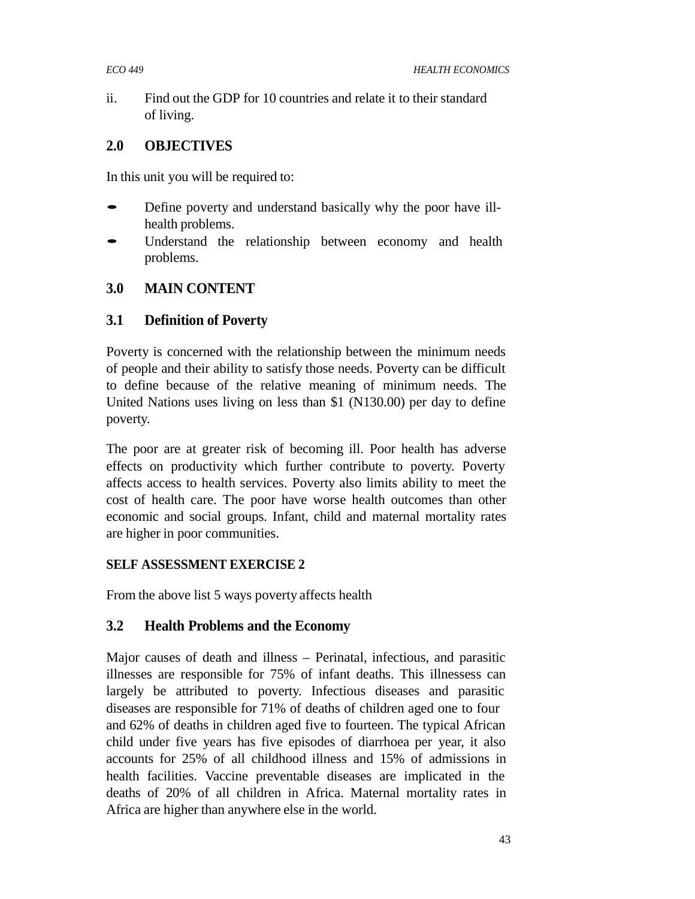ii. Find out the GDP for 10 countries and relate it to their standard of living.

## 2.0 OBJECTIVES

In this unit you will be required to:

- Define poverty and understand basically why the poor have ill-health problems.
- Understand the relationship between economy and health problems.

## 3.0 MAIN CONTENT

### 3.1 Definition of Poverty

Poverty is concerned with the relationship between the minimum needs of people and their ability to satisfy those needs. Poverty can be difficult to define because of the relative meaning of minimum needs. The United Nations uses living on less than $1 (N130.00) per day to define poverty.

The poor are at greater risk of becoming ill. Poor health has adverse effects on productivity which further contribute to poverty. Poverty affects access to health services. Poverty also limits ability to meet the cost of health care. The poor have worse health outcomes than other economic and social groups. Infant, child and maternal mortality rates are higher in poor communities.

**SELF ASSESSMENT EXERCISE 2**

From the above list 5 ways poverty affects health

### 3.2 Health Problems and the Economy

Major causes of death and illness – Perinatal, infectious, and parasitic illnesses are responsible for 75% of infant deaths. This illnessess can largely be attributed to poverty. Infectious diseases and parasitic diseases are responsible for 71% of deaths of children aged one to four and 62% of deaths in children aged five to fourteen. The typical African child under five years has five episodes of diarrhoea per year, it also accounts for 25% of all childhood illness and 15% of admissions in health facilities. Vaccine preventable diseases are implicated in the deaths of 20% of all children in Africa. Maternal mortality rates in Africa are higher than anywhere else in the world.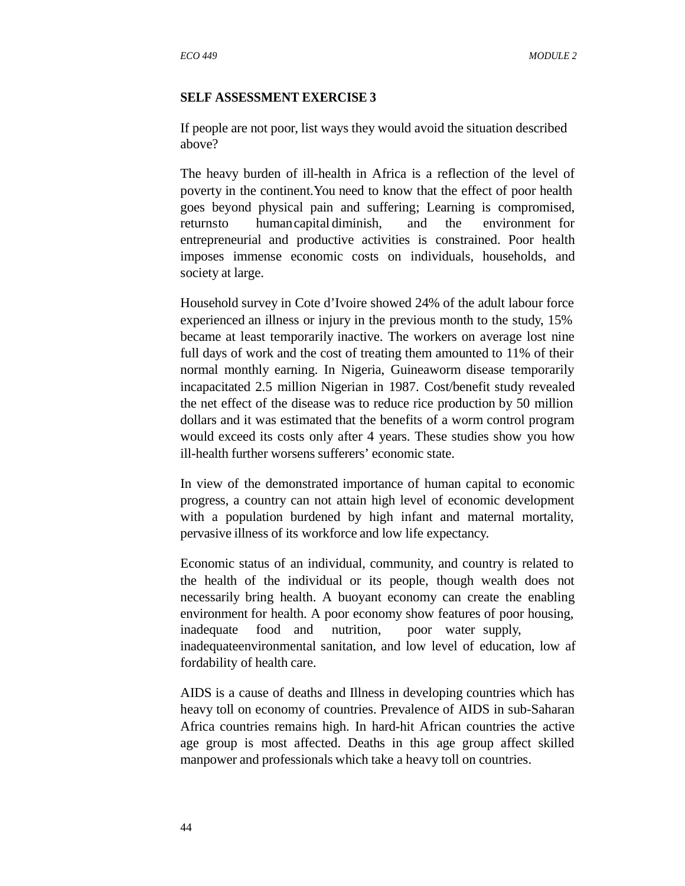**SELF ASSESSMENT EXERCISE 3**

If people are not poor, list ways they would avoid the situation described above?

The heavy burden of ill-health in Africa is a reflection of the level of poverty in the continent. You need to know that the effect of poor health goes beyond physical pain and suffering; Learning is compromised, returns to human capital diminish, and the environment for entrepreneurial and productive activities is constrained. Poor health imposes immense economic costs on individuals, households, and society at large.

Household survey in Cote d'Ivoire showed 24% of the adult labour force experienced an illness or injury in the previous month to the study, 15% became at least temporarily inactive. The workers on average lost nine full days of work and the cost of treating them amounted to 11% of their normal monthly earning. In Nigeria, Guineaworm disease temporarily incapacitated 2.5 million Nigerian in 1987. Cost/benefit study revealed the net effect of the disease was to reduce rice production by 50 million dollars and it was estimated that the benefits of a worm control program would exceed its costs only after 4 years. These studies show you how ill-health further worsens sufferers' economic state.

In view of the demonstrated importance of human capital to economic progress, a country can not attain high level of economic development with a population burdened by high infant and maternal mortality, pervasive illness of its workforce and low life expectancy.

Economic status of an individual, community, and country is related to the health of the individual or its people, though wealth does not necessarily bring health. A buoyant economy can create the enabling environment for health. A poor economy show features of poor housing, inadequate food and nutrition, poor water supply, inadequateenvironmental sanitation, and low level of education, low af fordability of health care.

AIDS is a cause of deaths and Illness in developing countries which has heavy toll on economy of countries. Prevalence of AIDS in sub-Saharan Africa countries remains high. In hard-hit African countries the active age group is most affected. Deaths in this age group affect skilled manpower and professionals which take a heavy toll on countries.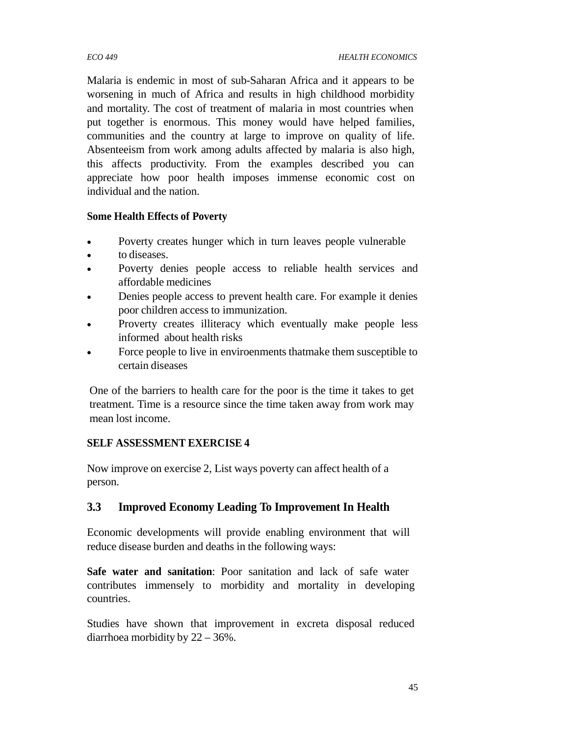Malaria is endemic in most of sub-Saharan Africa and it appears to be worsening in much of Africa and results in high childhood morbidity and mortality. The cost of treatment of malaria in most countries when put together is enormous. This money would have helped families, communities and the country at large to improve on quality of life. Absenteeism from work among adults affected by malaria is also high, this affects productivity. From the examples described you can appreciate how poor health imposes immense economic cost on individual and the nation.

**Some Health Effects of Poverty**

- Poverty creates hunger which in turn leaves people vulnerable
- to diseases.
- Poverty denies people access to reliable health services and affordable medicines
- Denies people access to prevent health care. For example it denies poor children access to immunization.
- Proverty creates illiteracy which eventually make people less informed about health risks
- Force people to live in enviroenments thatmake them susceptible to certain diseases

One of the barriers to health care for the poor is the time it takes to get treatment. Time is a resource since the time taken away from work may mean lost income.

**SELF ASSESSMENT EXERCISE 4**

Now improve on exercise 2, List ways poverty can affect health of a person.

## 3.3 Improved Economy Leading To Improvement In Health

Economic developments will provide enabling environment that will reduce disease burden and deaths in the following ways:

**Safe water and sanitation**: Poor sanitation and lack of safe water contributes immensely to morbidity and mortality in developing countries.

Studies have shown that improvement in excreta disposal reduced diarrhoea morbidity by 22 – 36%.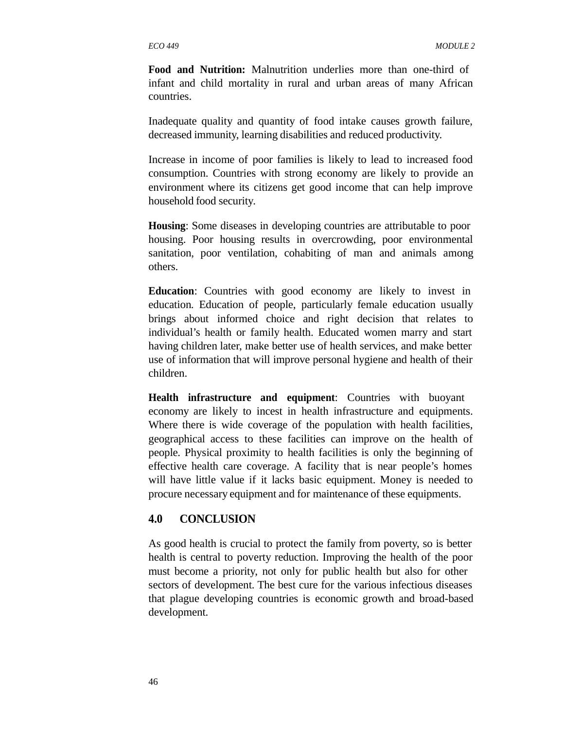**Food and Nutrition:** Malnutrition underlies more than one-third of infant and child mortality in rural and urban areas of many African countries.

Inadequate quality and quantity of food intake causes growth failure, decreased immunity, learning disabilities and reduced productivity.

Increase in income of poor families is likely to lead to increased food consumption. Countries with strong economy are likely to provide an environment where its citizens get good income that can help improve household food security.

**Housing**: Some diseases in developing countries are attributable to poor housing. Poor housing results in overcrowding, poor environmental sanitation, poor ventilation, cohabiting of man and animals among others.

**Education**: Countries with good economy are likely to invest in education. Education of people, particularly female education usually brings about informed choice and right decision that relates to individual's health or family health. Educated women marry and start having children later, make better use of health services, and make better use of information that will improve personal hygiene and health of their children.

**Health infrastructure and equipment**: Countries with buoyant economy are likely to incest in health infrastructure and equipments. Where there is wide coverage of the population with health facilities, geographical access to these facilities can improve on the health of people. Physical proximity to health facilities is only the beginning of effective health care coverage. A facility that is near people's homes will have little value if it lacks basic equipment. Money is needed to procure necessary equipment and for maintenance of these equipments.

## 4.0 CONCLUSION

As good health is crucial to protect the family from poverty, so is better health is central to poverty reduction. Improving the health of the poor must become a priority, not only for public health but also for other sectors of development. The best cure for the various infectious diseases that plague developing countries is economic growth and broad-based development.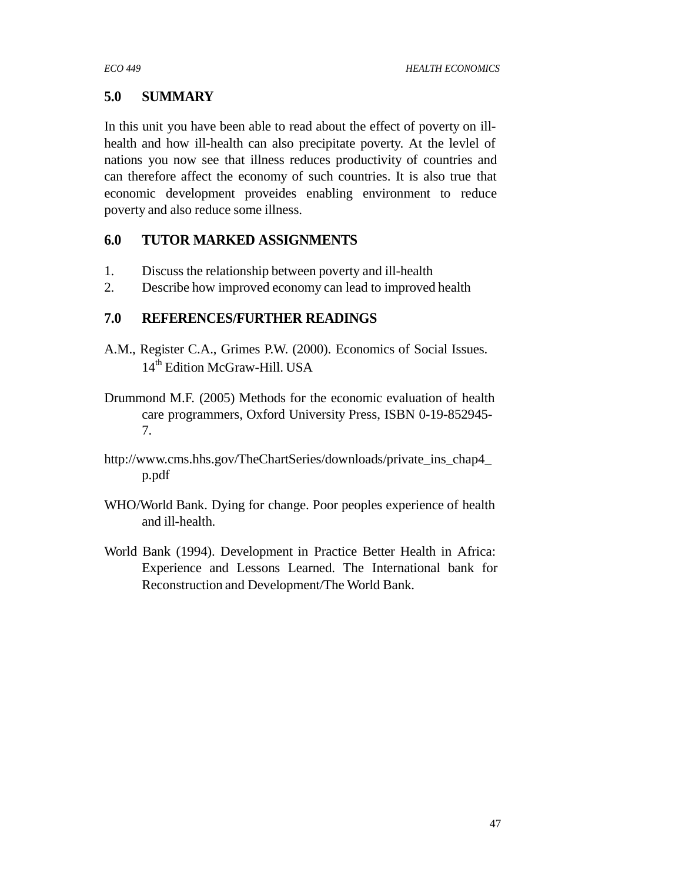## 5.0 SUMMARY

In this unit you have been able to read about the effect of poverty on ill-health and how ill-health can also precipitate poverty. At the levlel of nations you now see that illness reduces productivity of countries and can therefore affect the economy of such countries. It is also true that economic development proveides enabling environment to reduce poverty and also reduce some illness.

## 6.0 TUTOR MARKED ASSIGNMENTS

1. Discuss the relationship between poverty and ill-health
2. Describe how improved economy can lead to improved health

## 7.0 REFERENCES/FURTHER READINGS

A.M., Register C.A., Grimes P.W. (2000). Economics of Social Issues. 14th Edition McGraw-Hill. USA

Drummond M.F. (2005) Methods for the economic evaluation of health care programmers, Oxford University Press, ISBN 0-19-852945-7.

http://www.cms.hhs.gov/TheChartSeries/downloads/private_ins_chap4_p.pdf

WHO/World Bank. Dying for change. Poor peoples experience of health and ill-health.

World Bank (1994). Development in Practice Better Health in Africa: Experience and Lessons Learned. The International bank for Reconstruction and Development/The World Bank.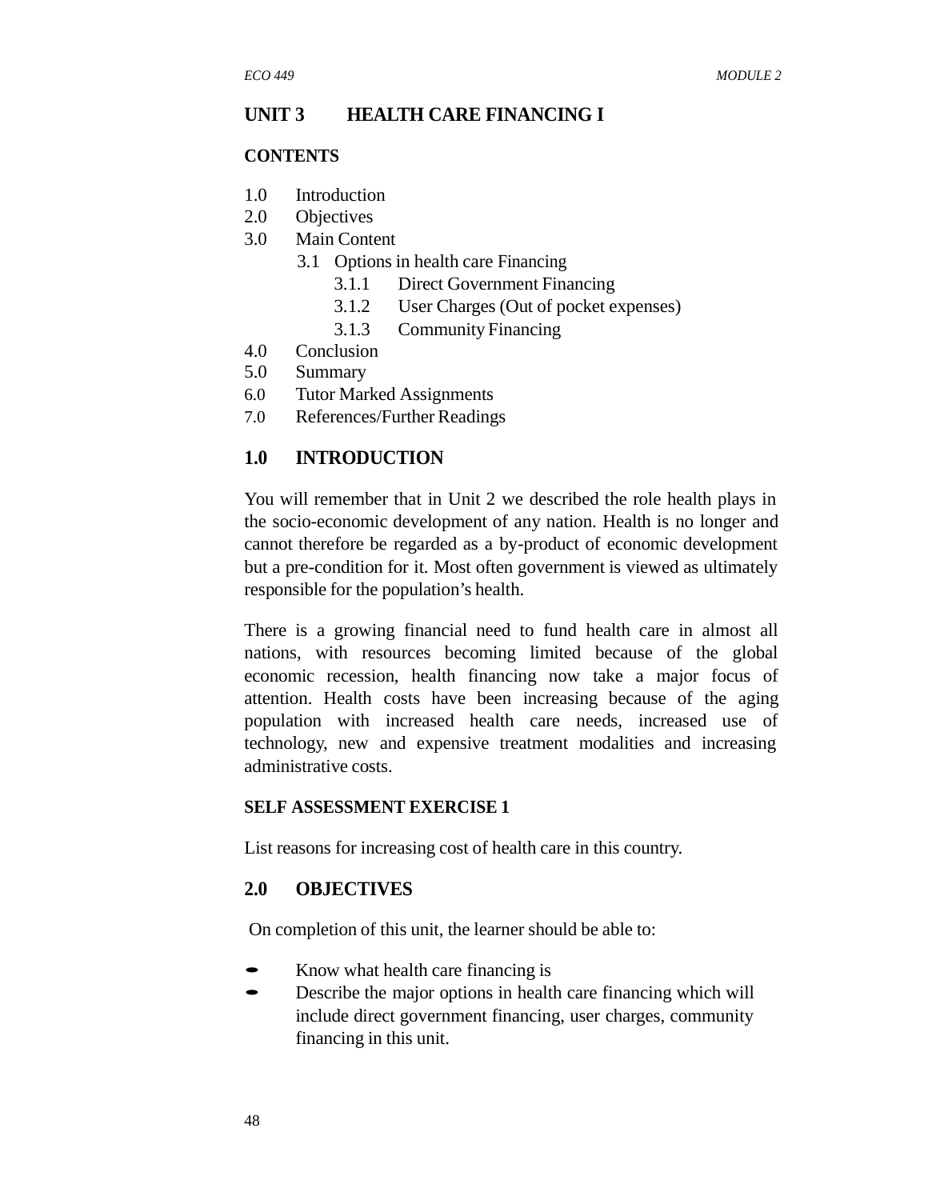## UNIT 3 HEALTH CARE FINANCING I

**CONTENTS**

1.0 Introduction
2.0 Objectives
3.0 Main Content
   3.1 Options in health care Financing
      3.1.1 Direct Government Financing
      3.1.2 User Charges (Out of pocket expenses)
      3.1.3 Community Financing
4.0 Conclusion
5.0 Summary
6.0 Tutor Marked Assignments
7.0 References/Further Readings

## 1.0 INTRODUCTION

You will remember that in Unit 2 we described the role health plays in the socio-economic development of any nation. Health is no longer and cannot therefore be regarded as a by-product of economic development but a pre-condition for it. Most often government is viewed as ultimately responsible for the population's health.

There is a growing financial need to fund health care in almost all nations, with resources becoming limited because of the global economic recession, health financing now take a major focus of attention. Health costs have been increasing because of the aging population with increased health care needs, increased use of technology, new and expensive treatment modalities and increasing administrative costs.

**SELF ASSESSMENT EXERCISE 1**

List reasons for increasing cost of health care in this country.

## 2.0 OBJECTIVES

On completion of this unit, the learner should be able to:

- Know what health care financing is
- Describe the major options in health care financing which will include direct government financing, user charges, community financing in this unit.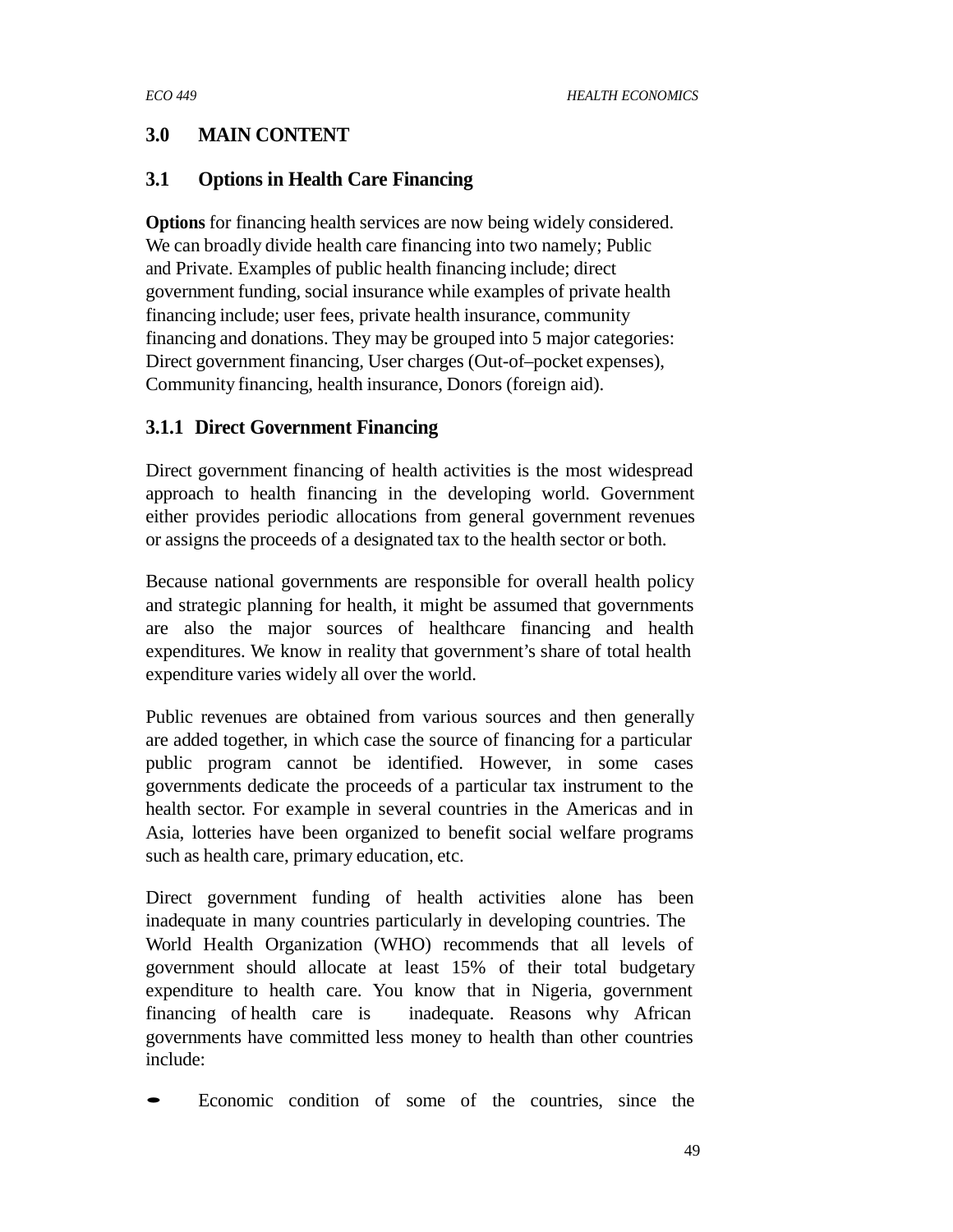## 3.0 MAIN CONTENT

### 3.1 Options in Health Care Financing

**Options** for financing health services are now being widely considered. We can broadly divide health care financing into two namely; Public and Private. Examples of public health financing include; direct government funding, social insurance while examples of private health financing include; user fees, private health insurance, community financing and donations. They may be grouped into 5 major categories: Direct government financing, User charges (Out-of–pocket expenses), Community financing, health insurance, Donors (foreign aid).

#### 3.1.1 Direct Government Financing

Direct government financing of health activities is the most widespread approach to health financing in the developing world. Government either provides periodic allocations from general government revenues or assigns the proceeds of a designated tax to the health sector or both.

Because national governments are responsible for overall health policy and strategic planning for health, it might be assumed that governments are also the major sources of healthcare financing and health expenditures. We know in reality that government's share of total health expenditure varies widely all over the world.

Public revenues are obtained from various sources and then generally are added together, in which case the source of financing for a particular public program cannot be identified. However, in some cases governments dedicate the proceeds of a particular tax instrument to the health sector. For example in several countries in the Americas and in Asia, lotteries have been organized to benefit social welfare programs such as health care, primary education, etc.

Direct government funding of health activities alone has been inadequate in many countries particularly in developing countries. The World Health Organization (WHO) recommends that all levels of government should allocate at least 15% of their total budgetary expenditure to health care. You know that in Nigeria, government financing of health care is inadequate. Reasons why African governments have committed less money to health than other countries include:

- Economic condition of some of the countries, since the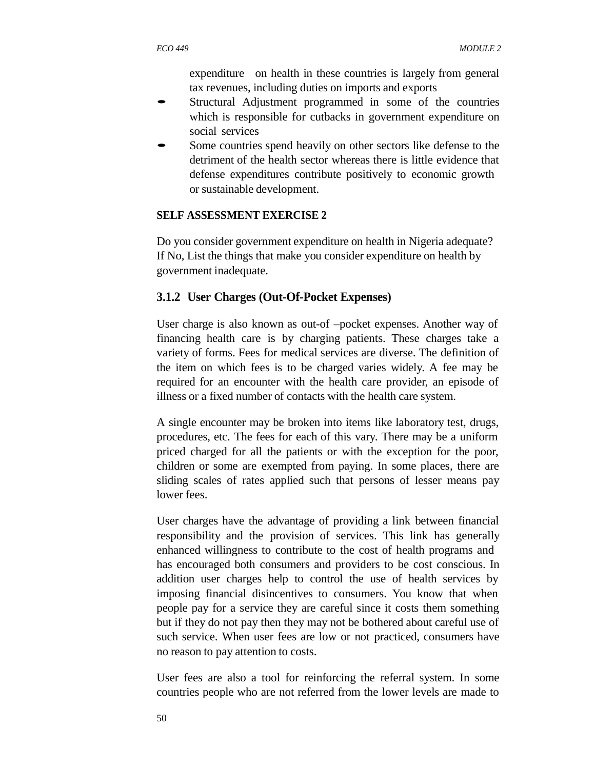expenditure on health in these countries is largely from general tax revenues, including duties on imports and exports

- Structural Adjustment programmed in some of the countries which is responsible for cutbacks in government expenditure on social services
- Some countries spend heavily on other sectors like defense to the detriment of the health sector whereas there is little evidence that defense expenditures contribute positively to economic growth or sustainable development.

**SELF ASSESSMENT EXERCISE 2**

Do you consider government expenditure on health in Nigeria adequate? If No, List the things that make you consider expenditure on health by government inadequate.

### 3.1.2 User Charges (Out-Of-Pocket Expenses)

User charge is also known as out-of –pocket expenses. Another way of financing health care is by charging patients. These charges take a variety of forms. Fees for medical services are diverse. The definition of the item on which fees is to be charged varies widely. A fee may be required for an encounter with the health care provider, an episode of illness or a fixed number of contacts with the health care system.

A single encounter may be broken into items like laboratory test, drugs, procedures, etc. The fees for each of this vary. There may be a uniform priced charged for all the patients or with the exception for the poor, children or some are exempted from paying. In some places, there are sliding scales of rates applied such that persons of lesser means pay lower fees.

User charges have the advantage of providing a link between financial responsibility and the provision of services. This link has generally enhanced willingness to contribute to the cost of health programs and has encouraged both consumers and providers to be cost conscious. In addition user charges help to control the use of health services by imposing financial disincentives to consumers. You know that when people pay for a service they are careful since it costs them something but if they do not pay then they may not be bothered about careful use of such service. When user fees are low or not practiced, consumers have no reason to pay attention to costs.

User fees are also a tool for reinforcing the referral system. In some countries people who are not referred from the lower levels are made to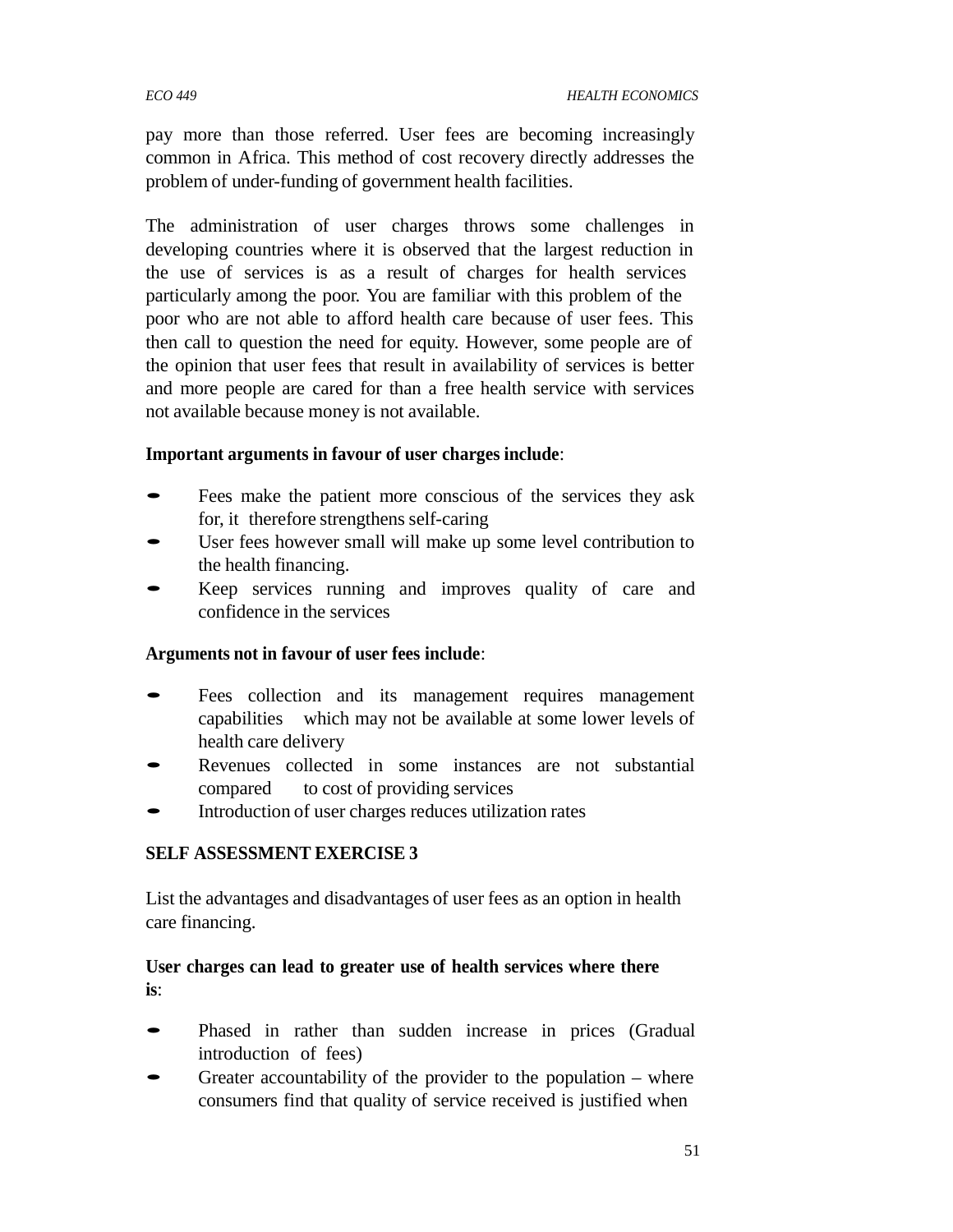pay more than those referred. User fees are becoming increasingly common in Africa. This method of cost recovery directly addresses the problem of under-funding of government health facilities.

The administration of user charges throws some challenges in developing countries where it is observed that the largest reduction in the use of services is as a result of charges for health services particularly among the poor. You are familiar with this problem of the poor who are not able to afford health care because of user fees. This then call to question the need for equity. However, some people are of the opinion that user fees that result in availability of services is better and more people are cared for than a free health service with services not available because money is not available.

**Important arguments in favour of user charges include**:

- Fees make the patient more conscious of the services they ask for, it therefore strengthens self-caring
- User fees however small will make up some level contribution to the health financing.
- Keep services running and improves quality of care and confidence in the services

**Arguments not in favour of user fees include**:

- Fees collection and its management requires management capabilities which may not be available at some lower levels of health care delivery
- Revenues collected in some instances are not substantial compared to cost of providing services
- Introduction of user charges reduces utilization rates

**SELF ASSESSMENT EXERCISE 3**

List the advantages and disadvantages of user fees as an option in health care financing.

**User charges can lead to greater use of health services where there is**:

- Phased in rather than sudden increase in prices (Gradual introduction of fees)
- Greater accountability of the provider to the population – where consumers find that quality of service received is justified when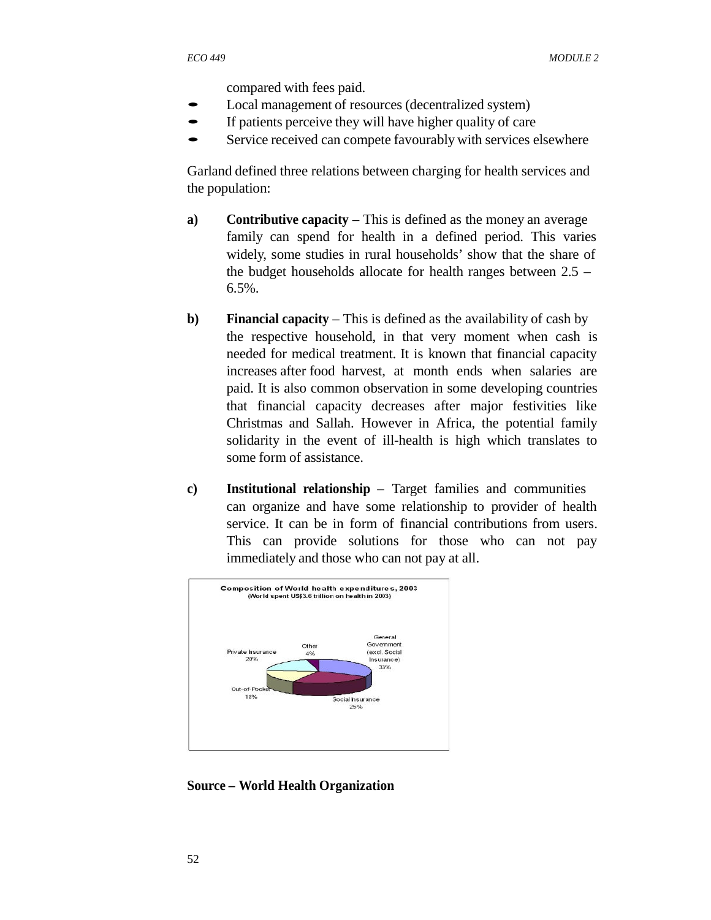compared with fees paid.

- Local management of resources (decentralized system)
- If patients perceive they will have higher quality of care
- Service received can compete favourably with services elsewhere

Garland defined three relations between charging for health services and the population:

**a) Contributive capacity** – This is defined as the money an average family can spend for health in a defined period. This varies widely, some studies in rural households' show that the share of the budget households allocate for health ranges between 2.5 – 6.5%.

**b) Financial capacity** – This is defined as the availability of cash by the respective household, in that very moment when cash is needed for medical treatment. It is known that financial capacity increases after food harvest, at month ends when salaries are paid. It is also common observation in some developing countries that financial capacity decreases after major festivities like Christmas and Sallah. However in Africa, the potential family solidarity in the event of ill-health is high which translates to some form of assistance.

**c) Institutional relationship** – Target families and communities can organize and have some relationship to provider of health service. It can be in form of financial contributions from users. This can provide solutions for those who can not pay immediately and those who can not pay at all.

**Composition of World health expenditures, 2003**
(World spent US$3.6 trillion on health in 2003)

- General Government (excl. Social Insurance) 33%
- Social Insurance 25%
- Out-of-Pocket 18%
- Private Insurance 20%
- Other 4%

**Source – World Health Organization**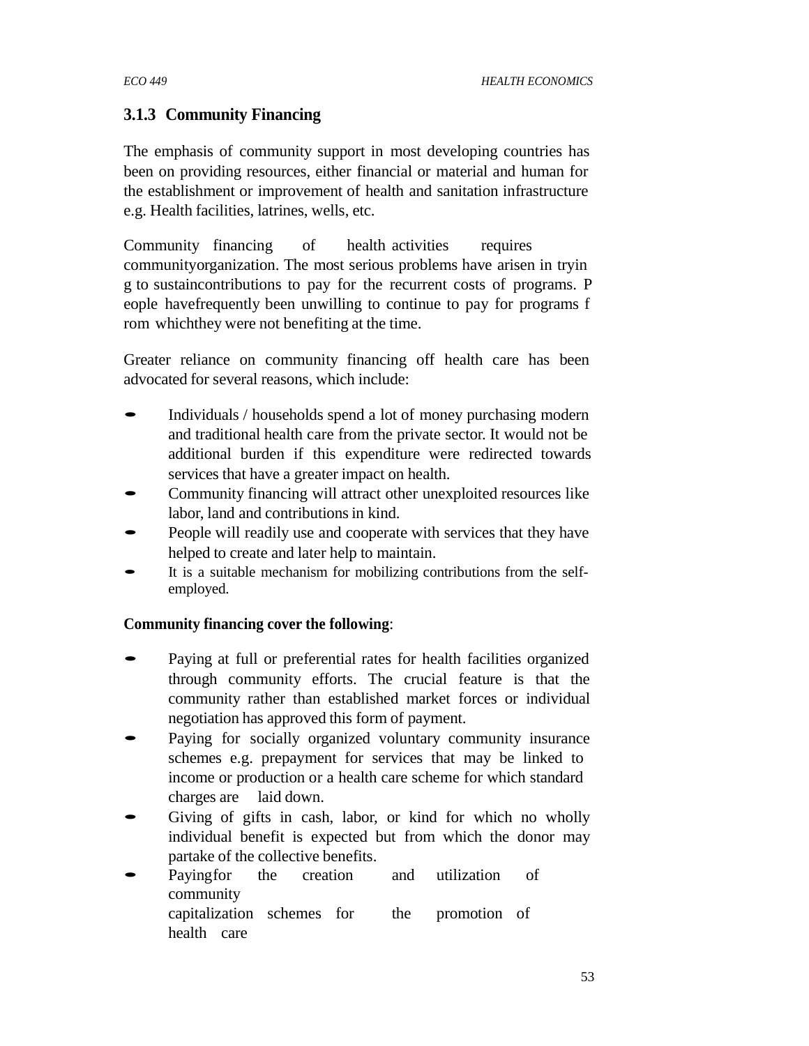### 3.1.3 Community Financing

The emphasis of community support in most developing countries has been on providing resources, either financial or material and human for the establishment or improvement of health and sanitation infrastructure e.g. Health facilities, latrines, wells, etc.

Community financing of health activities requires communityorganization. The most serious problems have arisen in trying to sustaincontributions to pay for the recurrent costs of programs. People havefrequently been unwilling to continue to pay for programs from whichthey were not benefiting at the time.

Greater reliance on community financing off health care has been advocated for several reasons, which include:

- Individuals / households spend a lot of money purchasing modern and traditional health care from the private sector. It would not be additional burden if this expenditure were redirected towards services that have a greater impact on health.
- Community financing will attract other unexploited resources like labor, land and contributions in kind.
- People will readily use and cooperate with services that they have helped to create and later help to maintain.
- It is a suitable mechanism for mobilizing contributions from the self-employed.

**Community financing cover the following**:

- Paying at full or preferential rates for health facilities organized through community efforts. The crucial feature is that the community rather than established market forces or individual negotiation has approved this form of payment.
- Paying for socially organized voluntary community insurance schemes e.g. prepayment for services that may be linked to income or production or a health care scheme for which standard charges are laid down.
- Giving of gifts in cash, labor, or kind for which no wholly individual benefit is expected but from which the donor may partake of the collective benefits.
- Payingfor the creation and utilization of community capitalization schemes for the promotion of health care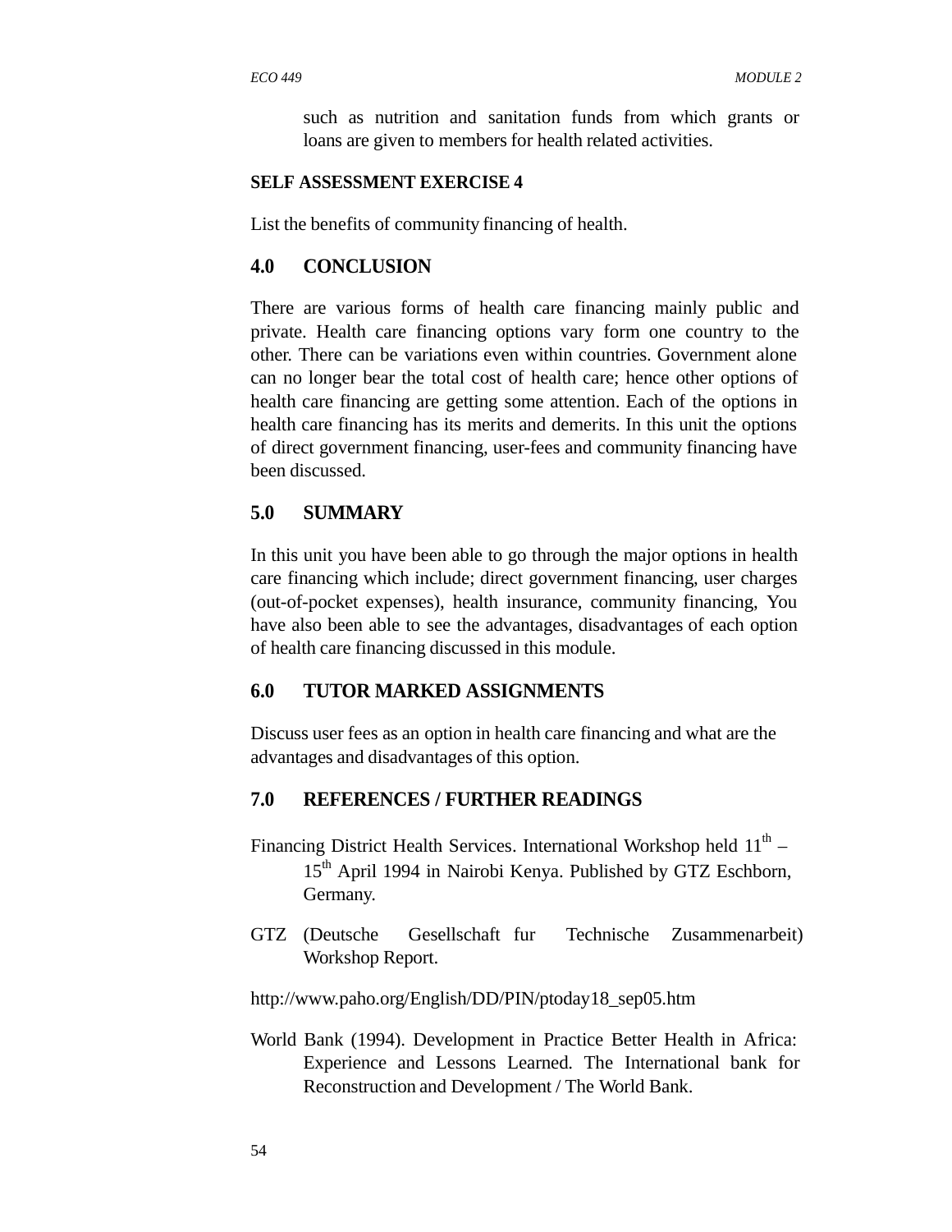such as nutrition and sanitation funds from which grants or loans are given to members for health related activities.

**SELF ASSESSMENT EXERCISE 4**

List the benefits of community financing of health.

## 4.0 CONCLUSION

There are various forms of health care financing mainly public and private. Health care financing options vary form one country to the other. There can be variations even within countries. Government alone can no longer bear the total cost of health care; hence other options of health care financing are getting some attention. Each of the options in health care financing has its merits and demerits. In this unit the options of direct government financing, user-fees and community financing have been discussed.

## 5.0 SUMMARY

In this unit you have been able to go through the major options in health care financing which include; direct government financing, user charges (out-of-pocket expenses), health insurance, community financing, You have also been able to see the advantages, disadvantages of each option of health care financing discussed in this module.

## 6.0 TUTOR MARKED ASSIGNMENTS

Discuss user fees as an option in health care financing and what are the advantages and disadvantages of this option.

## 7.0 REFERENCES / FURTHER READINGS

Financing District Health Services. International Workshop held 11th – 15th April 1994 in Nairobi Kenya. Published by GTZ Eschborn, Germany.

GTZ (Deutsche Gesellschaft fur Technische Zusammenarbeit) Workshop Report.

http://www.paho.org/English/DD/PIN/ptoday18_sep05.htm

World Bank (1994). Development in Practice Better Health in Africa: Experience and Lessons Learned. The International bank for Reconstruction and Development / The World Bank.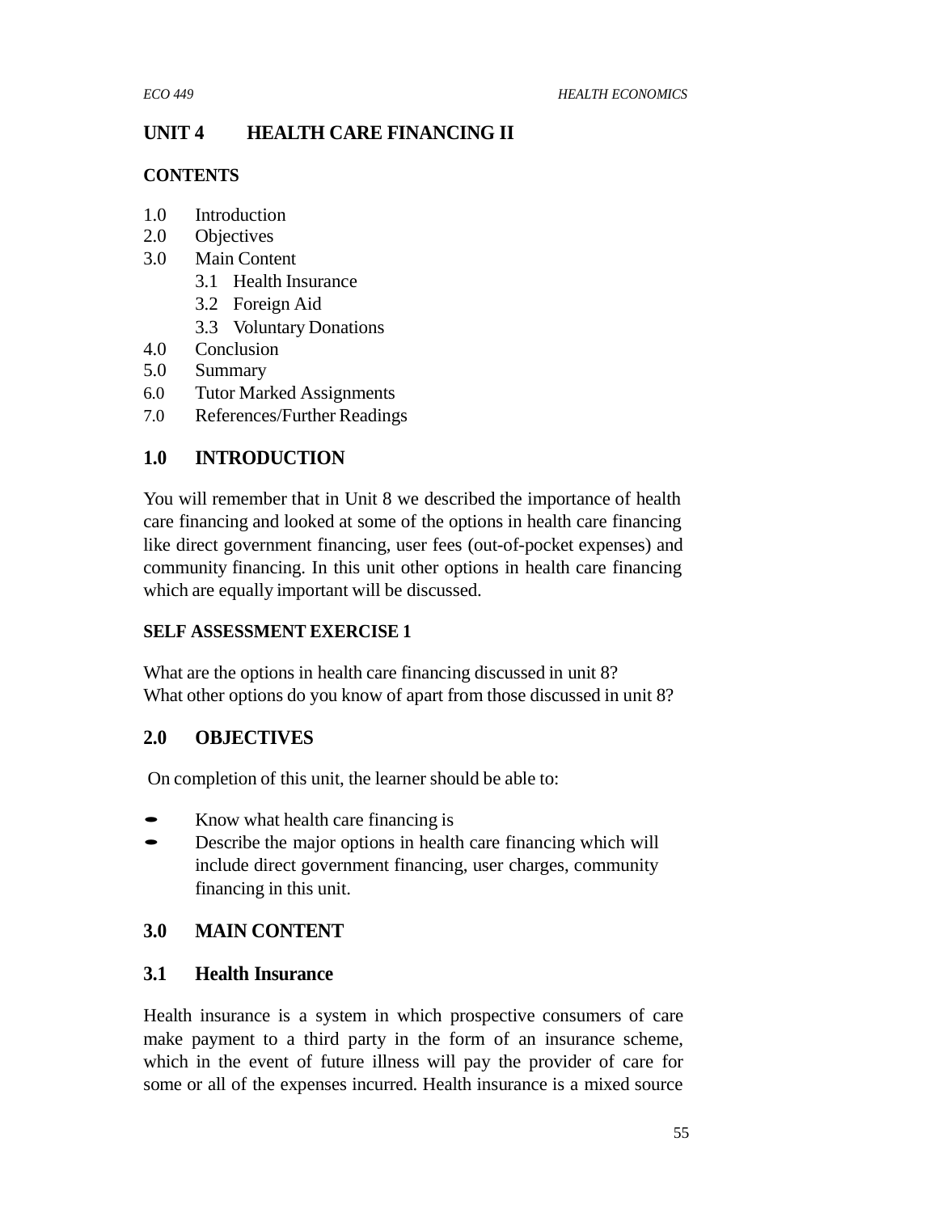# UNIT 4 HEALTH CARE FINANCING II

**CONTENTS**

1.0 Introduction
2.0 Objectives
3.0 Main Content
  3.1 Health Insurance
  3.2 Foreign Aid
  3.3 Voluntary Donations
4.0 Conclusion
5.0 Summary
6.0 Tutor Marked Assignments
7.0 References/Further Readings

## 1.0 INTRODUCTION

You will remember that in Unit 8 we described the importance of health care financing and looked at some of the options in health care financing like direct government financing, user fees (out-of-pocket expenses) and community financing. In this unit other options in health care financing which are equally important will be discussed.

**SELF ASSESSMENT EXERCISE 1**

What are the options in health care financing discussed in unit 8?
What other options do you know of apart from those discussed in unit 8?

## 2.0 OBJECTIVES

On completion of this unit, the learner should be able to:

- Know what health care financing is
- Describe the major options in health care financing which will include direct government financing, user charges, community financing in this unit.

## 3.0 MAIN CONTENT

### 3.1 Health Insurance

Health insurance is a system in which prospective consumers of care make payment to a third party in the form of an insurance scheme, which in the event of future illness will pay the provider of care for some or all of the expenses incurred. Health insurance is a mixed source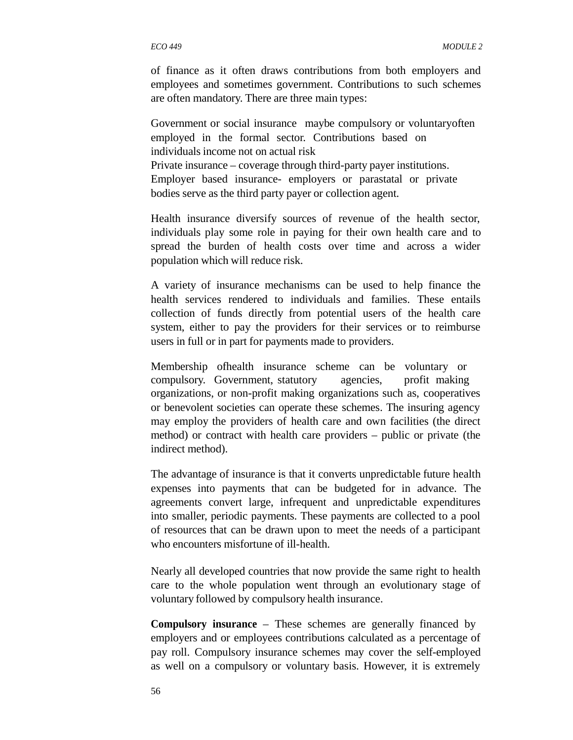of finance as it often draws contributions from both employers and employees and sometimes government. Contributions to such schemes are often mandatory. There are three main types:

Government or social insurance maybe compulsory or voluntaryoften employed in the formal sector. Contributions based on individuals income not on actual risk
Private insurance – coverage through third-party payer institutions.
Employer based insurance- employers or parastatal or private bodies serve as the third party payer or collection agent.

Health insurance diversify sources of revenue of the health sector, individuals play some role in paying for their own health care and to spread the burden of health costs over time and across a wider population which will reduce risk.

A variety of insurance mechanisms can be used to help finance the health services rendered to individuals and families. These entails collection of funds directly from potential users of the health care system, either to pay the providers for their services or to reimburse users in full or in part for payments made to providers.

Membership ofhealth insurance scheme can be voluntary or compulsory. Government, statutory agencies, profit making organizations, or non-profit making organizations such as, cooperatives or benevolent societies can operate these schemes. The insuring agency may employ the providers of health care and own facilities (the direct method) or contract with health care providers – public or private (the indirect method).

The advantage of insurance is that it converts unpredictable future health expenses into payments that can be budgeted for in advance. The agreements convert large, infrequent and unpredictable expenditures into smaller, periodic payments. These payments are collected to a pool of resources that can be drawn upon to meet the needs of a participant who encounters misfortune of ill-health.

Nearly all developed countries that now provide the same right to health care to the whole population went through an evolutionary stage of voluntary followed by compulsory health insurance.

**Compulsory insurance** – These schemes are generally financed by employers and or employees contributions calculated as a percentage of pay roll. Compulsory insurance schemes may cover the self-employed as well on a compulsory or voluntary basis. However, it is extremely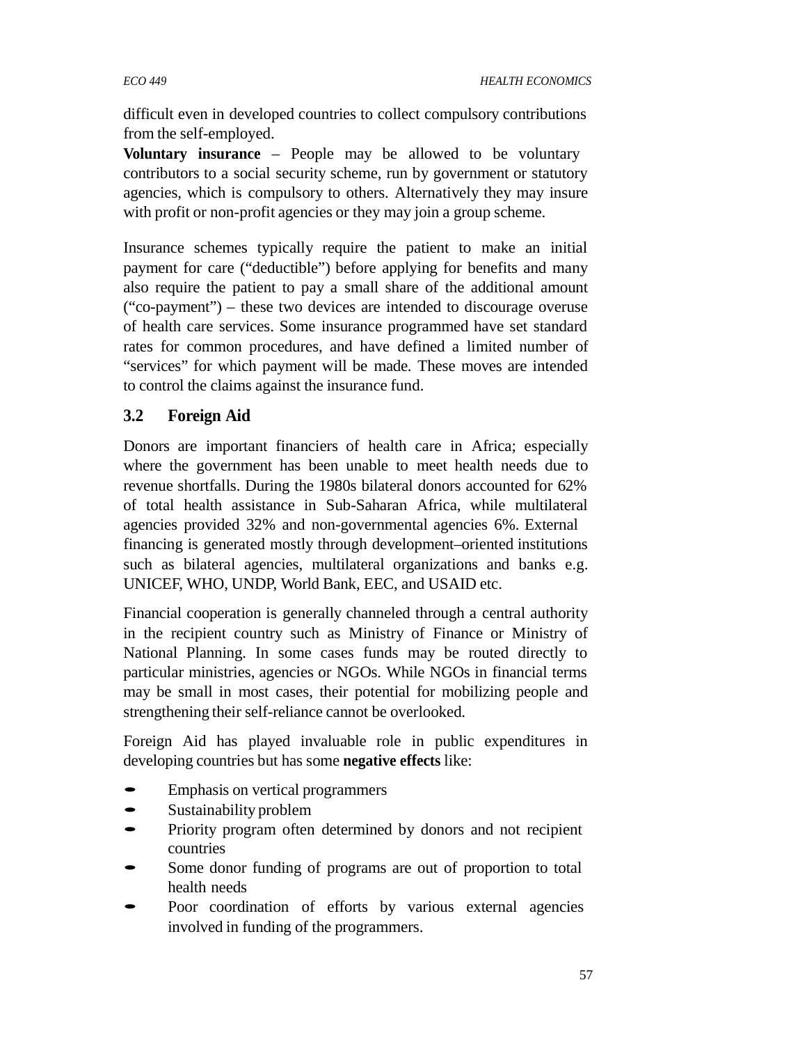difficult even in developed countries to collect compulsory contributions from the self-employed.

**Voluntary insurance** – People may be allowed to be voluntary contributors to a social security scheme, run by government or statutory agencies, which is compulsory to others. Alternatively they may insure with profit or non-profit agencies or they may join a group scheme.

Insurance schemes typically require the patient to make an initial payment for care ("deductible") before applying for benefits and many also require the patient to pay a small share of the additional amount ("co-payment") – these two devices are intended to discourage overuse of health care services. Some insurance programmed have set standard rates for common procedures, and have defined a limited number of "services" for which payment will be made. These moves are intended to control the claims against the insurance fund.

## 3.2 Foreign Aid

Donors are important financiers of health care in Africa; especially where the government has been unable to meet health needs due to revenue shortfalls. During the 1980s bilateral donors accounted for 62% of total health assistance in Sub-Saharan Africa, while multilateral agencies provided 32% and non-governmental agencies 6%. External financing is generated mostly through development–oriented institutions such as bilateral agencies, multilateral organizations and banks e.g. UNICEF, WHO, UNDP, World Bank, EEC, and USAID etc.

Financial cooperation is generally channeled through a central authority in the recipient country such as Ministry of Finance or Ministry of National Planning. In some cases funds may be routed directly to particular ministries, agencies or NGOs. While NGOs in financial terms may be small in most cases, their potential for mobilizing people and strengthening their self-reliance cannot be overlooked.

Foreign Aid has played invaluable role in public expenditures in developing countries but has some **negative effects** like:

- Emphasis on vertical programmers
- Sustainability problem
- Priority program often determined by donors and not recipient countries
- Some donor funding of programs are out of proportion to total health needs
- Poor coordination of efforts by various external agencies involved in funding of the programmers.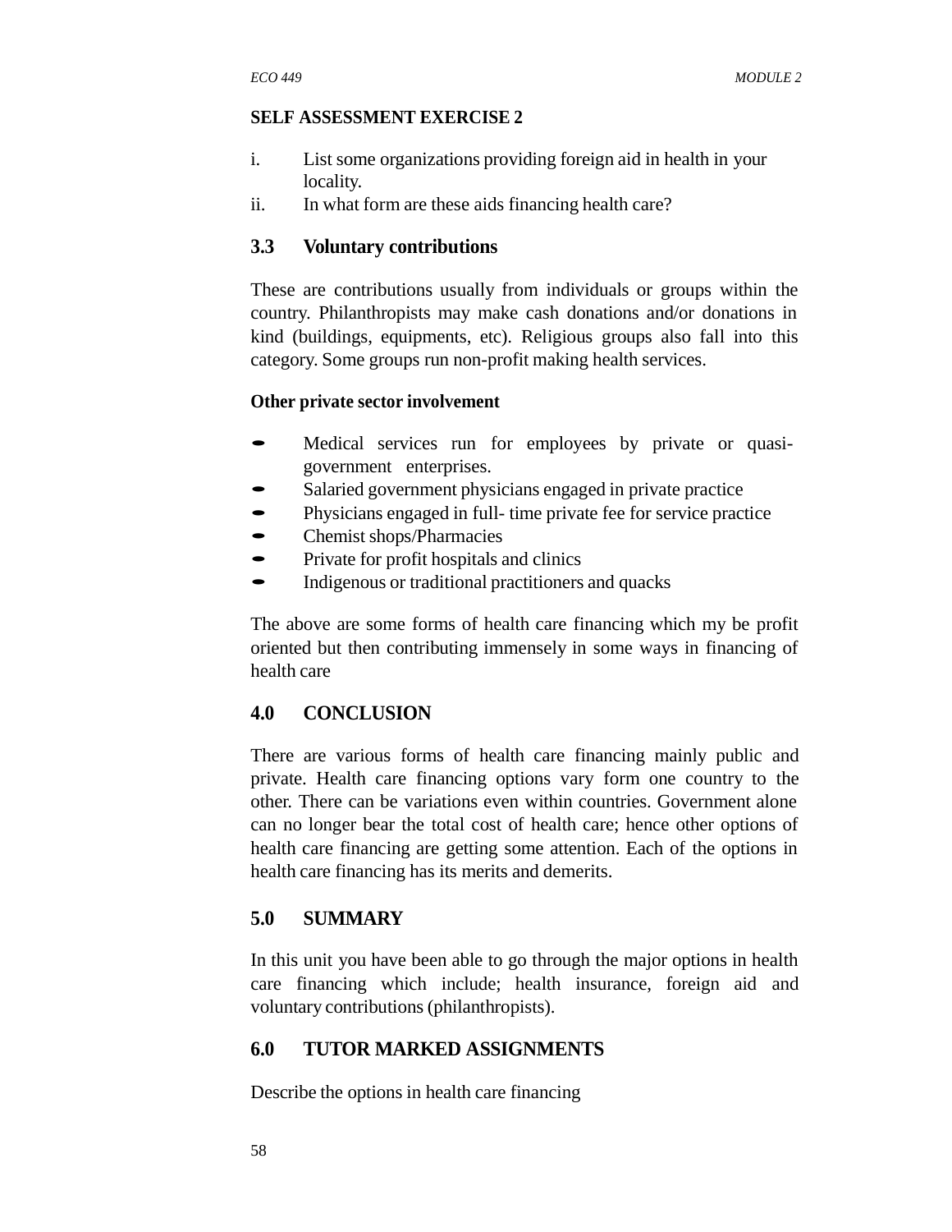**SELF ASSESSMENT EXERCISE 2**

i. List some organizations providing foreign aid in health in your locality.
ii. In what form are these aids financing health care?

### 3.3 Voluntary contributions

These are contributions usually from individuals or groups within the country. Philanthropists may make cash donations and/or donations in kind (buildings, equipments, etc). Religious groups also fall into this category. Some groups run non-profit making health services.

**Other private sector involvement**

- Medical services run for employees by private or quasi-government enterprises.
- Salaried government physicians engaged in private practice
- Physicians engaged in full- time private fee for service practice
- Chemist shops/Pharmacies
- Private for profit hospitals and clinics
- Indigenous or traditional practitioners and quacks

The above are some forms of health care financing which my be profit oriented but then contributing immensely in some ways in financing of health care

## 4.0 CONCLUSION

There are various forms of health care financing mainly public and private. Health care financing options vary form one country to the other. There can be variations even within countries. Government alone can no longer bear the total cost of health care; hence other options of health care financing are getting some attention. Each of the options in health care financing has its merits and demerits.

## 5.0 SUMMARY

In this unit you have been able to go through the major options in health care financing which include; health insurance, foreign aid and voluntary contributions (philanthropists).

## 6.0 TUTOR MARKED ASSIGNMENTS

Describe the options in health care financing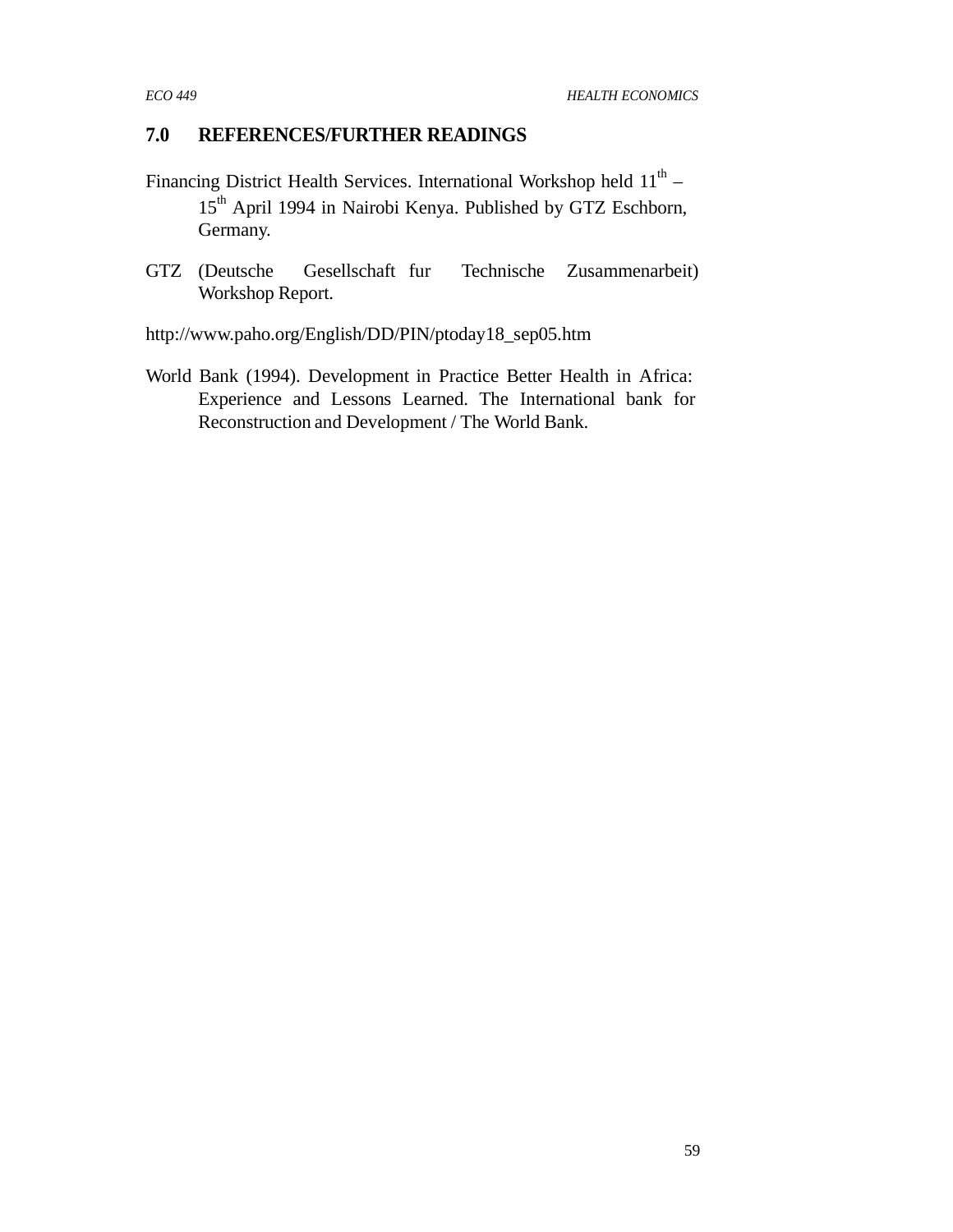## 7.0 REFERENCES/FURTHER READINGS

Financing District Health Services. International Workshop held 11th – 15th April 1994 in Nairobi Kenya. Published by GTZ Eschborn, Germany.

GTZ (Deutsche Gesellschaft fur Technische Zusammenarbeit) Workshop Report.

http://www.paho.org/English/DD/PIN/ptoday18_sep05.htm

World Bank (1994). Development in Practice Better Health in Africa: Experience and Lessons Learned. The International bank for Reconstruction and Development / The World Bank.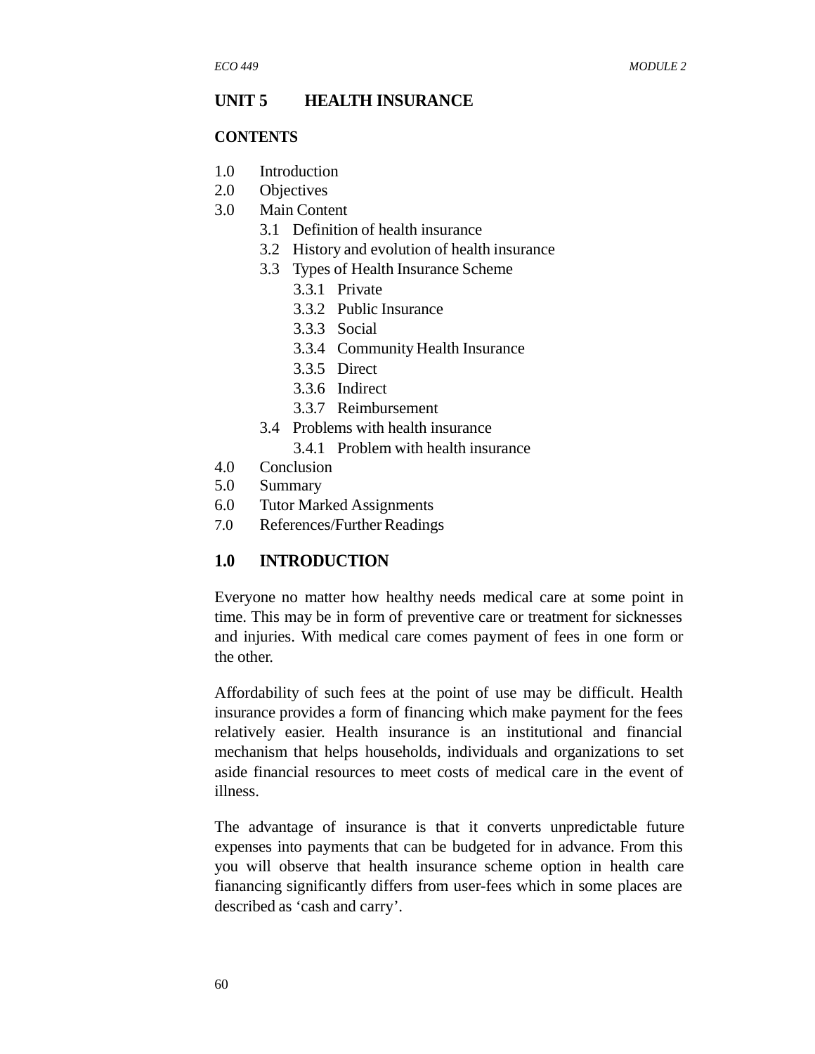## UNIT 5 HEALTH INSURANCE

**CONTENTS**

1.0 Introduction
2.0 Objectives
3.0 Main Content
   3.1 Definition of health insurance
   3.2 History and evolution of health insurance
   3.3 Types of Health Insurance Scheme
      3.3.1 Private
      3.3.2 Public Insurance
      3.3.3 Social
      3.3.4 Community Health Insurance
      3.3.5 Direct
      3.3.6 Indirect
      3.3.7 Reimbursement
   3.4 Problems with health insurance
      3.4.1 Problem with health insurance
4.0 Conclusion
5.0 Summary
6.0 Tutor Marked Assignments
7.0 References/Further Readings

### 1.0 INTRODUCTION

Everyone no matter how healthy needs medical care at some point in time. This may be in form of preventive care or treatment for sicknesses and injuries. With medical care comes payment of fees in one form or the other.

Affordability of such fees at the point of use may be difficult. Health insurance provides a form of financing which make payment for the fees relatively easier. Health insurance is an institutional and financial mechanism that helps households, individuals and organizations to set aside financial resources to meet costs of medical care in the event of illness.

The advantage of insurance is that it converts unpredictable future expenses into payments that can be budgeted for in advance. From this you will observe that health insurance scheme option in health care fianancing significantly differs from user-fees which in some places are described as 'cash and carry'.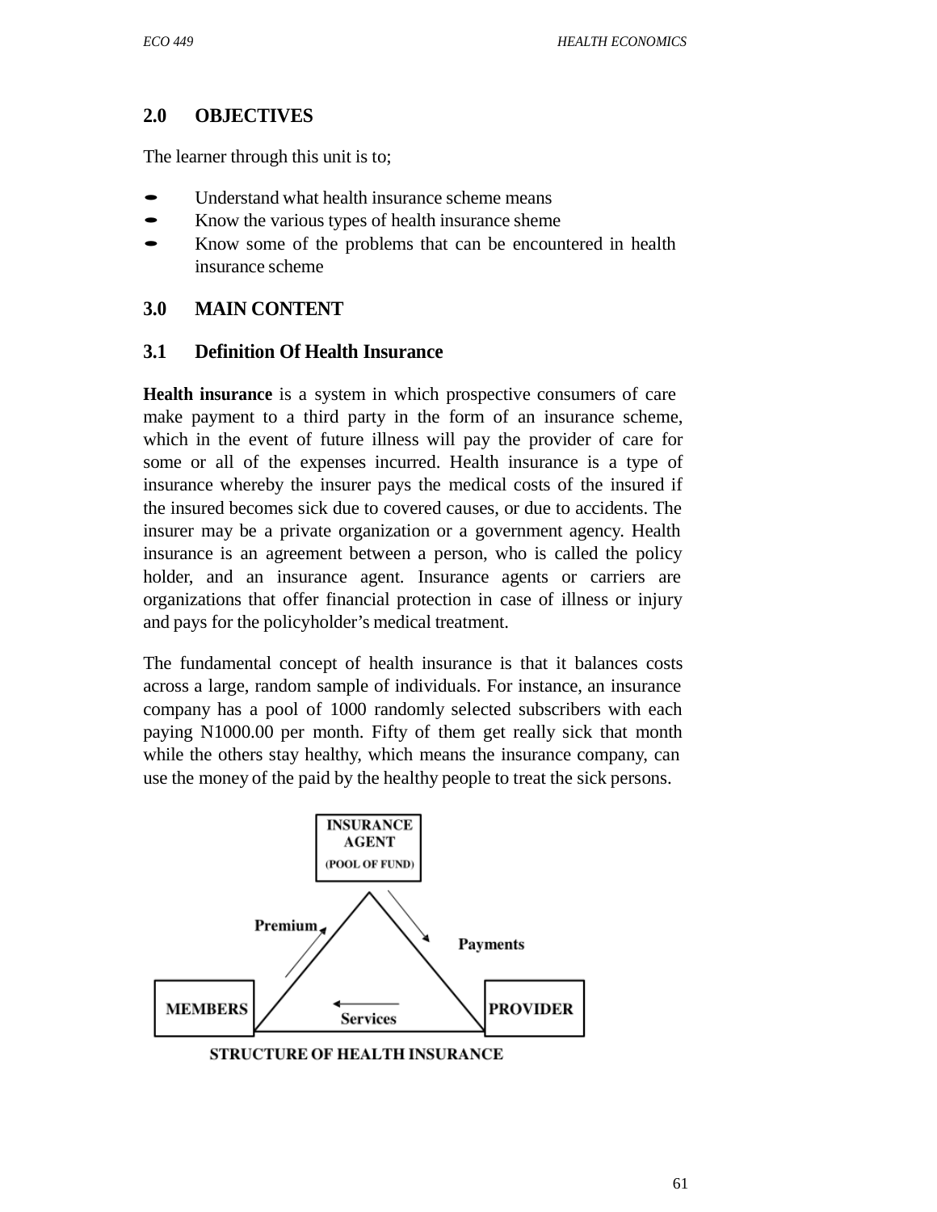## 2.0 OBJECTIVES

The learner through this unit is to;

- Understand what health insurance scheme means
- Know the various types of health insurance sheme
- Know some of the problems that can be encountered in health insurance scheme

## 3.0 MAIN CONTENT

### 3.1 Definition Of Health Insurance

**Health insurance** is a system in which prospective consumers of care make payment to a third party in the form of an insurance scheme, which in the event of future illness will pay the provider of care for some or all of the expenses incurred. Health insurance is a type of insurance whereby the insurer pays the medical costs of the insured if the insured becomes sick due to covered causes, or due to accidents. The insurer may be a private organization or a government agency. Health insurance is an agreement between a person, who is called the policy holder, and an insurance agent. Insurance agents or carriers are organizations that offer financial protection in case of illness or injury and pays for the policyholder's medical treatment.

The fundamental concept of health insurance is that it balances costs across a large, random sample of individuals. For instance, an insurance company has a pool of 1000 randomly selected subscribers with each paying N1000.00 per month. Fifty of them get really sick that month while the others stay healthy, which means the insurance company, can use the money of the paid by the healthy people to treat the sick persons.

INSURANCE AGENT (POOL OF FUND)

Premium

Payments

MEMBERS

Services

PROVIDER

STRUCTURE OF HEALTH INSURANCE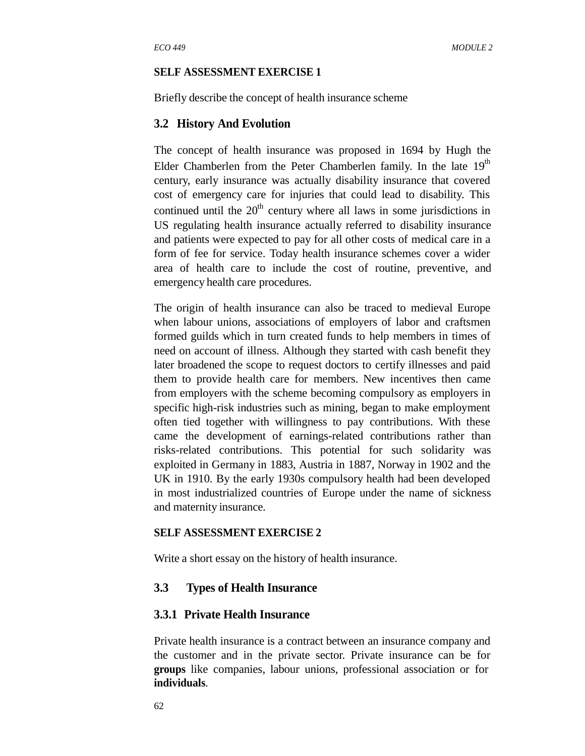**SELF ASSESSMENT EXERCISE 1**

Briefly describe the concept of health insurance scheme

## 3.2 History And Evolution

The concept of health insurance was proposed in 1694 by Hugh the Elder Chamberlen from the Peter Chamberlen family. In the late $19^{th}$ century, early insurance was actually disability insurance that covered cost of emergency care for injuries that could lead to disability. This continued until the $20^{th}$ century where all laws in some jurisdictions in US regulating health insurance actually referred to disability insurance and patients were expected to pay for all other costs of medical care in a form of fee for service. Today health insurance schemes cover a wider area of health care to include the cost of routine, preventive, and emergency health care procedures.

The origin of health insurance can also be traced to medieval Europe when labour unions, associations of employers of labor and craftsmen formed guilds which in turn created funds to help members in times of need on account of illness. Although they started with cash benefit they later broadened the scope to request doctors to certify illnesses and paid them to provide health care for members. New incentives then came from employers with the scheme becoming compulsory as employers in specific high-risk industries such as mining, began to make employment often tied together with willingness to pay contributions. With these came the development of earnings-related contributions rather than risks-related contributions. This potential for such solidarity was exploited in Germany in 1883, Austria in 1887, Norway in 1902 and the UK in 1910. By the early 1930s compulsory health had been developed in most industrialized countries of Europe under the name of sickness and maternity insurance.

**SELF ASSESSMENT EXERCISE 2**

Write a short essay on the history of health insurance.

## 3.3 Types of Health Insurance

### 3.3.1 Private Health Insurance

Private health insurance is a contract between an insurance company and the customer and in the private sector. Private insurance can be for **groups** like companies, labour unions, professional association or for **individuals**.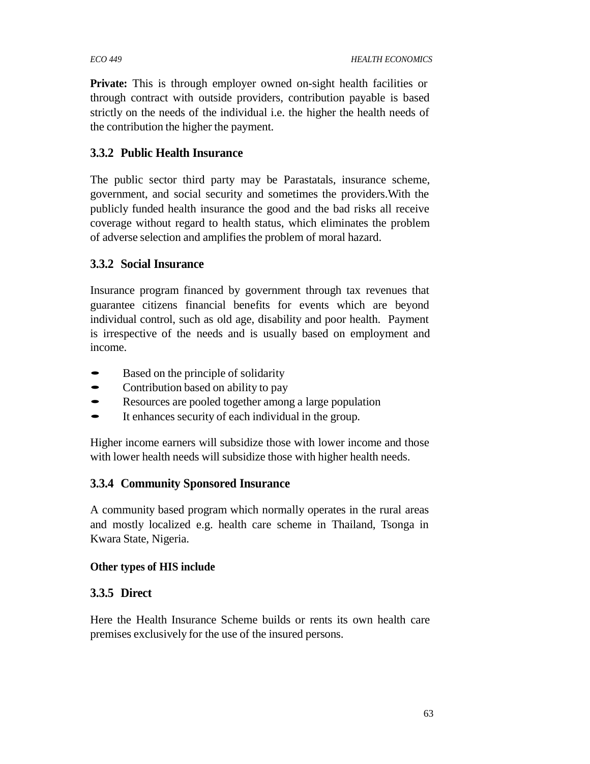**Private:** This is through employer owned on-sight health facilities or through contract with outside providers, contribution payable is based strictly on the needs of the individual i.e. the higher the health needs of the contribution the higher the payment.

### 3.3.2 Public Health Insurance

The public sector third party may be Parastatals, insurance scheme, government, and social security and sometimes the providers.With the publicly funded health insurance the good and the bad risks all receive coverage without regard to health status, which eliminates the problem of adverse selection and amplifies the problem of moral hazard.

### 3.3.2 Social Insurance

Insurance program financed by government through tax revenues that guarantee citizens financial benefits for events which are beyond individual control, such as old age, disability and poor health. Payment is irrespective of the needs and is usually based on employment and income.

- Based on the principle of solidarity
- Contribution based on ability to pay
- Resources are pooled together among a large population
- It enhances security of each individual in the group.

Higher income earners will subsidize those with lower income and those with lower health needs will subsidize those with higher health needs.

### 3.3.4 Community Sponsored Insurance

A community based program which normally operates in the rural areas and mostly localized e.g. health care scheme in Thailand, Tsonga in Kwara State, Nigeria.

**Other types of HIS include**

### 3.3.5 Direct

Here the Health Insurance Scheme builds or rents its own health care premises exclusively for the use of the insured persons.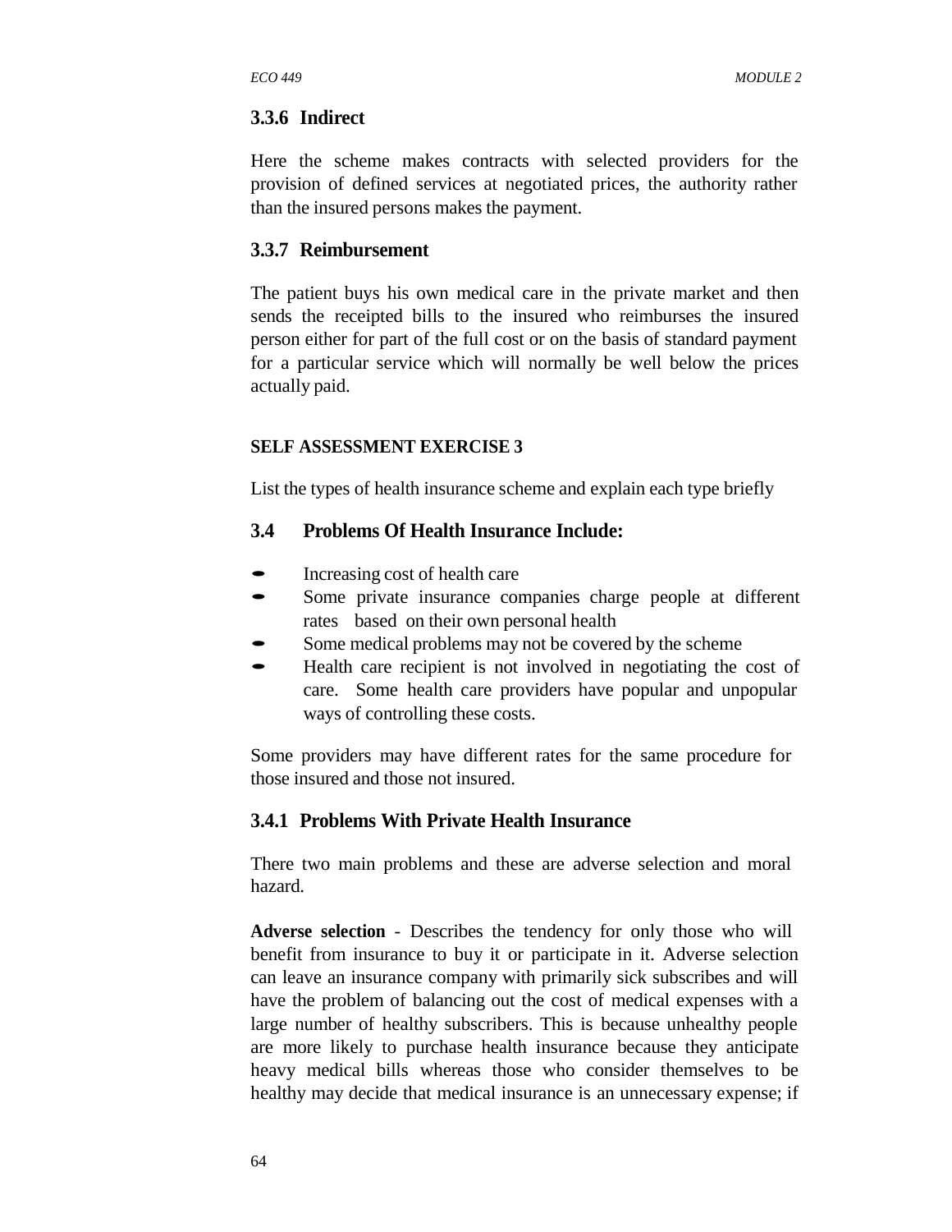### 3.3.6 Indirect

Here the scheme makes contracts with selected providers for the provision of defined services at negotiated prices, the authority rather than the insured persons makes the payment.

### 3.3.7 Reimbursement

The patient buys his own medical care in the private market and then sends the receipted bills to the insured who reimburses the insured person either for part of the full cost or on the basis of standard payment for a particular service which will normally be well below the prices actually paid.

**SELF ASSESSMENT EXERCISE 3**

List the types of health insurance scheme and explain each type briefly

## 3.4 Problems Of Health Insurance Include:

- Increasing cost of health care
- Some private insurance companies charge people at different rates based on their own personal health
- Some medical problems may not be covered by the scheme
- Health care recipient is not involved in negotiating the cost of care. Some health care providers have popular and unpopular ways of controlling these costs.

Some providers may have different rates for the same procedure for those insured and those not insured.

### 3.4.1 Problems With Private Health Insurance

There two main problems and these are adverse selection and moral hazard.

**Adverse selection** - Describes the tendency for only those who will benefit from insurance to buy it or participate in it. Adverse selection can leave an insurance company with primarily sick subscribes and will have the problem of balancing out the cost of medical expenses with a large number of healthy subscribers. This is because unhealthy people are more likely to purchase health insurance because they anticipate heavy medical bills whereas those who consider themselves to be healthy may decide that medical insurance is an unnecessary expense; if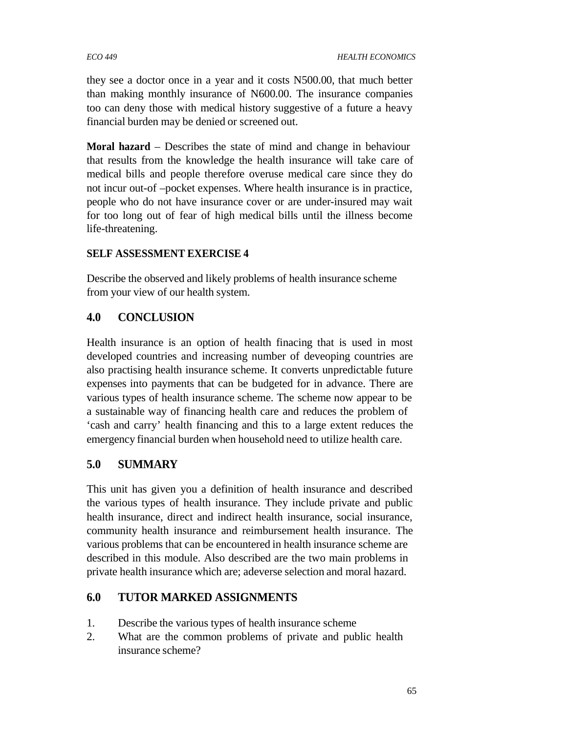they see a doctor once in a year and it costs N500.00, that much better than making monthly insurance of N600.00. The insurance companies too can deny those with medical history suggestive of a future a heavy financial burden may be denied or screened out.

**Moral hazard** – Describes the state of mind and change in behaviour that results from the knowledge the health insurance will take care of medical bills and people therefore overuse medical care since they do not incur out-of –pocket expenses. Where health insurance is in practice, people who do not have insurance cover or are under-insured may wait for too long out of fear of high medical bills until the illness become life-threatening.

**SELF ASSESSMENT EXERCISE 4**

Describe the observed and likely problems of health insurance scheme from your view of our health system.

## 4.0 CONCLUSION

Health insurance is an option of health finacing that is used in most developed countries and increasing number of deveoping countries are also practising health insurance scheme. It converts unpredictable future expenses into payments that can be budgeted for in advance. There are various types of health insurance scheme. The scheme now appear to be a sustainable way of financing health care and reduces the problem of 'cash and carry' health financing and this to a large extent reduces the emergency financial burden when household need to utilize health care.

## 5.0 SUMMARY

This unit has given you a definition of health insurance and described the various types of health insurance. They include private and public health insurance, direct and indirect health insurance, social insurance, community health insurance and reimbursement health insurance. The various problems that can be encountered in health insurance scheme are described in this module. Also described are the two main problems in private health insurance which are; adeverse selection and moral hazard.

## 6.0 TUTOR MARKED ASSIGNMENTS

1. Describe the various types of health insurance scheme
2. What are the common problems of private and public health insurance scheme?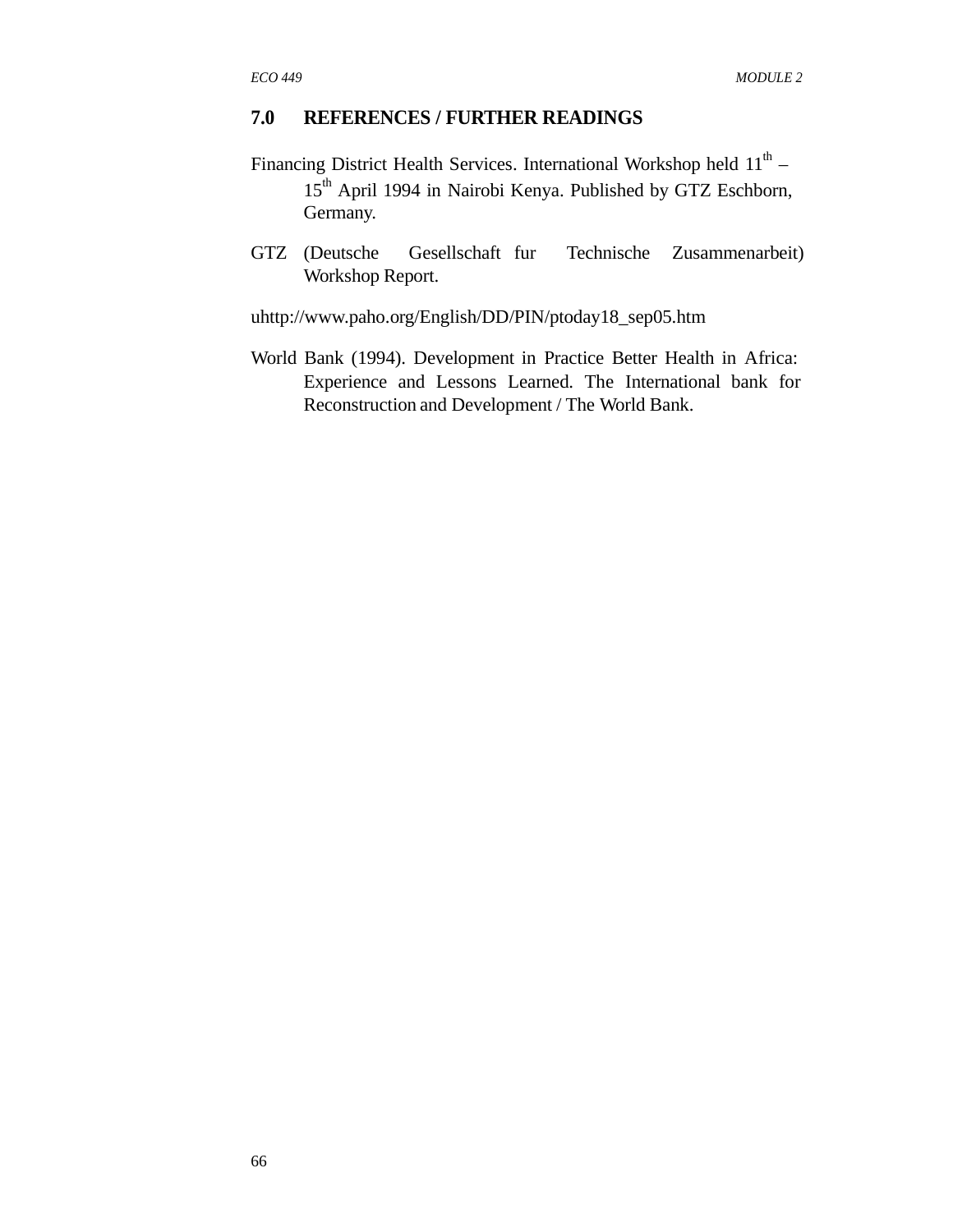## 7.0 REFERENCES / FURTHER READINGS

Financing District Health Services. International Workshop held 11th – 15th April 1994 in Nairobi Kenya. Published by GTZ Eschborn, Germany.

GTZ (Deutsche Gesellschaft fur Technische Zusammenarbeit) Workshop Report.

uhttp://www.paho.org/English/DD/PIN/ptoday18_sep05.htm

World Bank (1994). Development in Practice Better Health in Africa: Experience and Lessons Learned. The International bank for Reconstruction and Development / The World Bank.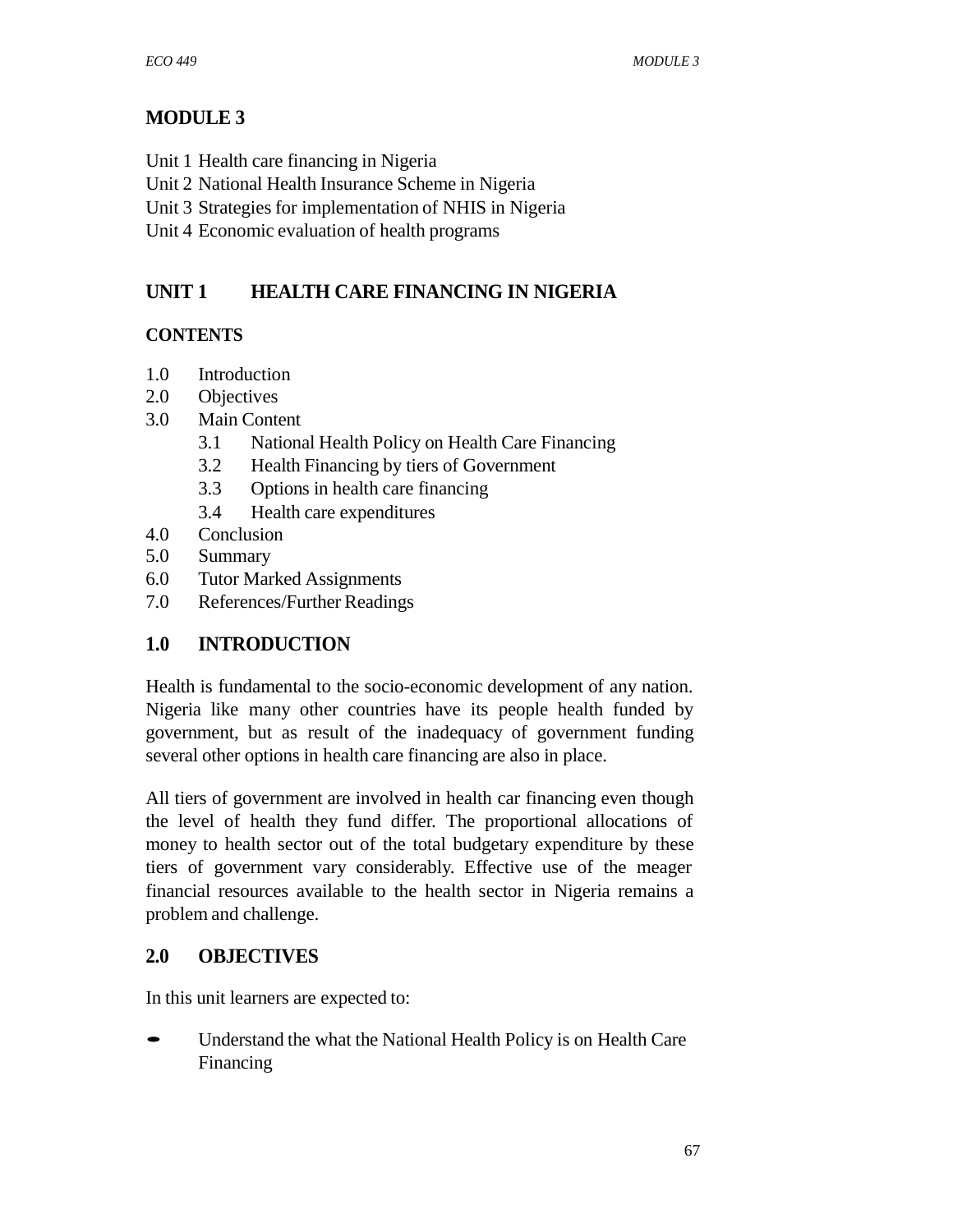# MODULE 3

Unit 1 Health care financing in Nigeria
Unit 2 National Health Insurance Scheme in Nigeria
Unit 3 Strategies for implementation of NHIS in Nigeria
Unit 4 Economic evaluation of health programs

## UNIT 1 HEALTH CARE FINANCING IN NIGERIA

**CONTENTS**

1.0 Introduction
2.0 Objectives
3.0 Main Content
    3.1 National Health Policy on Health Care Financing
    3.2 Health Financing by tiers of Government
    3.3 Options in health care financing
    3.4 Health care expenditures
4.0 Conclusion
5.0 Summary
6.0 Tutor Marked Assignments
7.0 References/Further Readings

## 1.0 INTRODUCTION

Health is fundamental to the socio-economic development of any nation. Nigeria like many other countries have its people health funded by government, but as result of the inadequacy of government funding several other options in health care financing are also in place.

All tiers of government are involved in health car financing even though the level of health they fund differ. The proportional allocations of money to health sector out of the total budgetary expenditure by these tiers of government vary considerably. Effective use of the meager financial resources available to the health sector in Nigeria remains a problem and challenge.

## 2.0 OBJECTIVES

In this unit learners are expected to:

- Understand the what the National Health Policy is on Health Care Financing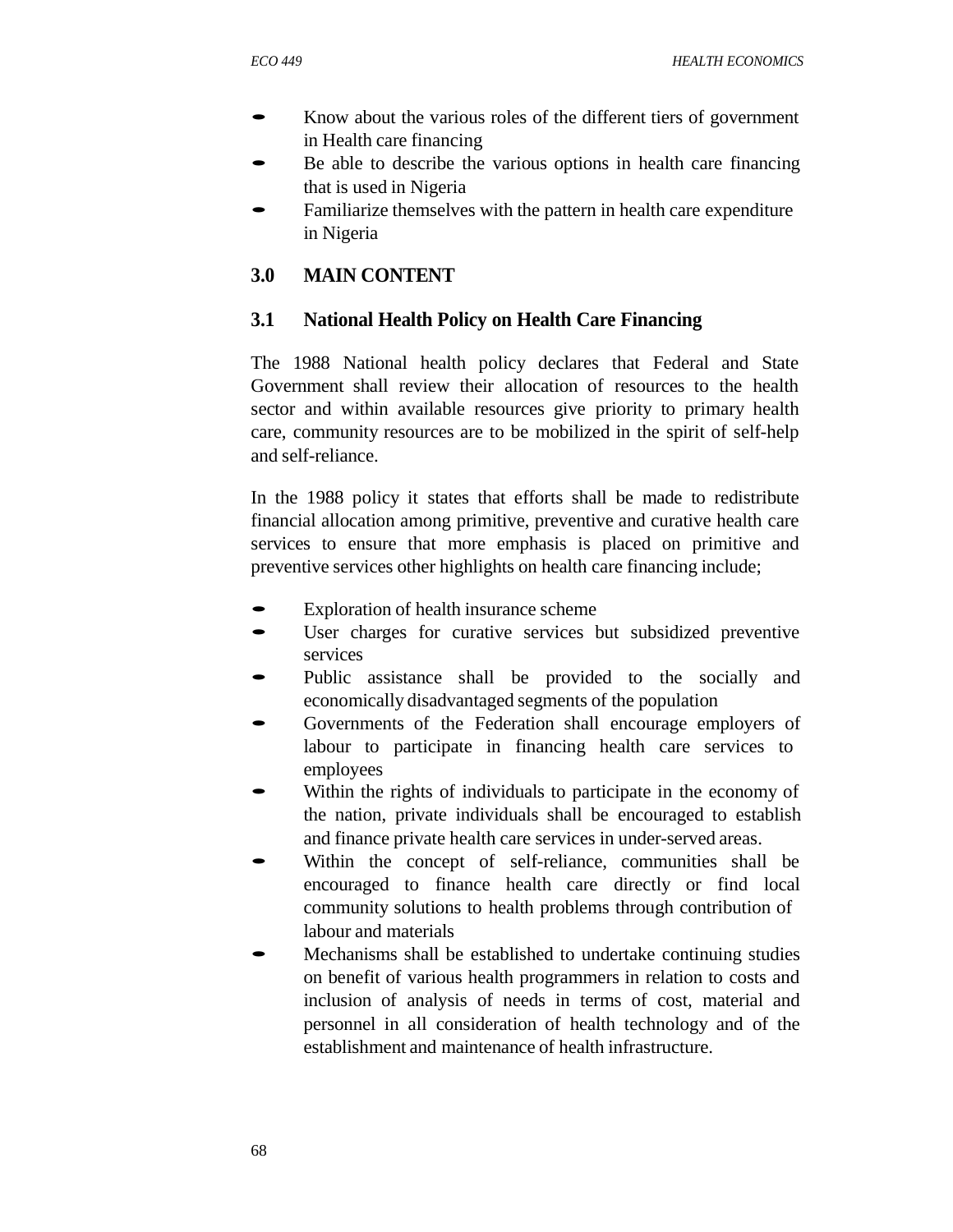- Know about the various roles of the different tiers of government in Health care financing
- Be able to describe the various options in health care financing that is used in Nigeria
- Familiarize themselves with the pattern in health care expenditure in Nigeria

## 3.0 MAIN CONTENT

### 3.1 National Health Policy on Health Care Financing

The 1988 National health policy declares that Federal and State Government shall review their allocation of resources to the health sector and within available resources give priority to primary health care, community resources are to be mobilized in the spirit of self-help and self-reliance.

In the 1988 policy it states that efforts shall be made to redistribute financial allocation among primitive, preventive and curative health care services to ensure that more emphasis is placed on primitive and preventive services other highlights on health care financing include;

- Exploration of health insurance scheme
- User charges for curative services but subsidized preventive services
- Public assistance shall be provided to the socially and economically disadvantaged segments of the population
- Governments of the Federation shall encourage employers of labour to participate in financing health care services to employees
- Within the rights of individuals to participate in the economy of the nation, private individuals shall be encouraged to establish and finance private health care services in under-served areas.
- Within the concept of self-reliance, communities shall be encouraged to finance health care directly or find local community solutions to health problems through contribution of labour and materials
- Mechanisms shall be established to undertake continuing studies on benefit of various health programmers in relation to costs and inclusion of analysis of needs in terms of cost, material and personnel in all consideration of health technology and of the establishment and maintenance of health infrastructure.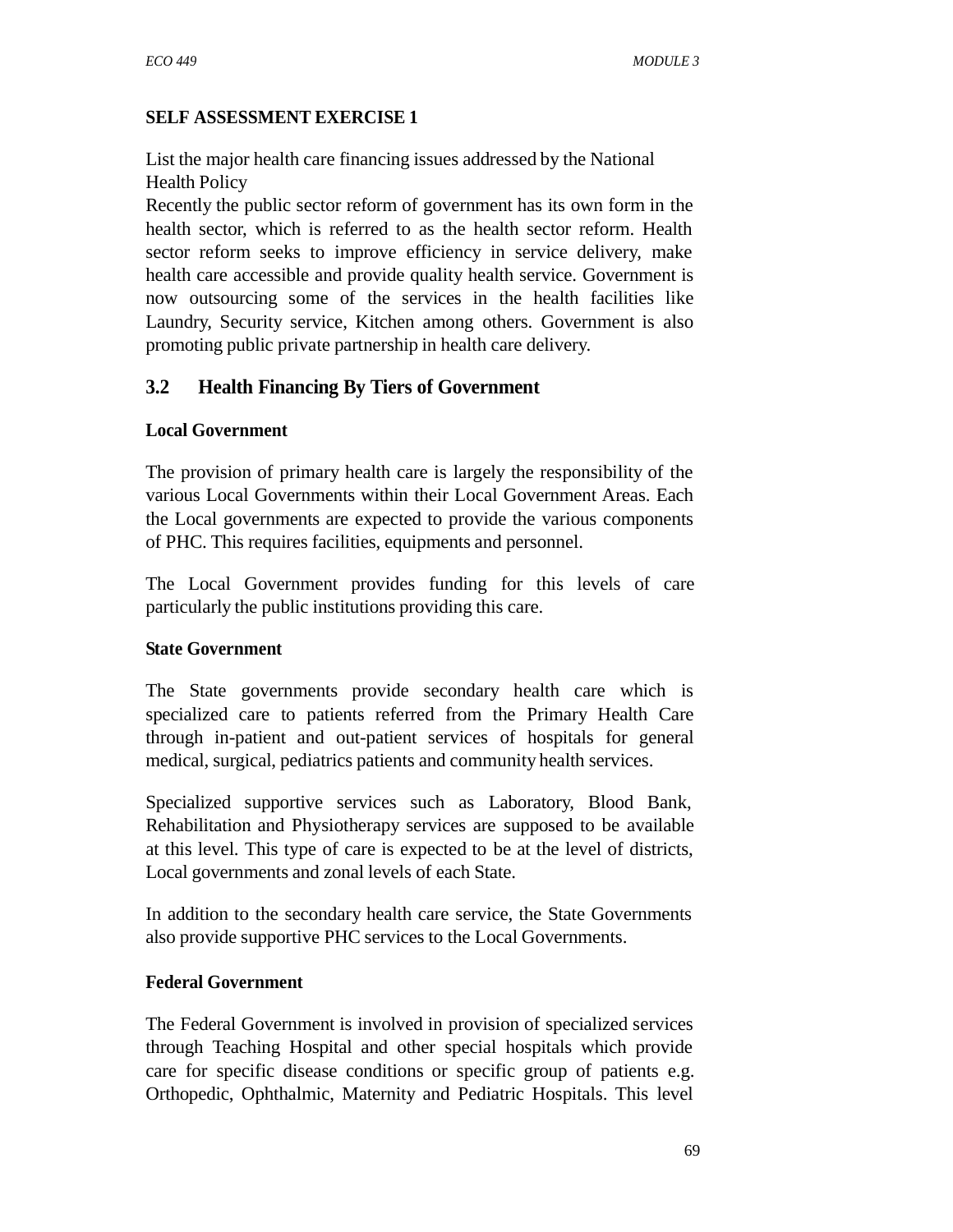**SELF ASSESSMENT EXERCISE 1**

List the major health care financing issues addressed by the National Health Policy

Recently the public sector reform of government has its own form in the health sector, which is referred to as the health sector reform. Health sector reform seeks to improve efficiency in service delivery, make health care accessible and provide quality health service. Government is now outsourcing some of the services in the health facilities like Laundry, Security service, Kitchen among others. Government is also promoting public private partnership in health care delivery.

## 3.2 Health Financing By Tiers of Government

**Local Government**

The provision of primary health care is largely the responsibility of the various Local Governments within their Local Government Areas. Each the Local governments are expected to provide the various components of PHC. This requires facilities, equipments and personnel.

The Local Government provides funding for this levels of care particularly the public institutions providing this care.

**State Government**

The State governments provide secondary health care which is specialized care to patients referred from the Primary Health Care through in-patient and out-patient services of hospitals for general medical, surgical, pediatrics patients and community health services.

Specialized supportive services such as Laboratory, Blood Bank, Rehabilitation and Physiotherapy services are supposed to be available at this level. This type of care is expected to be at the level of districts, Local governments and zonal levels of each State.

In addition to the secondary health care service, the State Governments also provide supportive PHC services to the Local Governments.

**Federal Government**

The Federal Government is involved in provision of specialized services through Teaching Hospital and other special hospitals which provide care for specific disease conditions or specific group of patients e.g. Orthopedic, Ophthalmic, Maternity and Pediatric Hospitals. This level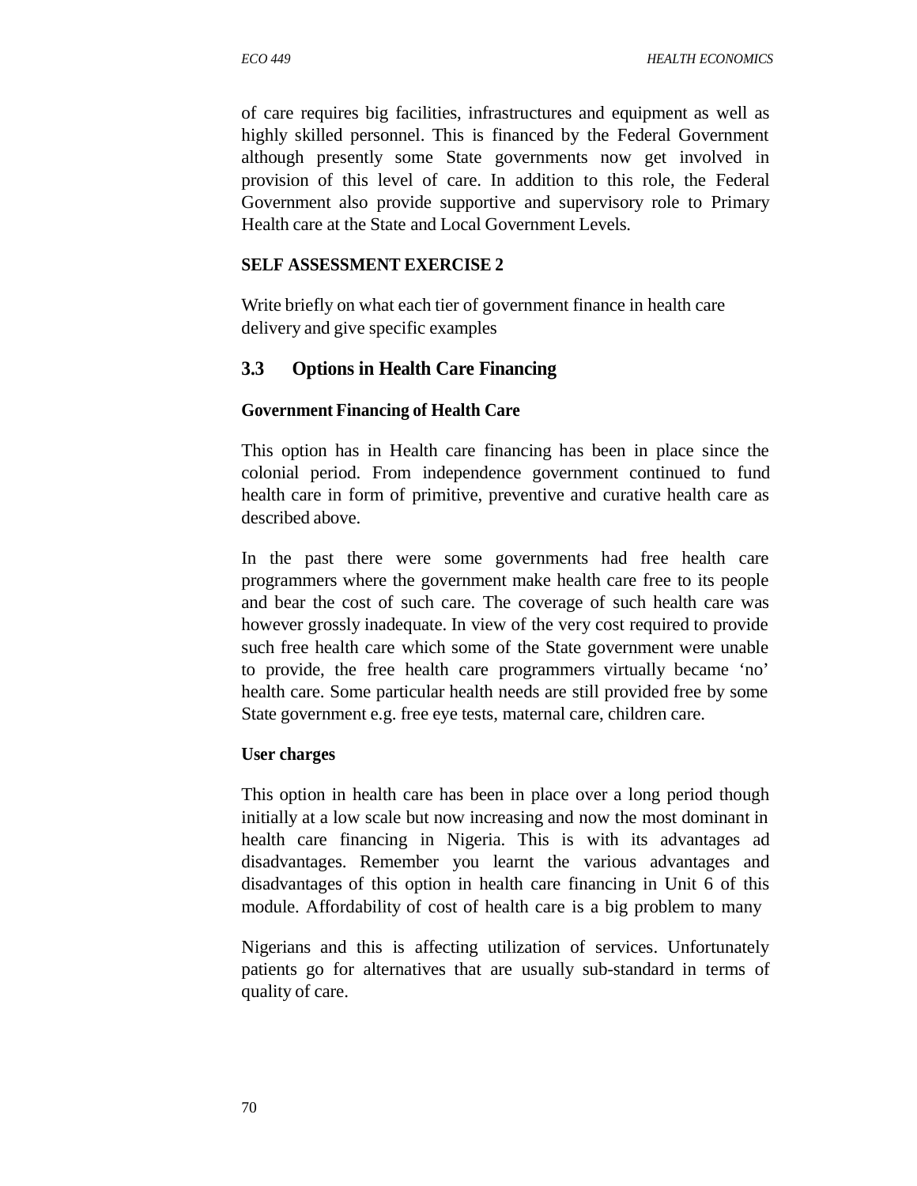of care requires big facilities, infrastructures and equipment as well as highly skilled personnel. This is financed by the Federal Government although presently some State governments now get involved in provision of this level of care. In addition to this role, the Federal Government also provide supportive and supervisory role to Primary Health care at the State and Local Government Levels.

**SELF ASSESSMENT EXERCISE 2**

Write briefly on what each tier of government finance in health care delivery and give specific examples

## 3.3 Options in Health Care Financing

**Government Financing of Health Care**

This option has in Health care financing has been in place since the colonial period. From independence government continued to fund health care in form of primitive, preventive and curative health care as described above.

In the past there were some governments had free health care programmers where the government make health care free to its people and bear the cost of such care. The coverage of such health care was however grossly inadequate. In view of the very cost required to provide such free health care which some of the State government were unable to provide, the free health care programmers virtually became 'no' health care. Some particular health needs are still provided free by some State government e.g. free eye tests, maternal care, children care.

**User charges**

This option in health care has been in place over a long period though initially at a low scale but now increasing and now the most dominant in health care financing in Nigeria. This is with its advantages ad disadvantages. Remember you learnt the various advantages and disadvantages of this option in health care financing in Unit 6 of this module. Affordability of cost of health care is a big problem to many

Nigerians and this is affecting utilization of services. Unfortunately patients go for alternatives that are usually sub-standard in terms of quality of care.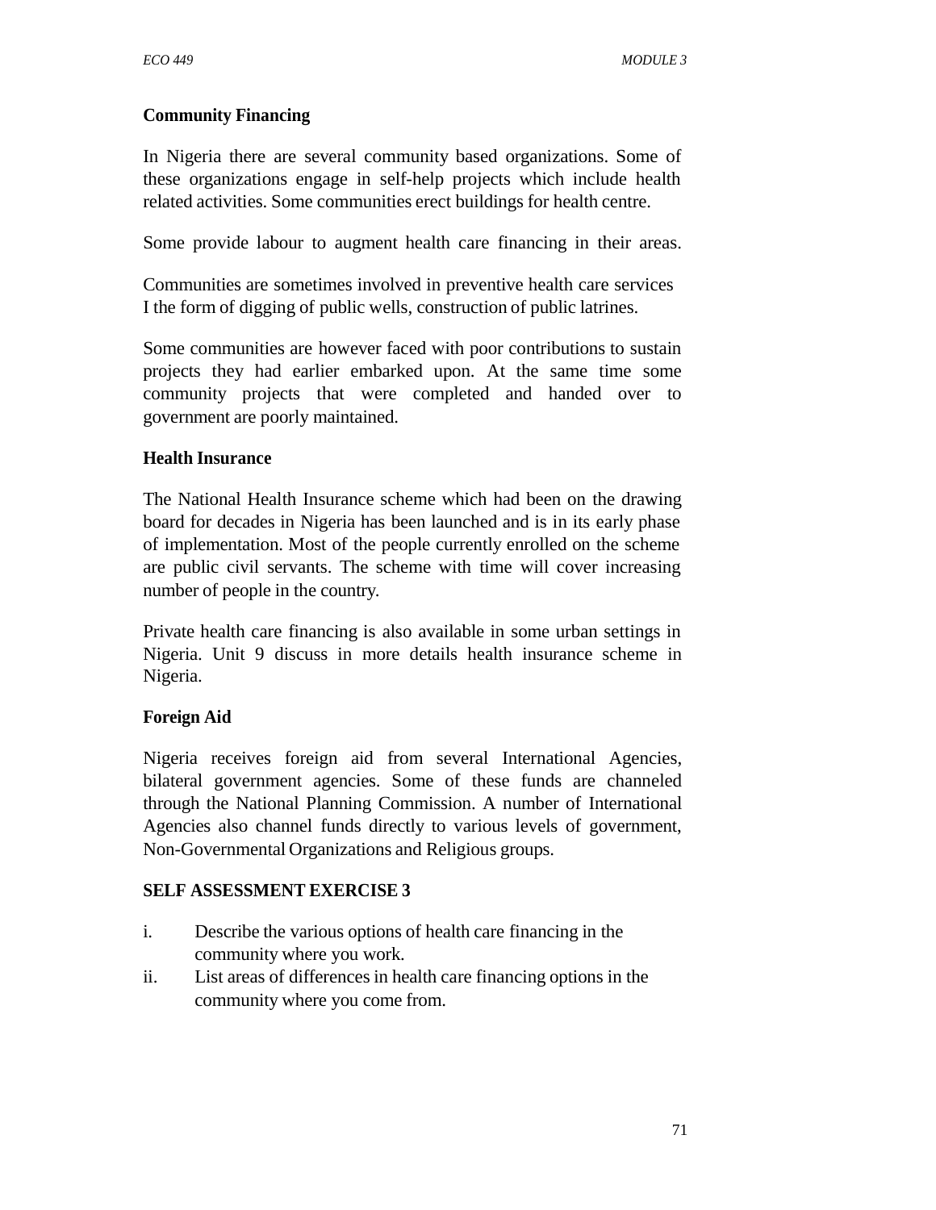**Community Financing**

In Nigeria there are several community based organizations. Some of these organizations engage in self-help projects which include health related activities. Some communities erect buildings for health centre.

Some provide labour to augment health care financing in their areas.

Communities are sometimes involved in preventive health care services I the form of digging of public wells, construction of public latrines.

Some communities are however faced with poor contributions to sustain projects they had earlier embarked upon. At the same time some community projects that were completed and handed over to government are poorly maintained.

**Health Insurance**

The National Health Insurance scheme which had been on the drawing board for decades in Nigeria has been launched and is in its early phase of implementation. Most of the people currently enrolled on the scheme are public civil servants. The scheme with time will cover increasing number of people in the country.

Private health care financing is also available in some urban settings in Nigeria. Unit 9 discuss in more details health insurance scheme in Nigeria.

**Foreign Aid**

Nigeria receives foreign aid from several International Agencies, bilateral government agencies. Some of these funds are channeled through the National Planning Commission. A number of International Agencies also channel funds directly to various levels of government, Non-Governmental Organizations and Religious groups.

**SELF ASSESSMENT EXERCISE 3**

i. Describe the various options of health care financing in the community where you work.
ii. List areas of differences in health care financing options in the community where you come from.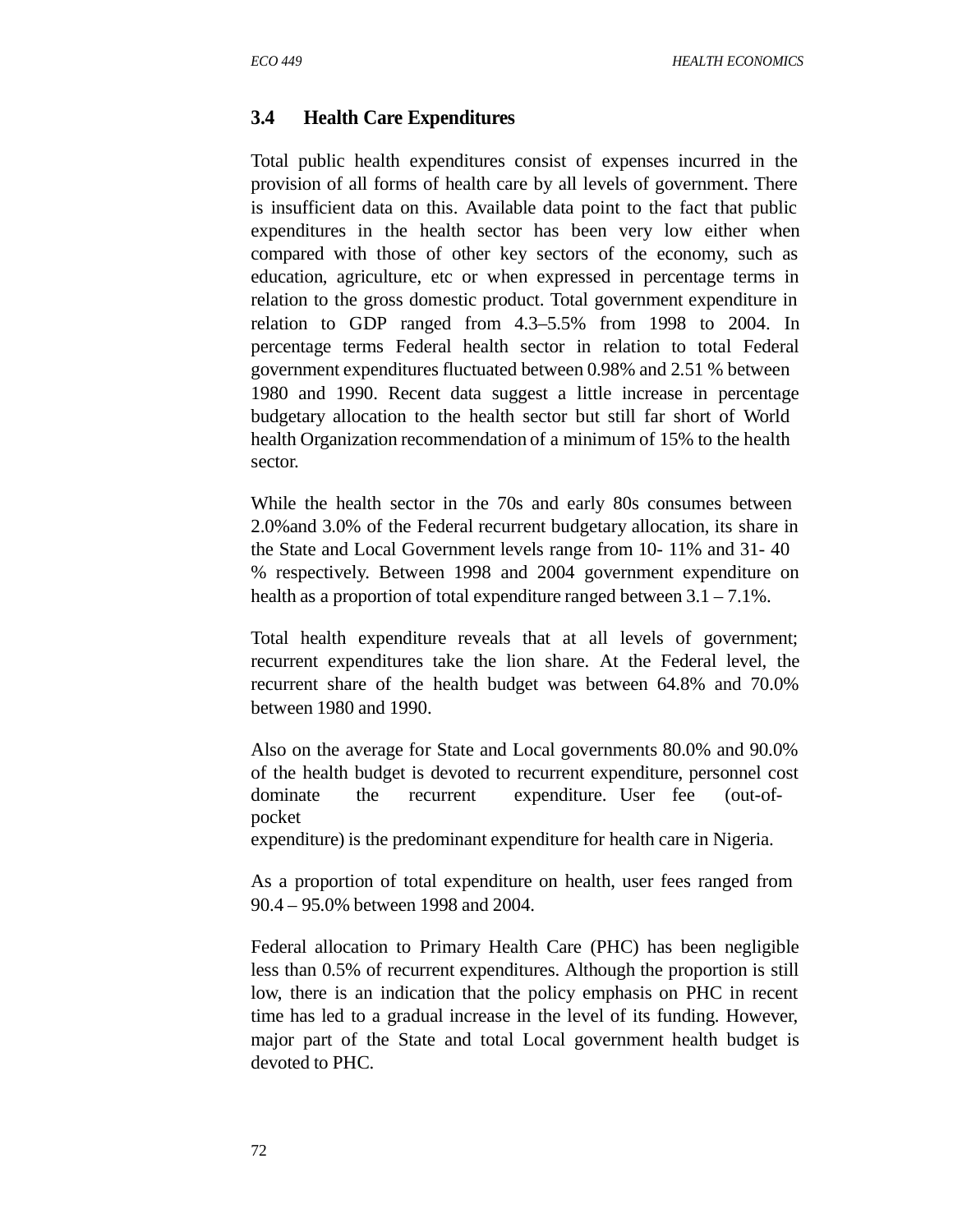### 3.4 Health Care Expenditures

Total public health expenditures consist of expenses incurred in the provision of all forms of health care by all levels of government. There is insufficient data on this. Available data point to the fact that public expenditures in the health sector has been very low either when compared with those of other key sectors of the economy, such as education, agriculture, etc or when expressed in percentage terms in relation to the gross domestic product. Total government expenditure in relation to GDP ranged from 4.3–5.5% from 1998 to 2004. In percentage terms Federal health sector in relation to total Federal government expenditures fluctuated between 0.98% and 2.51 % between 1980 and 1990. Recent data suggest a little increase in percentage budgetary allocation to the health sector but still far short of World health Organization recommendation of a minimum of 15% to the health sector.

While the health sector in the 70s and early 80s consumes between 2.0%and 3.0% of the Federal recurrent budgetary allocation, its share in the State and Local Government levels range from 10- 11% and 31- 40 % respectively. Between 1998 and 2004 government expenditure on health as a proportion of total expenditure ranged between 3.1 – 7.1%.

Total health expenditure reveals that at all levels of government; recurrent expenditures take the lion share. At the Federal level, the recurrent share of the health budget was between 64.8% and 70.0% between 1980 and 1990.

Also on the average for State and Local governments 80.0% and 90.0% of the health budget is devoted to recurrent expenditure, personnel cost dominate the recurrent expenditure. User fee (out-of-pocket expenditure) is the predominant expenditure for health care in Nigeria.

As a proportion of total expenditure on health, user fees ranged from 90.4 – 95.0% between 1998 and 2004.

Federal allocation to Primary Health Care (PHC) has been negligible less than 0.5% of recurrent expenditures. Although the proportion is still low, there is an indication that the policy emphasis on PHC in recent time has led to a gradual increase in the level of its funding. However, major part of the State and total Local government health budget is devoted to PHC.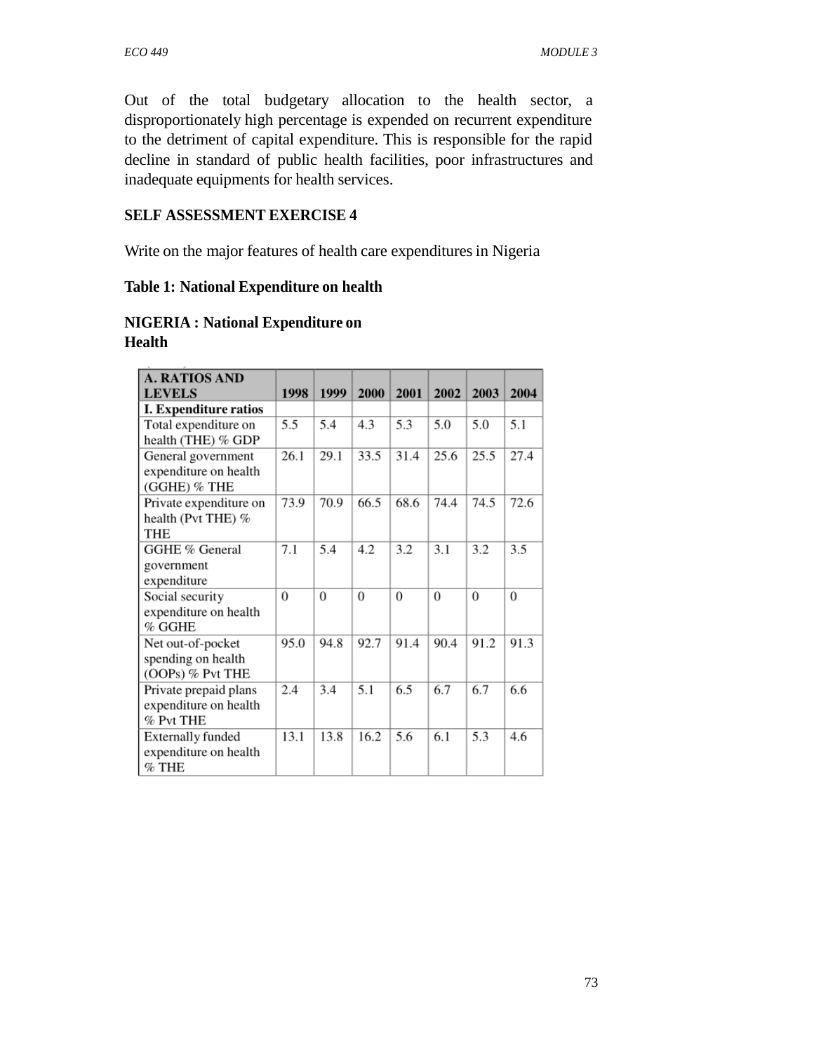Out of the total budgetary allocation to the health sector, a disproportionately high percentage is expended on recurrent expenditure to the detriment of capital expenditure. This is responsible for the rapid decline in standard of public health facilities, poor infrastructures and inadequate equipments for health services.

**SELF ASSESSMENT EXERCISE 4**

Write on the major features of health care expenditures in Nigeria

**Table 1: National Expenditure on health**

**NIGERIA : National Expenditure on Health**

| **A. RATIOS AND LEVELS** | **1998** | **1999** | **2000** | **2001** | **2002** | **2003** | **2004** |
|---|---|---|---|---|---|---|---|
| **I. Expenditure ratios** | | | | | | | |
| Total expenditure on health (THE) % GDP | 5.5 | 5.4 | 4.3 | 5.3 | 5.0 | 5.0 | 5.1 |
| General government expenditure on health (GGHE) % THE | 26.1 | 29.1 | 33.5 | 31.4 | 25.6 | 25.5 | 27.4 |
| Private expenditure on health (Pvt THE) % THE | 73.9 | 70.9 | 66.5 | 68.6 | 74.4 | 74.5 | 72.6 |
| GGHE % General government expenditure | 7.1 | 5.4 | 4.2 | 3.2 | 3.1 | 3.2 | 3.5 |
| Social security expenditure on health % GGHE | 0 | 0 | 0 | 0 | 0 | 0 | 0 |
| Net out-of-pocket spending on health (OOPs) % Pvt THE | 95.0 | 94.8 | 92.7 | 91.4 | 90.4 | 91.2 | 91.3 |
| Private prepaid plans expenditure on health % Pvt THE | 2.4 | 3.4 | 5.1 | 6.5 | 6.7 | 6.7 | 6.6 |
| Externally funded expenditure on health % THE | 13.1 | 13.8 | 16.2 | 5.6 | 6.1 | 5.3 | 4.6 |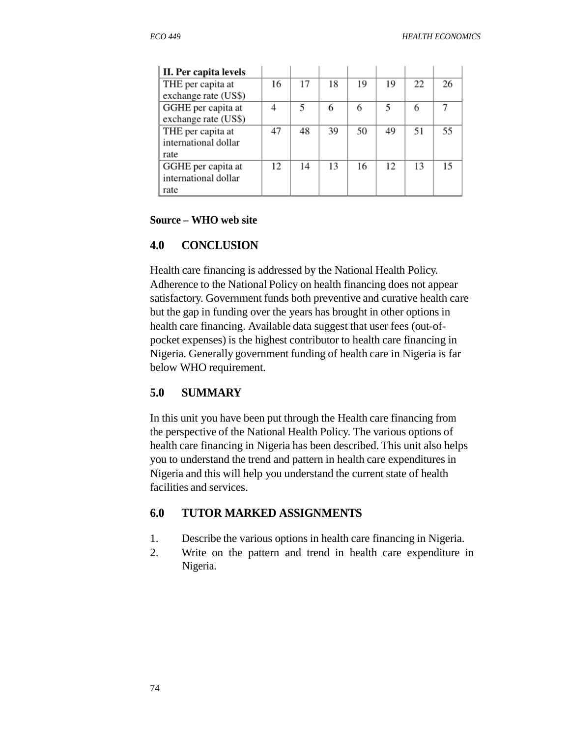| II. Per capita levels | | | | | | | |
|---|---|---|---|---|---|---|---|
| THE per capita at exchange rate (US$) | 16 | 17 | 18 | 19 | 19 | 22 | 26 |
| GGHE per capita at exchange rate (US$) | 4 | 5 | 6 | 6 | 5 | 6 | 7 |
| THE per capita at international dollar rate | 47 | 48 | 39 | 50 | 49 | 51 | 55 |
| GGHE per capita at international dollar rate | 12 | 14 | 13 | 16 | 12 | 13 | 15 |

**Source – WHO web site**

## 4.0 CONCLUSION

Health care financing is addressed by the National Health Policy. Adherence to the National Policy on health financing does not appear satisfactory. Government funds both preventive and curative health care but the gap in funding over the years has brought in other options in health care financing. Available data suggest that user fees (out-of-pocket expenses) is the highest contributor to health care financing in Nigeria. Generally government funding of health care in Nigeria is far below WHO requirement.

## 5.0 SUMMARY

In this unit you have been put through the Health care financing from the perspective of the National Health Policy. The various options of health care financing in Nigeria has been described. This unit also helps you to understand the trend and pattern in health care expenditures in Nigeria and this will help you understand the current state of health facilities and services.

## 6.0 TUTOR MARKED ASSIGNMENTS

1. Describe the various options in health care financing in Nigeria.
2. Write on the pattern and trend in health care expenditure in Nigeria.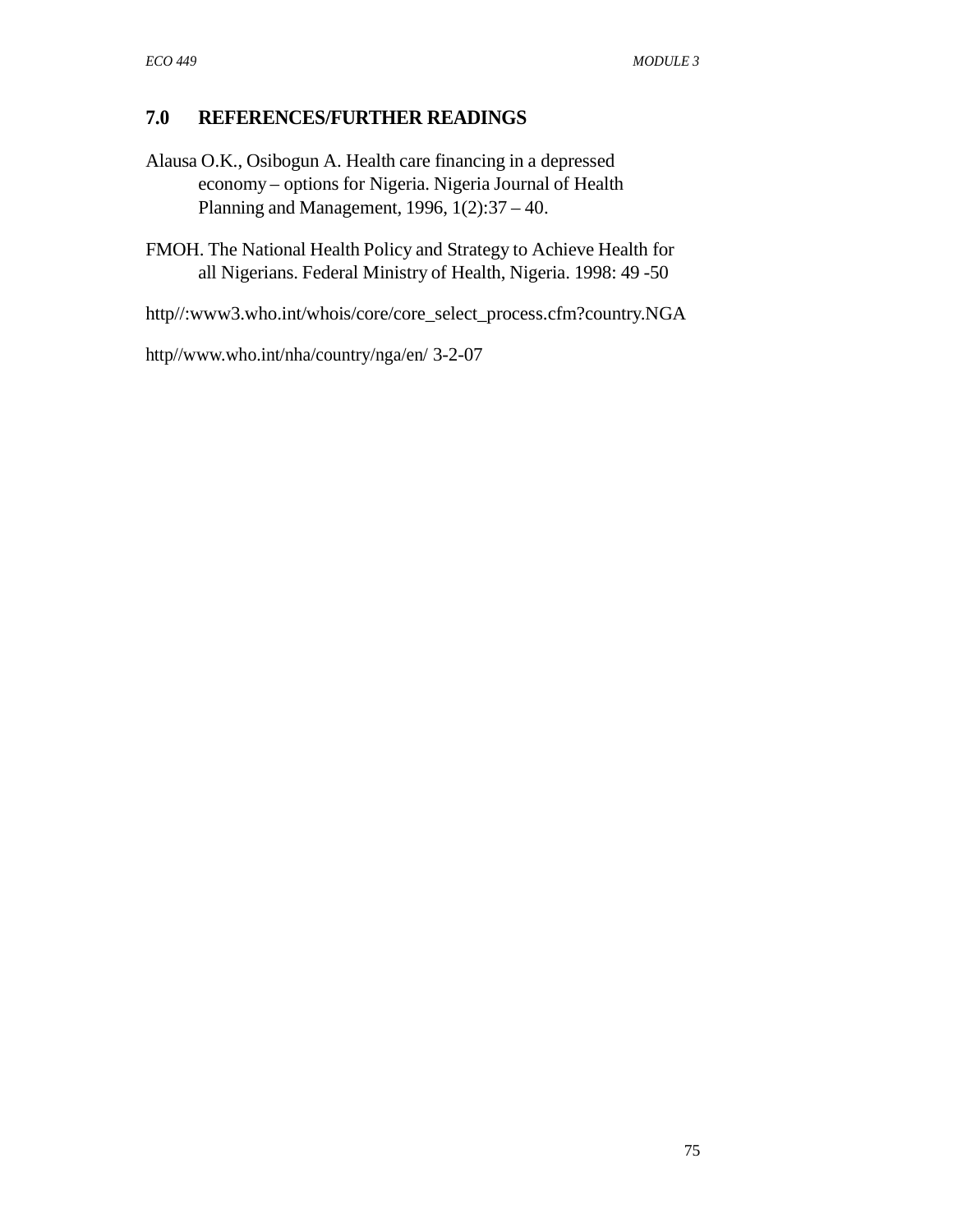## 7.0 REFERENCES/FURTHER READINGS

Alausa O.K., Osibogun A. Health care financing in a depressed economy – options for Nigeria. Nigeria Journal of Health Planning and Management, 1996, 1(2):37 – 40.

FMOH. The National Health Policy and Strategy to Achieve Health for all Nigerians. Federal Ministry of Health, Nigeria. 1998: 49 -50

http//:www3.who.int/whois/core/core_select_process.cfm?country.NGA

http//www.who.int/nha/country/nga/en/ 3-2-07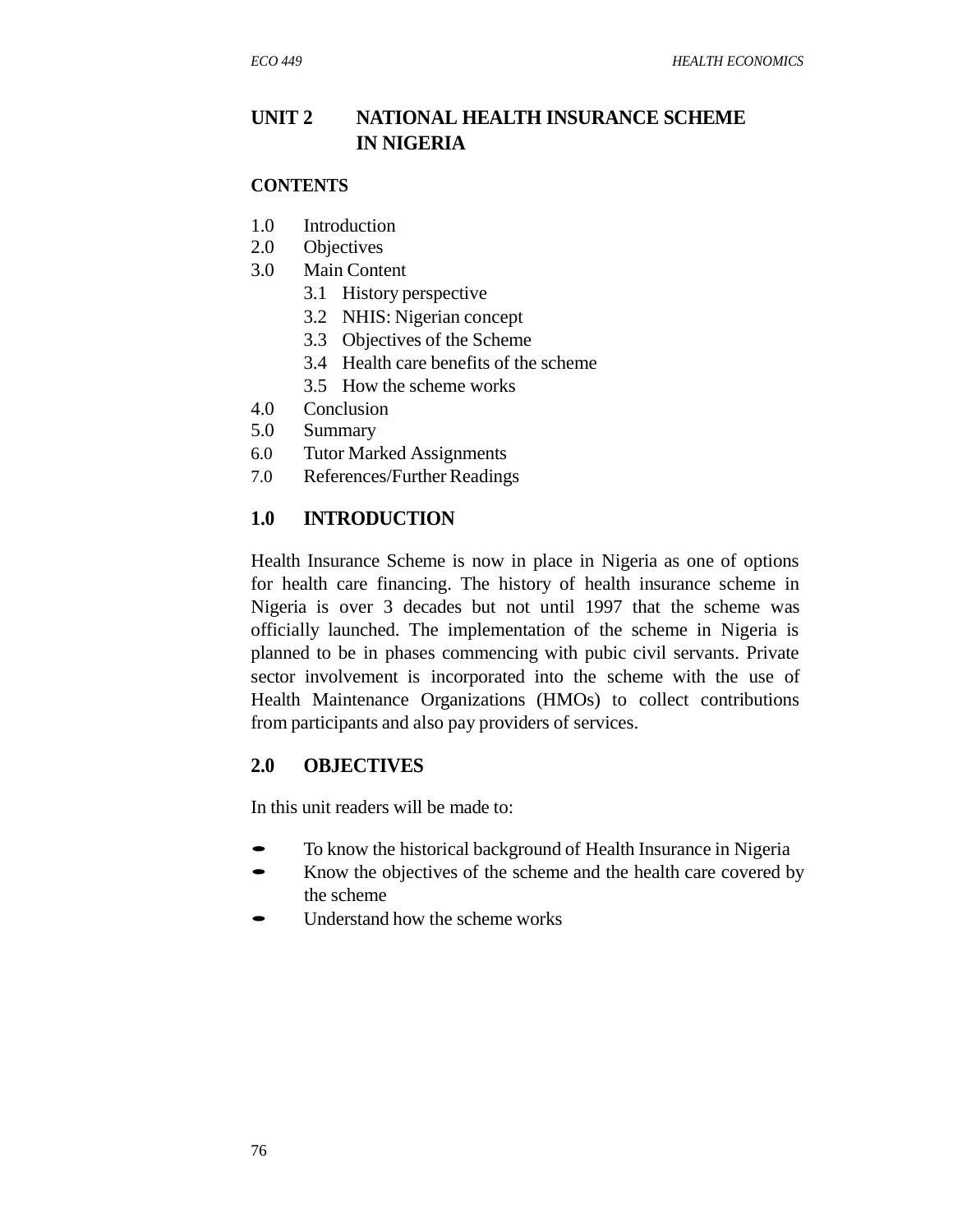## UNIT 2 NATIONAL HEALTH INSURANCE SCHEME IN NIGERIA

**CONTENTS**

1.0 Introduction
2.0 Objectives
3.0 Main Content
   3.1 History perspective
   3.2 NHIS: Nigerian concept
   3.3 Objectives of the Scheme
   3.4 Health care benefits of the scheme
   3.5 How the scheme works
4.0 Conclusion
5.0 Summary
6.0 Tutor Marked Assignments
7.0 References/Further Readings

### 1.0 INTRODUCTION

Health Insurance Scheme is now in place in Nigeria as one of options for health care financing. The history of health insurance scheme in Nigeria is over 3 decades but not until 1997 that the scheme was officially launched. The implementation of the scheme in Nigeria is planned to be in phases commencing with pubic civil servants. Private sector involvement is incorporated into the scheme with the use of Health Maintenance Organizations (HMOs) to collect contributions from participants and also pay providers of services.

### 2.0 OBJECTIVES

In this unit readers will be made to:

- To know the historical background of Health Insurance in Nigeria
- Know the objectives of the scheme and the health care covered by the scheme
- Understand how the scheme works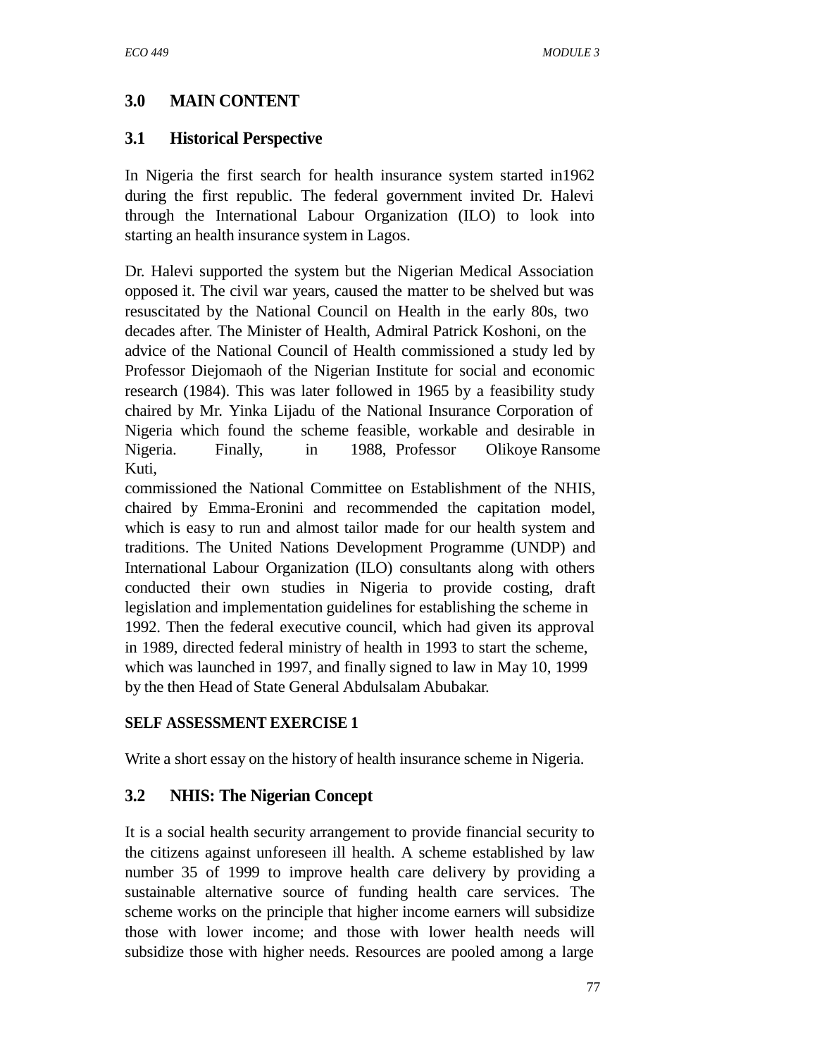## 3.0 MAIN CONTENT

### 3.1 Historical Perspective

In Nigeria the first search for health insurance system started in1962 during the first republic. The federal government invited Dr. Halevi through the International Labour Organization (ILO) to look into starting an health insurance system in Lagos.

Dr. Halevi supported the system but the Nigerian Medical Association opposed it. The civil war years, caused the matter to be shelved but was resuscitated by the National Council on Health in the early 80s, two decades after. The Minister of Health, Admiral Patrick Koshoni, on the advice of the National Council of Health commissioned a study led by Professor Diejomaoh of the Nigerian Institute for social and economic research (1984). This was later followed in 1965 by a feasibility study chaired by Mr. Yinka Lijadu of the National Insurance Corporation of Nigeria which found the scheme feasible, workable and desirable in Nigeria. Finally, in 1988, Professor Olikoye Ransome Kuti,
commissioned the National Committee on Establishment of the NHIS, chaired by Emma-Eronini and recommended the capitation model, which is easy to run and almost tailor made for our health system and traditions. The United Nations Development Programme (UNDP) and International Labour Organization (ILO) consultants along with others conducted their own studies in Nigeria to provide costing, draft legislation and implementation guidelines for establishing the scheme in 1992. Then the federal executive council, which had given its approval in 1989, directed federal ministry of health in 1993 to start the scheme, which was launched in 1997, and finally signed to law in May 10, 1999 by the then Head of State General Abdulsalam Abubakar.

**SELF ASSESSMENT EXERCISE 1**

Write a short essay on the history of health insurance scheme in Nigeria.

### 3.2 NHIS: The Nigerian Concept

It is a social health security arrangement to provide financial security to the citizens against unforeseen ill health. A scheme established by law number 35 of 1999 to improve health care delivery by providing a sustainable alternative source of funding health care services. The scheme works on the principle that higher income earners will subsidize those with lower income; and those with lower health needs will subsidize those with higher needs. Resources are pooled among a large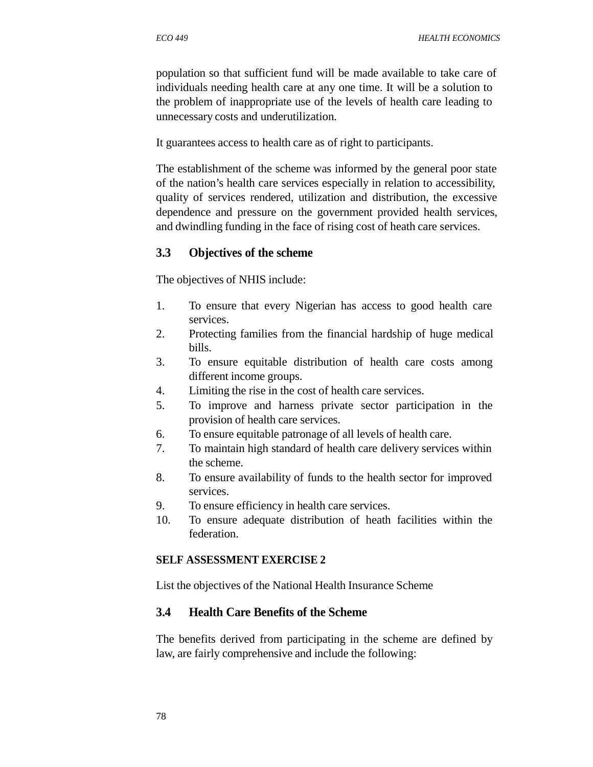population so that sufficient fund will be made available to take care of individuals needing health care at any one time. It will be a solution to the problem of inappropriate use of the levels of health care leading to unnecessary costs and underutilization.

It guarantees access to health care as of right to participants.

The establishment of the scheme was informed by the general poor state of the nation's health care services especially in relation to accessibility, quality of services rendered, utilization and distribution, the excessive dependence and pressure on the government provided health services, and dwindling funding in the face of rising cost of heath care services.

## 3.3 Objectives of the scheme

The objectives of NHIS include:

1. To ensure that every Nigerian has access to good health care services.
2. Protecting families from the financial hardship of huge medical bills.
3. To ensure equitable distribution of health care costs among different income groups.
4. Limiting the rise in the cost of health care services.
5. To improve and harness private sector participation in the provision of health care services.
6. To ensure equitable patronage of all levels of health care.
7. To maintain high standard of health care delivery services within the scheme.
8. To ensure availability of funds to the health sector for improved services.
9. To ensure efficiency in health care services.
10. To ensure adequate distribution of heath facilities within the federation.

**SELF ASSESSMENT EXERCISE 2**

List the objectives of the National Health Insurance Scheme

## 3.4 Health Care Benefits of the Scheme

The benefits derived from participating in the scheme are defined by law, are fairly comprehensive and include the following: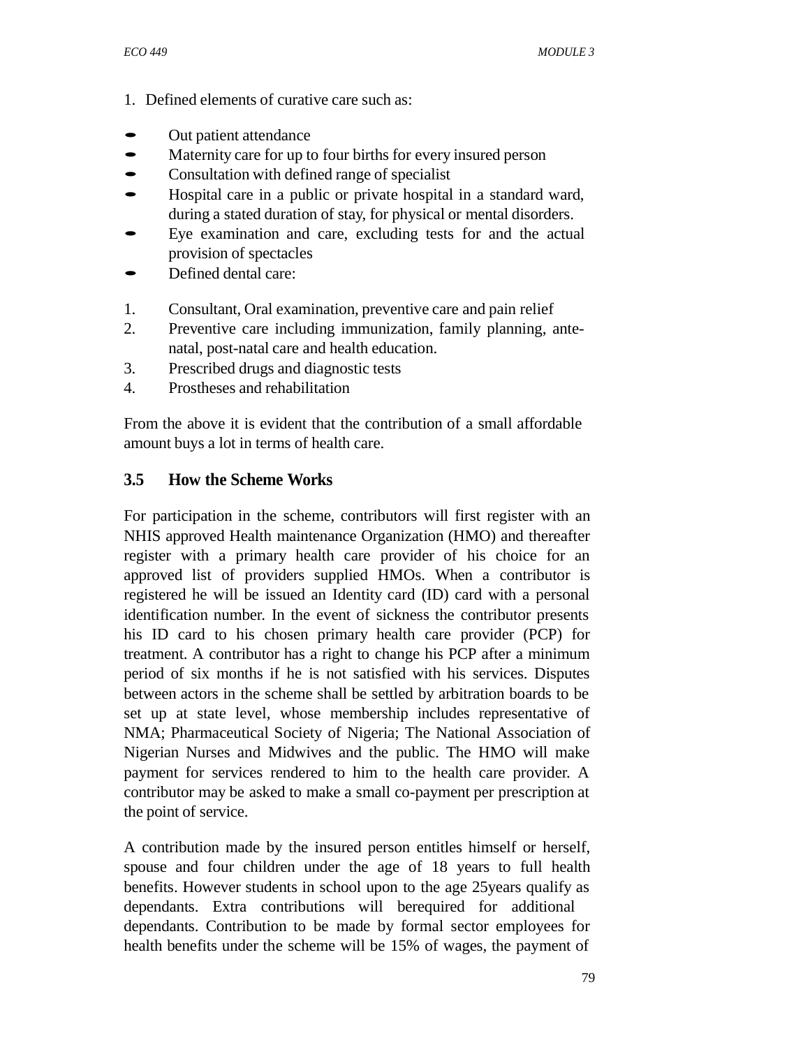1. Defined elements of curative care such as:

- Out patient attendance
- Maternity care for up to four births for every insured person
- Consultation with defined range of specialist
- Hospital care in a public or private hospital in a standard ward, during a stated duration of stay, for physical or mental disorders.
- Eye examination and care, excluding tests for and the actual provision of spectacles
- Defined dental care:

1. Consultant, Oral examination, preventive care and pain relief
2. Preventive care including immunization, family planning, ante-natal, post-natal care and health education.
3. Prescribed drugs and diagnostic tests
4. Prostheses and rehabilitation

From the above it is evident that the contribution of a small affordable amount buys a lot in terms of health care.

### 3.5 How the Scheme Works

For participation in the scheme, contributors will first register with an NHIS approved Health maintenance Organization (HMO) and thereafter register with a primary health care provider of his choice for an approved list of providers supplied HMOs. When a contributor is registered he will be issued an Identity card (ID) card with a personal identification number. In the event of sickness the contributor presents his ID card to his chosen primary health care provider (PCP) for treatment. A contributor has a right to change his PCP after a minimum period of six months if he is not satisfied with his services. Disputes between actors in the scheme shall be settled by arbitration boards to be set up at state level, whose membership includes representative of NMA; Pharmaceutical Society of Nigeria; The National Association of Nigerian Nurses and Midwives and the public. The HMO will make payment for services rendered to him to the health care provider. A contributor may be asked to make a small co-payment per prescription at the point of service.

A contribution made by the insured person entitles himself or herself, spouse and four children under the age of 18 years to full health benefits. However students in school upon to the age 25years qualify as dependants. Extra contributions will berequired for additional dependants. Contribution to be made by formal sector employees for health benefits under the scheme will be 15% of wages, the payment of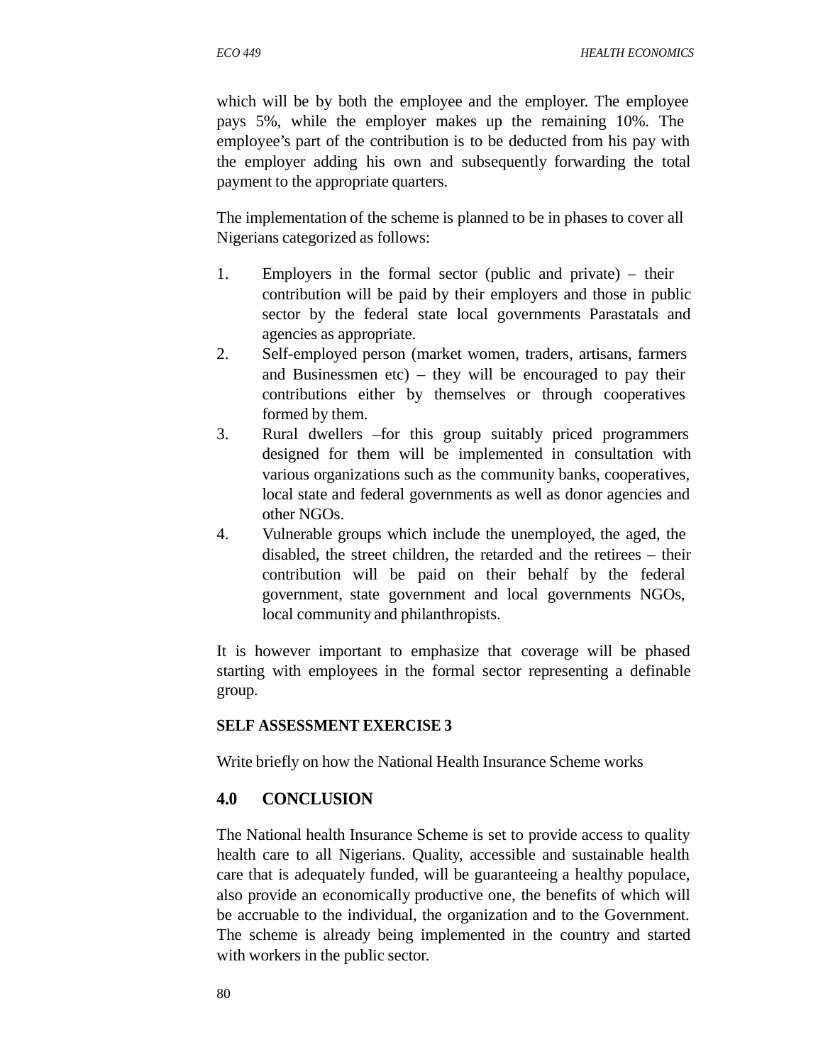which will be by both the employee and the employer. The employee pays 5%, while the employer makes up the remaining 10%. The employee's part of the contribution is to be deducted from his pay with the employer adding his own and subsequently forwarding the total payment to the appropriate quarters.

The implementation of the scheme is planned to be in phases to cover all Nigerians categorized as follows:

1. Employers in the formal sector (public and private) – their contribution will be paid by their employers and those in public sector by the federal state local governments Parastatals and agencies as appropriate.
2. Self-employed person (market women, traders, artisans, farmers and Businessmen etc) – they will be encouraged to pay their contributions either by themselves or through cooperatives formed by them.
3. Rural dwellers –for this group suitably priced programmers designed for them will be implemented in consultation with various organizations such as the community banks, cooperatives, local state and federal governments as well as donor agencies and other NGOs.
4. Vulnerable groups which include the unemployed, the aged, the disabled, the street children, the retarded and the retirees – their contribution will be paid on their behalf by the federal government, state government and local governments NGOs, local community and philanthropists.

It is however important to emphasize that coverage will be phased starting with employees in the formal sector representing a definable group.

**SELF ASSESSMENT EXERCISE 3**

Write briefly on how the National Health Insurance Scheme works

## 4.0 CONCLUSION

The National health Insurance Scheme is set to provide access to quality health care to all Nigerians. Quality, accessible and sustainable health care that is adequately funded, will be guaranteeing a healthy populace, also provide an economically productive one, the benefits of which will be accruable to the individual, the organization and to the Government. The scheme is already being implemented in the country and started with workers in the public sector.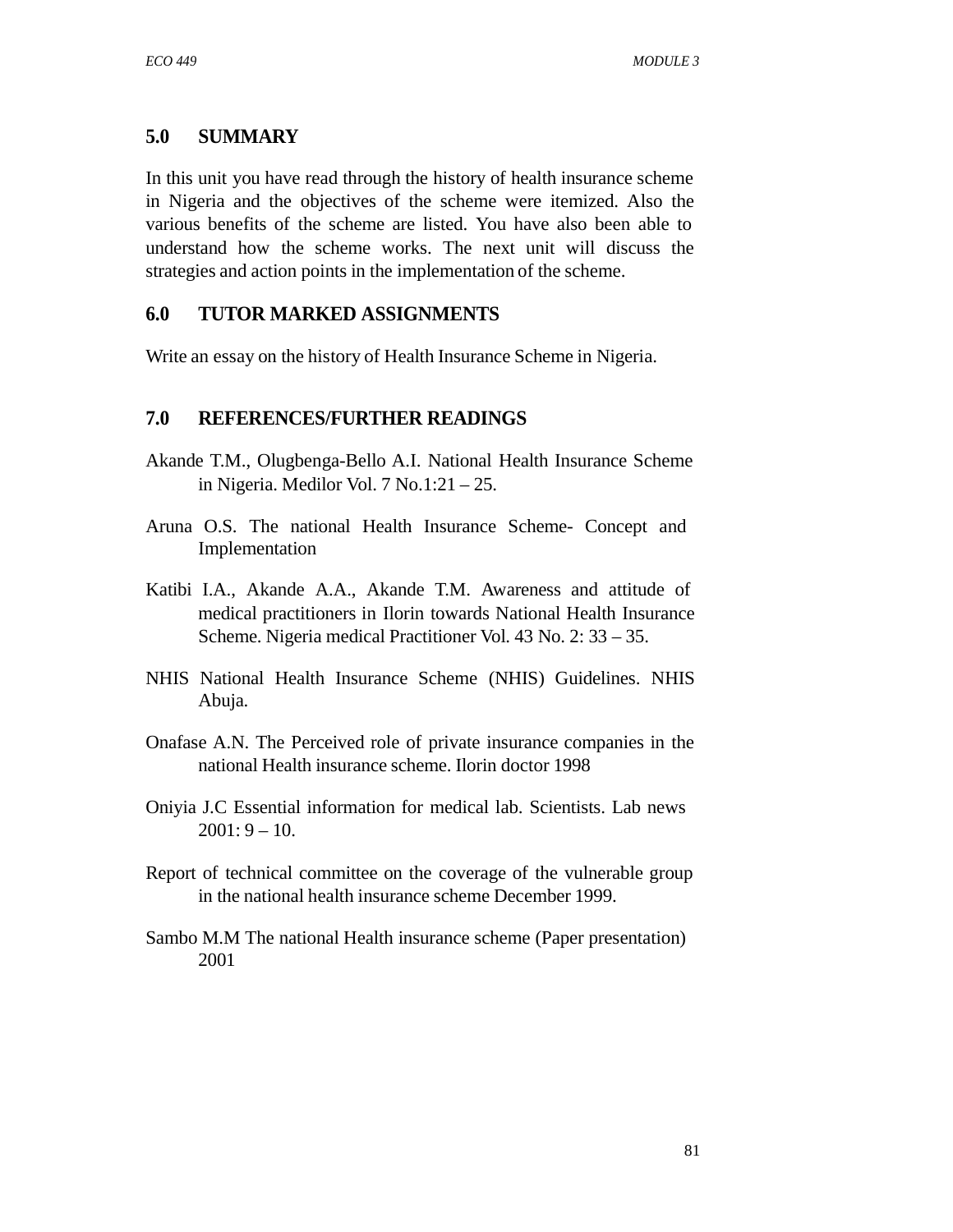## 5.0 SUMMARY

In this unit you have read through the history of health insurance scheme in Nigeria and the objectives of the scheme were itemized. Also the various benefits of the scheme are listed. You have also been able to understand how the scheme works. The next unit will discuss the strategies and action points in the implementation of the scheme.

## 6.0 TUTOR MARKED ASSIGNMENTS

Write an essay on the history of Health Insurance Scheme in Nigeria.

## 7.0 REFERENCES/FURTHER READINGS

Akande T.M., Olugbenga-Bello A.I. National Health Insurance Scheme in Nigeria. Medilor Vol. 7 No.1:21 – 25.

Aruna O.S. The national Health Insurance Scheme- Concept and Implementation

Katibi I.A., Akande A.A., Akande T.M. Awareness and attitude of medical practitioners in Ilorin towards National Health Insurance Scheme. Nigeria medical Practitioner Vol. 43 No. 2: 33 – 35.

NHIS National Health Insurance Scheme (NHIS) Guidelines. NHIS Abuja.

Onafase A.N. The Perceived role of private insurance companies in the national Health insurance scheme. Ilorin doctor 1998

Oniyia J.C Essential information for medical lab. Scientists. Lab news 2001: 9 – 10.

Report of technical committee on the coverage of the vulnerable group in the national health insurance scheme December 1999.

Sambo M.M The national Health insurance scheme (Paper presentation) 2001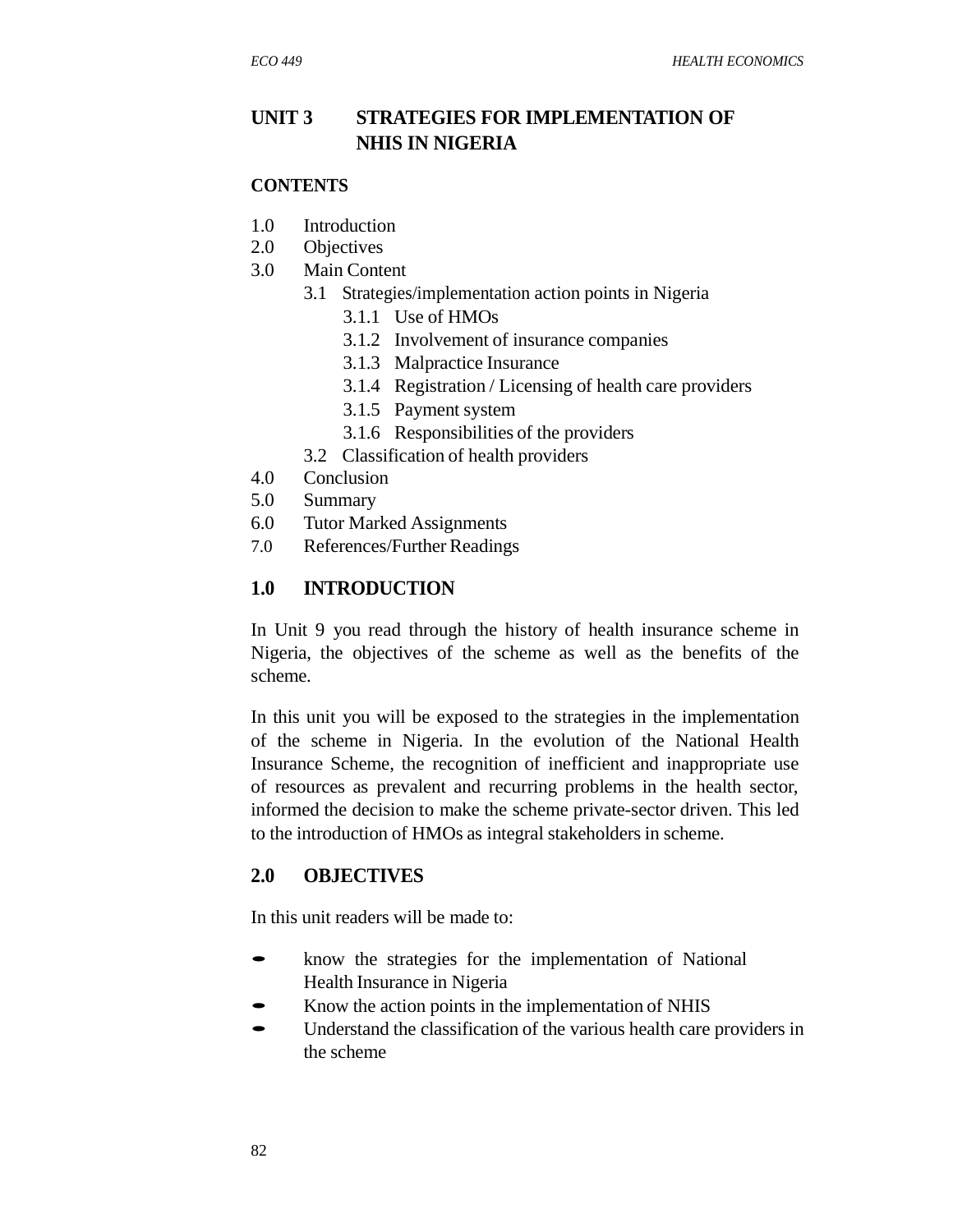# UNIT 3 STRATEGIES FOR IMPLEMENTATION OF NHIS IN NIGERIA

**CONTENTS**

1.0 Introduction
2.0 Objectives
3.0 Main Content
    3.1 Strategies/implementation action points in Nigeria
        3.1.1 Use of HMOs
        3.1.2 Involvement of insurance companies
        3.1.3 Malpractice Insurance
        3.1.4 Registration / Licensing of health care providers
        3.1.5 Payment system
        3.1.6 Responsibilities of the providers
    3.2 Classification of health providers
4.0 Conclusion
5.0 Summary
6.0 Tutor Marked Assignments
7.0 References/Further Readings

## 1.0 INTRODUCTION

In Unit 9 you read through the history of health insurance scheme in Nigeria, the objectives of the scheme as well as the benefits of the scheme.

In this unit you will be exposed to the strategies in the implementation of the scheme in Nigeria. In the evolution of the National Health Insurance Scheme, the recognition of inefficient and inappropriate use of resources as prevalent and recurring problems in the health sector, informed the decision to make the scheme private-sector driven. This led to the introduction of HMOs as integral stakeholders in scheme.

## 2.0 OBJECTIVES

In this unit readers will be made to:

- know the strategies for the implementation of National Health Insurance in Nigeria
- Know the action points in the implementation of NHIS
- Understand the classification of the various health care providers in the scheme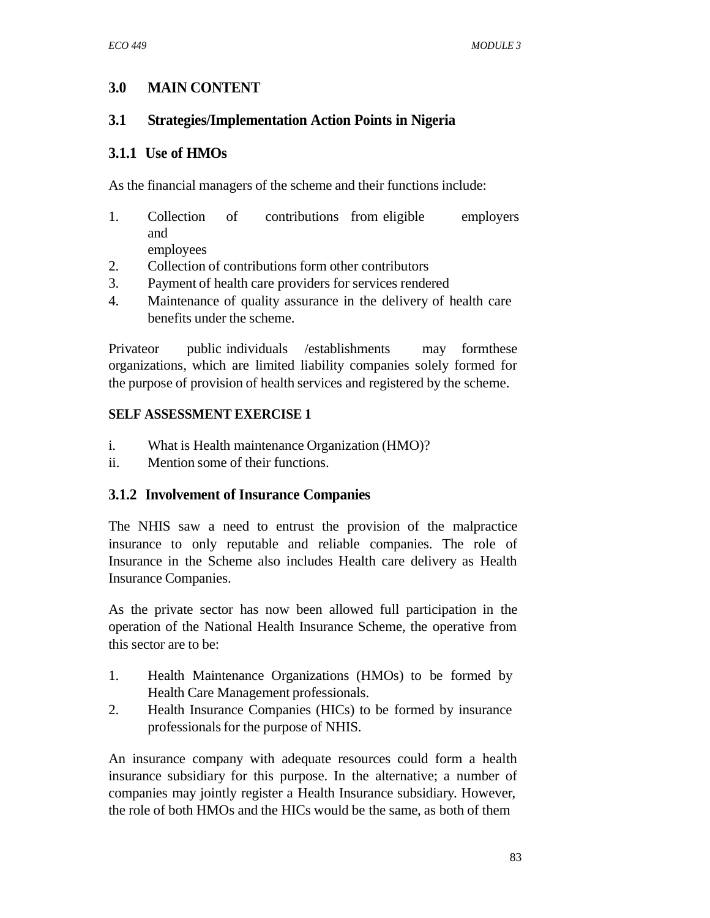## 3.0 MAIN CONTENT

### 3.1 Strategies/Implementation Action Points in Nigeria

#### 3.1.1 Use of HMOs

As the financial managers of the scheme and their functions include:

1. Collection of contributions from eligible employers and employees
2. Collection of contributions form other contributors
3. Payment of health care providers for services rendered
4. Maintenance of quality assurance in the delivery of health care benefits under the scheme.

Privateor public individuals /establishments may formthese organizations, which are limited liability companies solely formed for the purpose of provision of health services and registered by the scheme.

**SELF ASSESSMENT EXERCISE 1**

i. What is Health maintenance Organization (HMO)?
ii. Mention some of their functions.

#### 3.1.2 Involvement of Insurance Companies

The NHIS saw a need to entrust the provision of the malpractice insurance to only reputable and reliable companies. The role of Insurance in the Scheme also includes Health care delivery as Health Insurance Companies.

As the private sector has now been allowed full participation in the operation of the National Health Insurance Scheme, the operative from this sector are to be:

1. Health Maintenance Organizations (HMOs) to be formed by Health Care Management professionals.
2. Health Insurance Companies (HICs) to be formed by insurance professionals for the purpose of NHIS.

An insurance company with adequate resources could form a health insurance subsidiary for this purpose. In the alternative; a number of companies may jointly register a Health Insurance subsidiary. However, the role of both HMOs and the HICs would be the same, as both of them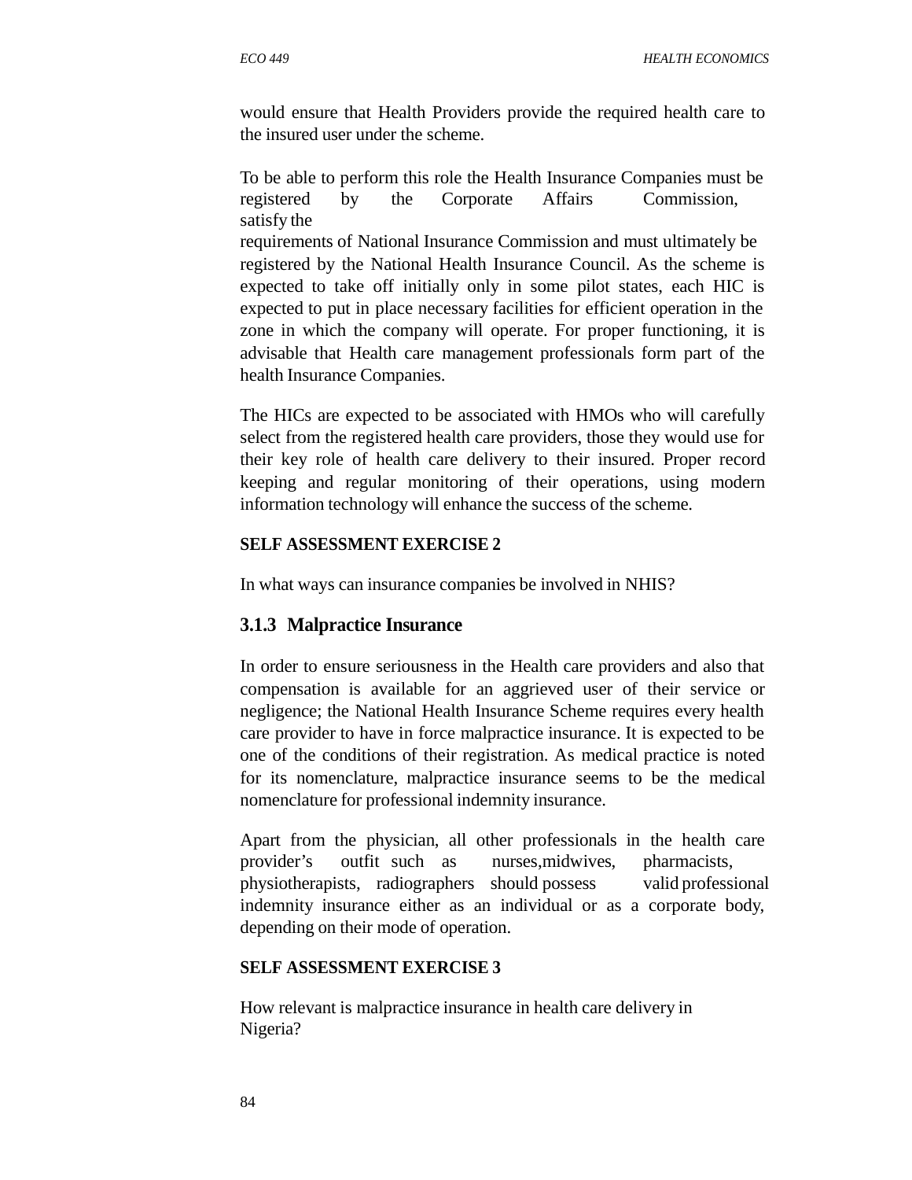would ensure that Health Providers provide the required health care to the insured user under the scheme.

To be able to perform this role the Health Insurance Companies must be registered by the Corporate Affairs Commission, satisfy the requirements of National Insurance Commission and must ultimately be registered by the National Health Insurance Council. As the scheme is expected to take off initially only in some pilot states, each HIC is expected to put in place necessary facilities for efficient operation in the zone in which the company will operate. For proper functioning, it is advisable that Health care management professionals form part of the health Insurance Companies.

The HICs are expected to be associated with HMOs who will carefully select from the registered health care providers, those they would use for their key role of health care delivery to their insured. Proper record keeping and regular monitoring of their operations, using modern information technology will enhance the success of the scheme.

**SELF ASSESSMENT EXERCISE 2**

In what ways can insurance companies be involved in NHIS?

### 3.1.3 Malpractice Insurance

In order to ensure seriousness in the Health care providers and also that compensation is available for an aggrieved user of their service or negligence; the National Health Insurance Scheme requires every health care provider to have in force malpractice insurance. It is expected to be one of the conditions of their registration. As medical practice is noted for its nomenclature, malpractice insurance seems to be the medical nomenclature for professional indemnity insurance.

Apart from the physician, all other professionals in the health care provider's outfit such as nurses,midwives, pharmacists, physiotherapists, radiographers should possess valid professional indemnity insurance either as an individual or as a corporate body, depending on their mode of operation.

**SELF ASSESSMENT EXERCISE 3**

How relevant is malpractice insurance in health care delivery in Nigeria?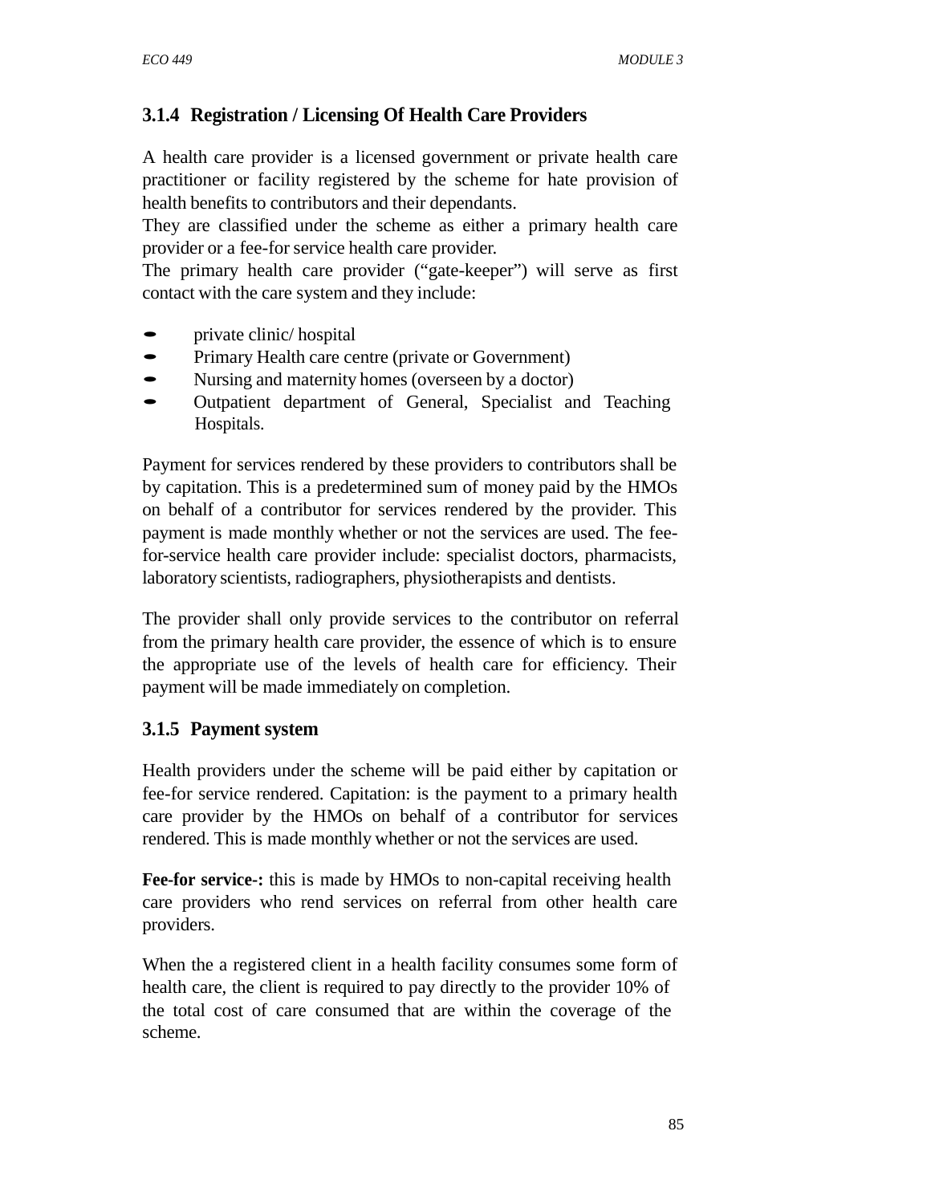### 3.1.4 Registration / Licensing Of Health Care Providers

A health care provider is a licensed government or private health care practitioner or facility registered by the scheme for hate provision of health benefits to contributors and their dependants.
They are classified under the scheme as either a primary health care provider or a fee-for service health care provider.
The primary health care provider ("gate-keeper") will serve as first contact with the care system and they include:

- private clinic/ hospital
- Primary Health care centre (private or Government)
- Nursing and maternity homes (overseen by a doctor)
- Outpatient department of General, Specialist and Teaching Hospitals.

Payment for services rendered by these providers to contributors shall be by capitation. This is a predetermined sum of money paid by the HMOs on behalf of a contributor for services rendered by the provider. This payment is made monthly whether or not the services are used. The fee-for-service health care provider include: specialist doctors, pharmacists, laboratory scientists, radiographers, physiotherapists and dentists.

The provider shall only provide services to the contributor on referral from the primary health care provider, the essence of which is to ensure the appropriate use of the levels of health care for efficiency. Their payment will be made immediately on completion.

### 3.1.5 Payment system

Health providers under the scheme will be paid either by capitation or fee-for service rendered. Capitation: is the payment to a primary health care provider by the HMOs on behalf of a contributor for services rendered. This is made monthly whether or not the services are used.

**Fee-for service-:** this is made by HMOs to non-capital receiving health care providers who rend services on referral from other health care providers.

When the a registered client in a health facility consumes some form of health care, the client is required to pay directly to the provider 10% of the total cost of care consumed that are within the coverage of the scheme.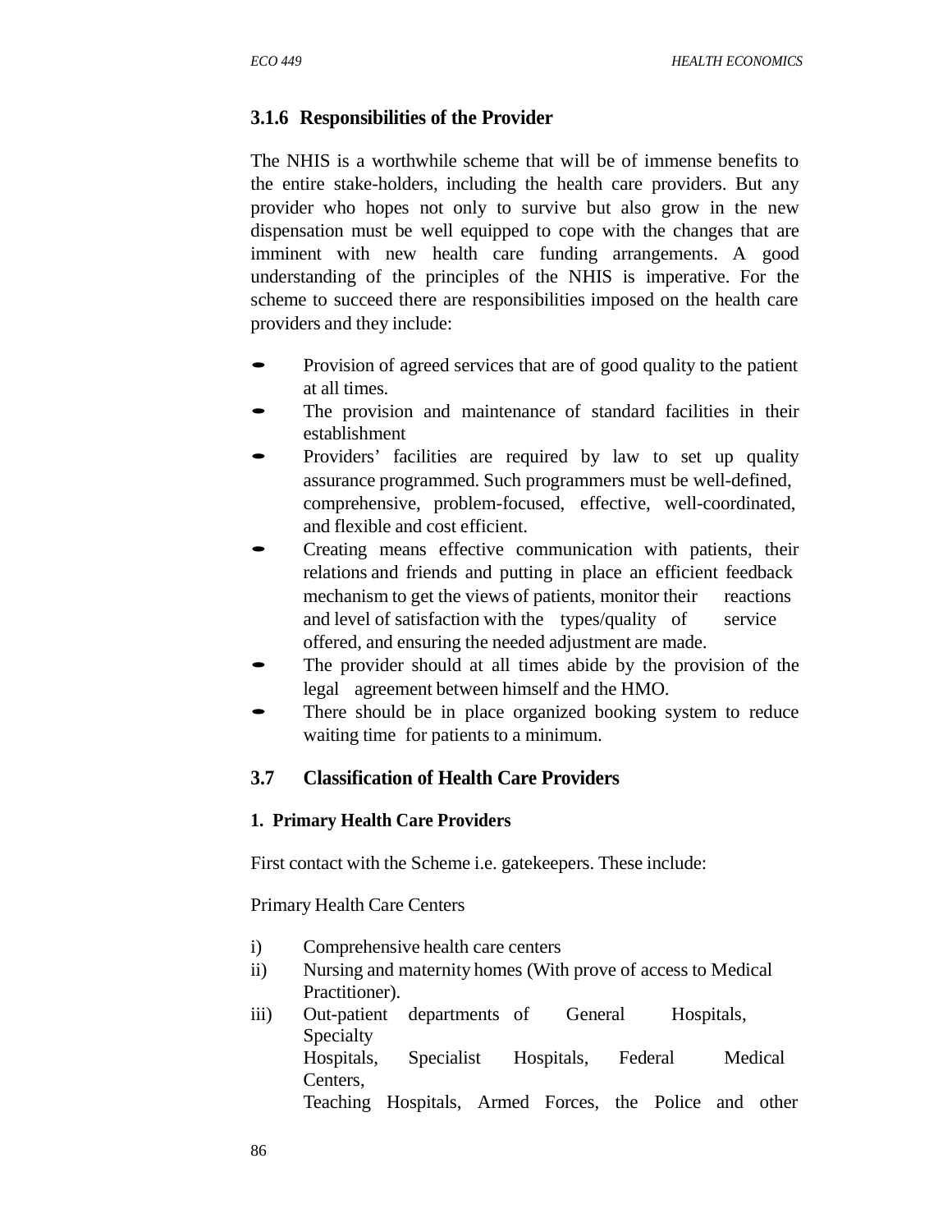### 3.1.6 Responsibilities of the Provider

The NHIS is a worthwhile scheme that will be of immense benefits to the entire stake-holders, including the health care providers. But any provider who hopes not only to survive but also grow in the new dispensation must be well equipped to cope with the changes that are imminent with new health care funding arrangements. A good understanding of the principles of the NHIS is imperative. For the scheme to succeed there are responsibilities imposed on the health care providers and they include:

- Provision of agreed services that are of good quality to the patient at all times.
- The provision and maintenance of standard facilities in their establishment
- Providers' facilities are required by law to set up quality assurance programmed. Such programmers must be well-defined, comprehensive, problem-focused, effective, well-coordinated, and flexible and cost efficient.
- Creating means effective communication with patients, their relations and friends and putting in place an efficient feedback mechanism to get the views of patients, monitor their reactions and level of satisfaction with the types/quality of service offered, and ensuring the needed adjustment are made.
- The provider should at all times abide by the provision of the legal agreement between himself and the HMO.
- There should be in place organized booking system to reduce waiting time for patients to a minimum.

## 3.7 Classification of Health Care Providers

**1. Primary Health Care Providers**

First contact with the Scheme i.e. gatekeepers. These include:

Primary Health Care Centers

i) Comprehensive health care centers
ii) Nursing and maternity homes (With prove of access to Medical Practitioner).
iii) Out-patient departments of General Hospitals, Specialty Hospitals, Specialist Hospitals, Federal Medical Centers, Teaching Hospitals, Armed Forces, the Police and other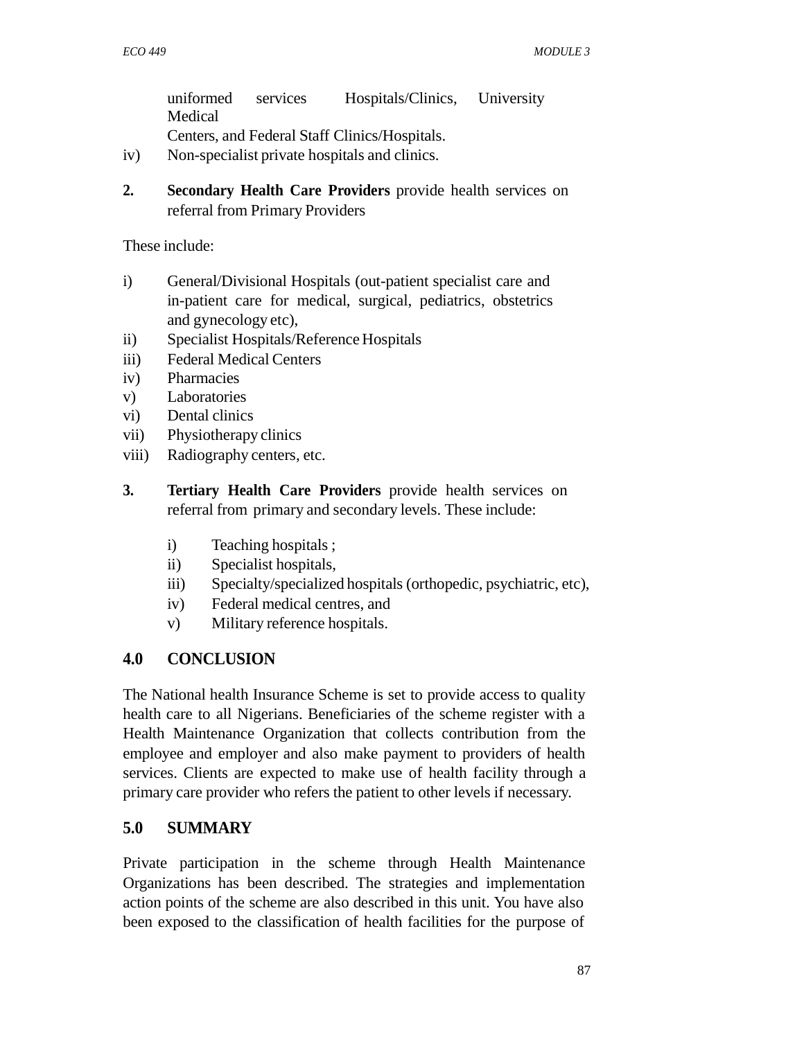uniformed services Hospitals/Clinics, University Medical Centers, and Federal Staff Clinics/Hospitals.

iv) Non-specialist private hospitals and clinics.

**2. Secondary Health Care Providers** provide health services on referral from Primary Providers

These include:

i) General/Divisional Hospitals (out-patient specialist care and in-patient care for medical, surgical, pediatrics, obstetrics and gynecology etc),
ii) Specialist Hospitals/Reference Hospitals
iii) Federal Medical Centers
iv) Pharmacies
v) Laboratories
vi) Dental clinics
vii) Physiotherapy clinics
viii) Radiography centers, etc.

**3. Tertiary Health Care Providers** provide health services on referral from primary and secondary levels. These include:

i) Teaching hospitals ;
ii) Specialist hospitals,
iii) Specialty/specialized hospitals (orthopedic, psychiatric, etc),
iv) Federal medical centres, and
v) Military reference hospitals.

## 4.0 CONCLUSION

The National health Insurance Scheme is set to provide access to quality health care to all Nigerians. Beneficiaries of the scheme register with a Health Maintenance Organization that collects contribution from the employee and employer and also make payment to providers of health services. Clients are expected to make use of health facility through a primary care provider who refers the patient to other levels if necessary.

## 5.0 SUMMARY

Private participation in the scheme through Health Maintenance Organizations has been described. The strategies and implementation action points of the scheme are also described in this unit. You have also been exposed to the classification of health facilities for the purpose of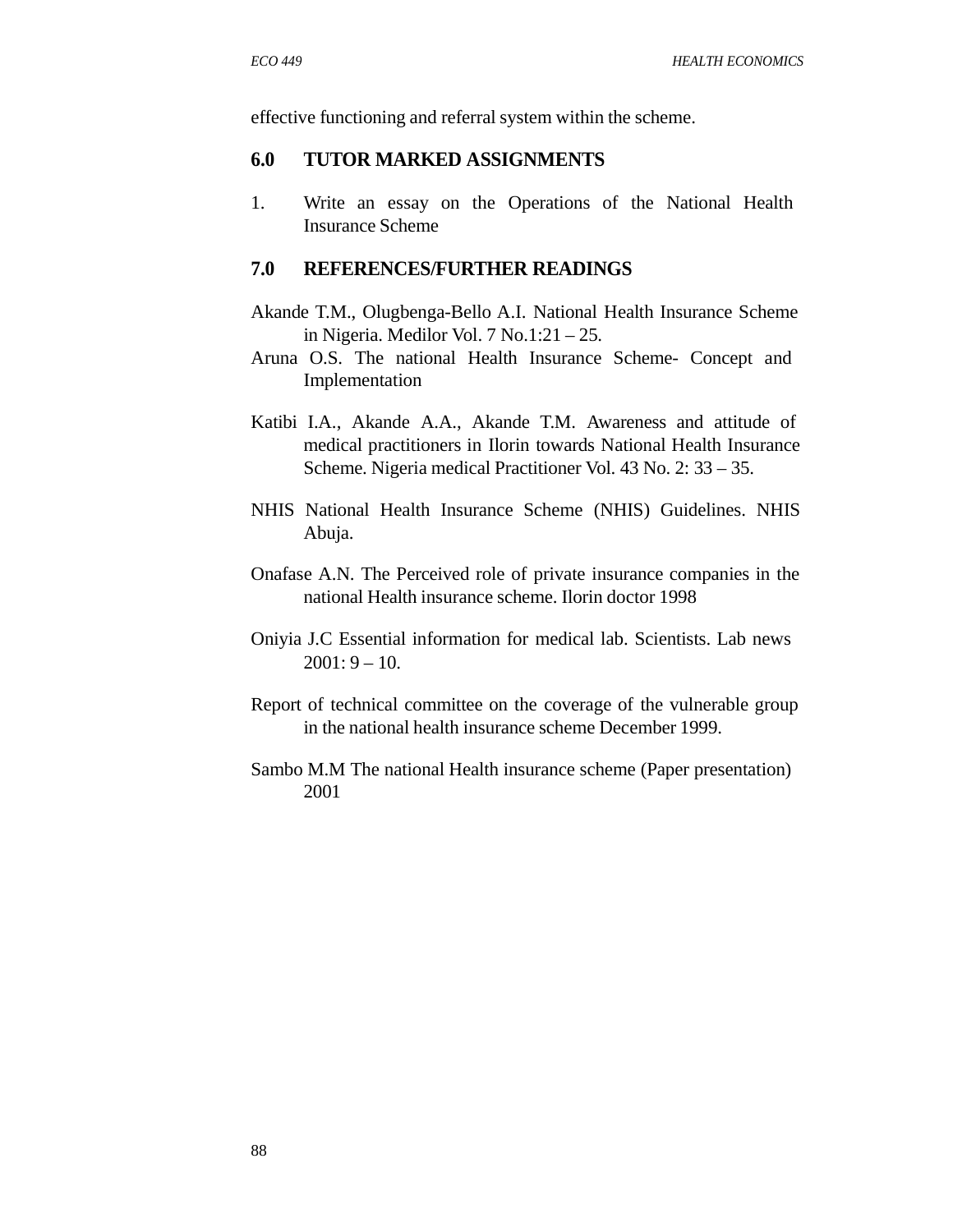effective functioning and referral system within the scheme.

## 6.0 TUTOR MARKED ASSIGNMENTS

1. Write an essay on the Operations of the National Health Insurance Scheme

## 7.0 REFERENCES/FURTHER READINGS

Akande T.M., Olugbenga-Bello A.I. National Health Insurance Scheme in Nigeria. Medilor Vol. 7 No.1:21 – 25.

Aruna O.S. The national Health Insurance Scheme- Concept and Implementation

Katibi I.A., Akande A.A., Akande T.M. Awareness and attitude of medical practitioners in Ilorin towards National Health Insurance Scheme. Nigeria medical Practitioner Vol. 43 No. 2: 33 – 35.

NHIS National Health Insurance Scheme (NHIS) Guidelines. NHIS Abuja.

Onafase A.N. The Perceived role of private insurance companies in the national Health insurance scheme. Ilorin doctor 1998

Oniyia J.C Essential information for medical lab. Scientists. Lab news 2001: 9 – 10.

Report of technical committee on the coverage of the vulnerable group in the national health insurance scheme December 1999.

Sambo M.M The national Health insurance scheme (Paper presentation) 2001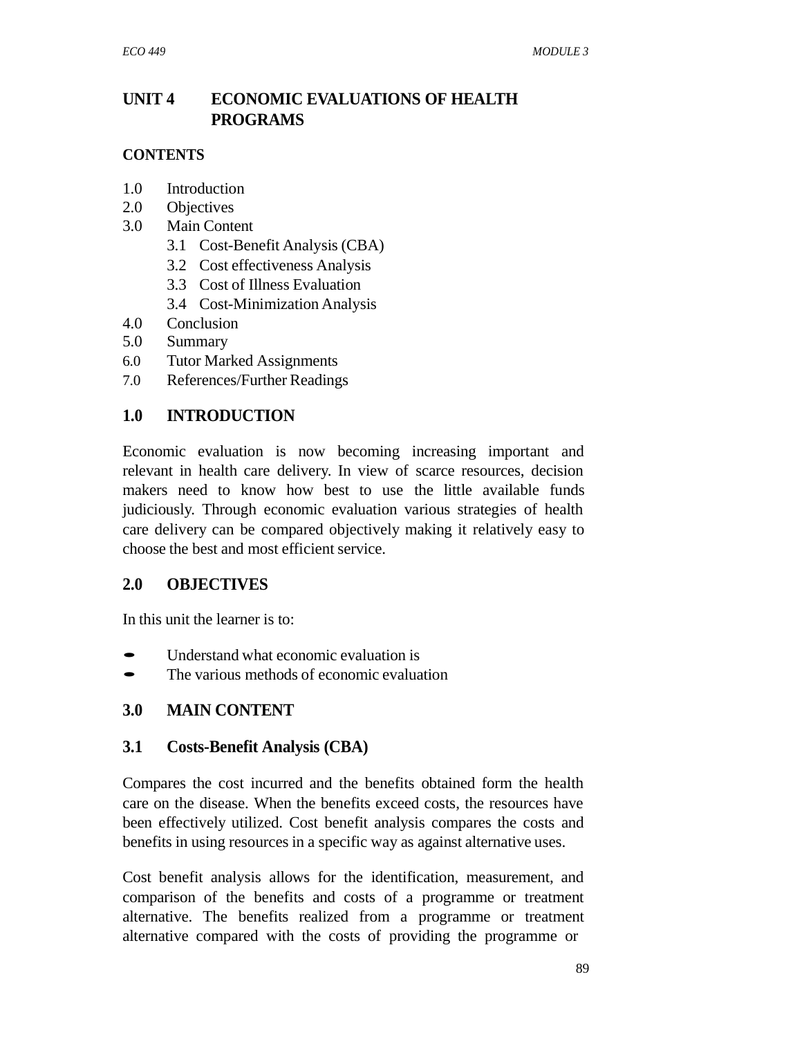# UNIT 4 ECONOMIC EVALUATIONS OF HEALTH PROGRAMS

## CONTENTS

1.0 Introduction
2.0 Objectives
3.0 Main Content
   3.1 Cost-Benefit Analysis (CBA)
   3.2 Cost effectiveness Analysis
   3.3 Cost of Illness Evaluation
   3.4 Cost-Minimization Analysis
4.0 Conclusion
5.0 Summary
6.0 Tutor Marked Assignments
7.0 References/Further Readings

## 1.0 INTRODUCTION

Economic evaluation is now becoming increasing important and relevant in health care delivery. In view of scarce resources, decision makers need to know how best to use the little available funds judiciously. Through economic evaluation various strategies of health care delivery can be compared objectively making it relatively easy to choose the best and most efficient service.

## 2.0 OBJECTIVES

In this unit the learner is to:

- Understand what economic evaluation is
- The various methods of economic evaluation

## 3.0 MAIN CONTENT

### 3.1 Costs-Benefit Analysis (CBA)

Compares the cost incurred and the benefits obtained form the health care on the disease. When the benefits exceed costs, the resources have been effectively utilized. Cost benefit analysis compares the costs and benefits in using resources in a specific way as against alternative uses.

Cost benefit analysis allows for the identification, measurement, and comparison of the benefits and costs of a programme or treatment alternative. The benefits realized from a programme or treatment alternative compared with the costs of providing the programme or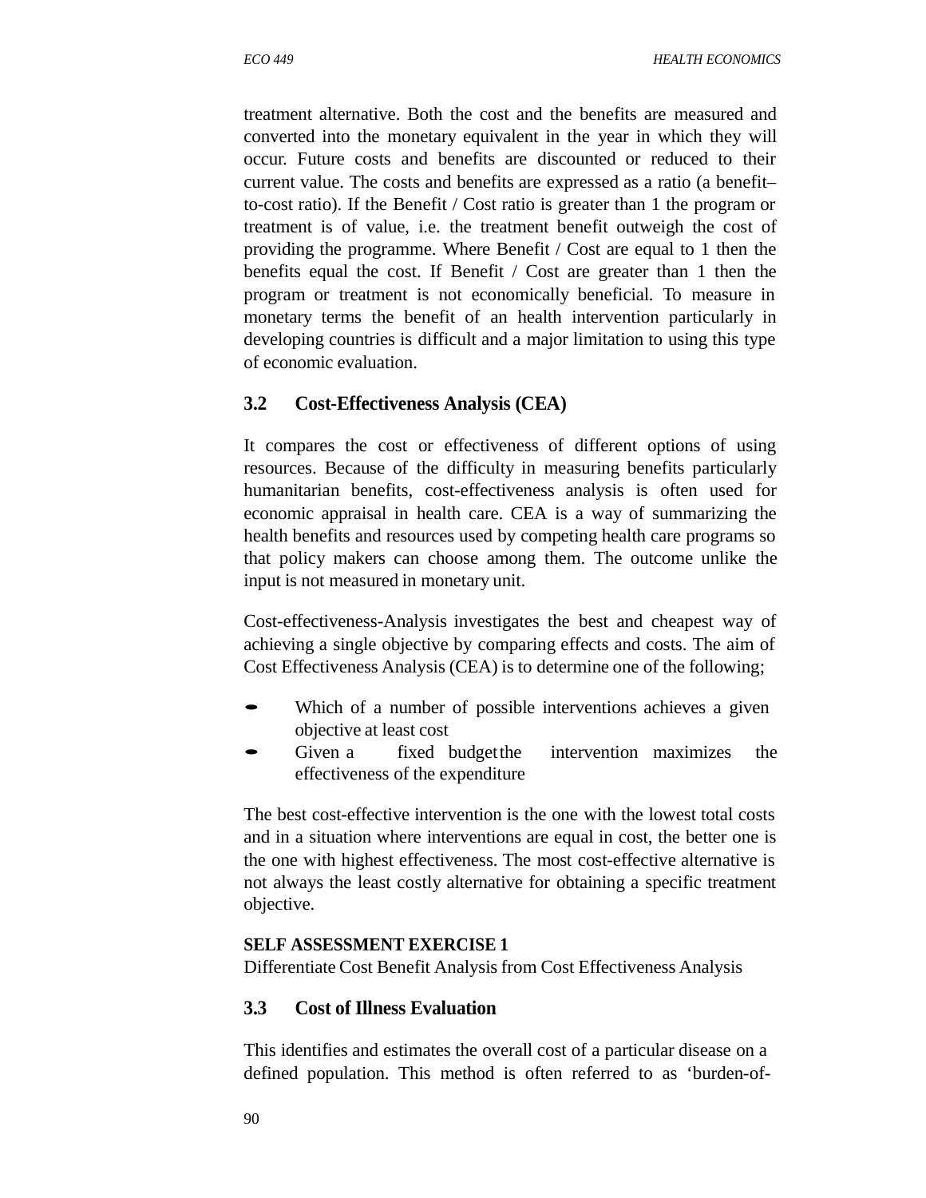treatment alternative. Both the cost and the benefits are measured and converted into the monetary equivalent in the year in which they will occur. Future costs and benefits are discounted or reduced to their current value. The costs and benefits are expressed as a ratio (a benefit–to-cost ratio). If the Benefit / Cost ratio is greater than 1 the program or treatment is of value, i.e. the treatment benefit outweigh the cost of providing the programme. Where Benefit / Cost are equal to 1 then the benefits equal the cost. If Benefit / Cost are greater than 1 then the program or treatment is not economically beneficial. To measure in monetary terms the benefit of an health intervention particularly in developing countries is difficult and a major limitation to using this type of economic evaluation.

## 3.2 Cost-Effectiveness Analysis (CEA)

It compares the cost or effectiveness of different options of using resources. Because of the difficulty in measuring benefits particularly humanitarian benefits, cost-effectiveness analysis is often used for economic appraisal in health care. CEA is a way of summarizing the health benefits and resources used by competing health care programs so that policy makers can choose among them. The outcome unlike the input is not measured in monetary unit.

Cost-effectiveness-Analysis investigates the best and cheapest way of achieving a single objective by comparing effects and costs. The aim of Cost Effectiveness Analysis (CEA) is to determine one of the following;

- Which of a number of possible interventions achieves a given objective at least cost
- Given a fixed budget the intervention maximizes the effectiveness of the expenditure

The best cost-effective intervention is the one with the lowest total costs and in a situation where interventions are equal in cost, the better one is the one with highest effectiveness. The most cost-effective alternative is not always the least costly alternative for obtaining a specific treatment objective.

**SELF ASSESSMENT EXERCISE 1**

Differentiate Cost Benefit Analysis from Cost Effectiveness Analysis

## 3.3 Cost of Illness Evaluation

This identifies and estimates the overall cost of a particular disease on a defined population. This method is often referred to as 'burden-of-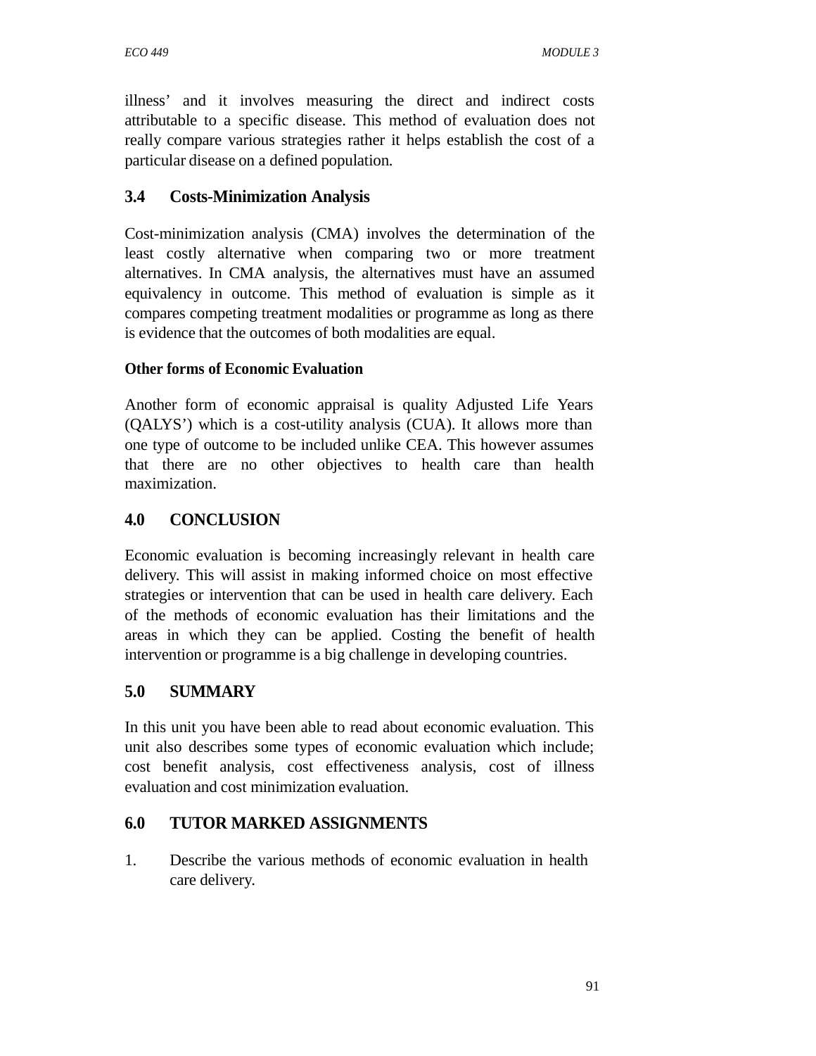illness' and it involves measuring the direct and indirect costs attributable to a specific disease. This method of evaluation does not really compare various strategies rather it helps establish the cost of a particular disease on a defined population.

## 3.4 Costs-Minimization Analysis

Cost-minimization analysis (CMA) involves the determination of the least costly alternative when comparing two or more treatment alternatives. In CMA analysis, the alternatives must have an assumed equivalency in outcome. This method of evaluation is simple as it compares competing treatment modalities or programme as long as there is evidence that the outcomes of both modalities are equal.

**Other forms of Economic Evaluation**

Another form of economic appraisal is quality Adjusted Life Years (QALYS') which is a cost-utility analysis (CUA). It allows more than one type of outcome to be included unlike CEA. This however assumes that there are no other objectives to health care than health maximization.

## 4.0 CONCLUSION

Economic evaluation is becoming increasingly relevant in health care delivery. This will assist in making informed choice on most effective strategies or intervention that can be used in health care delivery. Each of the methods of economic evaluation has their limitations and the areas in which they can be applied. Costing the benefit of health intervention or programme is a big challenge in developing countries.

## 5.0 SUMMARY

In this unit you have been able to read about economic evaluation. This unit also describes some types of economic evaluation which include; cost benefit analysis, cost effectiveness analysis, cost of illness evaluation and cost minimization evaluation.

## 6.0 TUTOR MARKED ASSIGNMENTS

1. Describe the various methods of economic evaluation in health care delivery.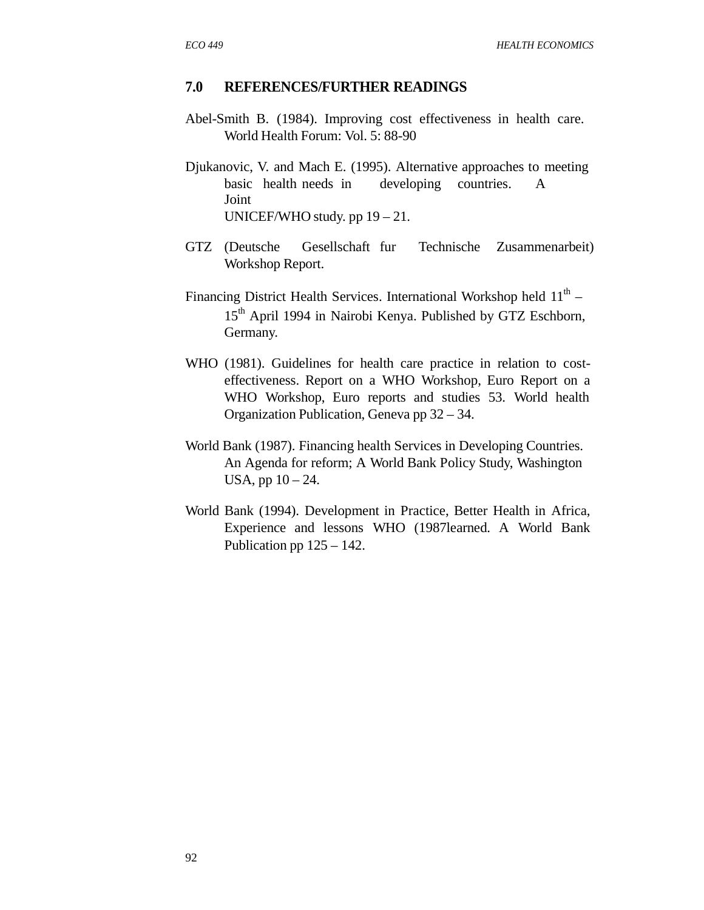## 7.0 REFERENCES/FURTHER READINGS

Abel-Smith B. (1984). Improving cost effectiveness in health care. World Health Forum: Vol. 5: 88-90

Djukanovic, V. and Mach E. (1995). Alternative approaches to meeting basic health needs in developing countries. A Joint UNICEF/WHO study. pp 19 – 21.

GTZ (Deutsche Gesellschaft fur Technische Zusammenarbeit) Workshop Report.

Financing District Health Services. International Workshop held 11th – 15th April 1994 in Nairobi Kenya. Published by GTZ Eschborn, Germany.

WHO (1981). Guidelines for health care practice in relation to cost-effectiveness. Report on a WHO Workshop, Euro Report on a WHO Workshop, Euro reports and studies 53. World health Organization Publication, Geneva pp 32 – 34.

World Bank (1987). Financing health Services in Developing Countries. An Agenda for reform; A World Bank Policy Study, Washington USA, pp 10 – 24.

World Bank (1994). Development in Practice, Better Health in Africa, Experience and lessons WHO (1987learned. A World Bank Publication pp 125 – 142.